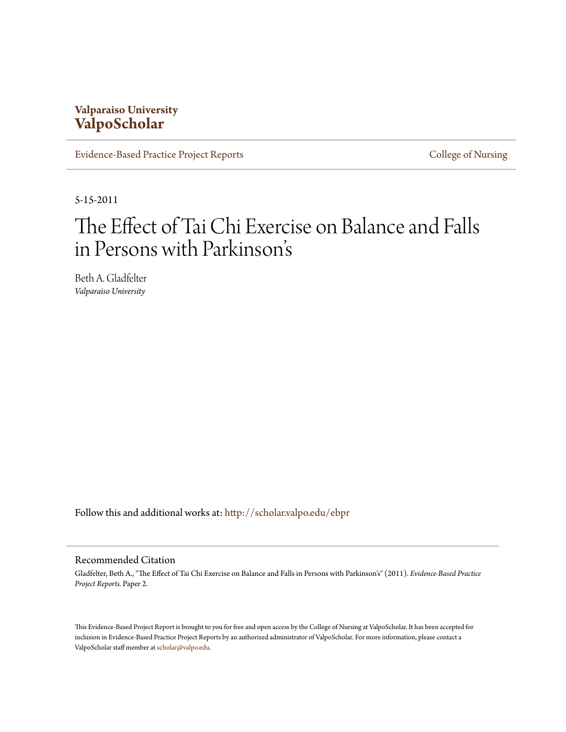**Valparaiso University**
**ValpoScholar**

Evidence-Based Practice Project Reports | College of Nursing

5-15-2011

# The Effect of Tai Chi Exercise on Balance and Falls in Persons with Parkinson's

Beth A. Gladfelter
*Valparaiso University*

Follow this and additional works at: http://scholar.valpo.edu/ebpr

## Recommended Citation

Gladfelter, Beth A., "The Effect of Tai Chi Exercise on Balance and Falls in Persons with Parkinson's" (2011). *Evidence-Based Practice Project Reports.* Paper 2.

This Evidence-Based Project Report is brought to you for free and open access by the College of Nursing at ValpoScholar. It has been accepted for inclusion in Evidence-Based Practice Project Reports by an authorized administrator of ValpoScholar. For more information, please contact a ValpoScholar staff member at scholar@valpo.edu.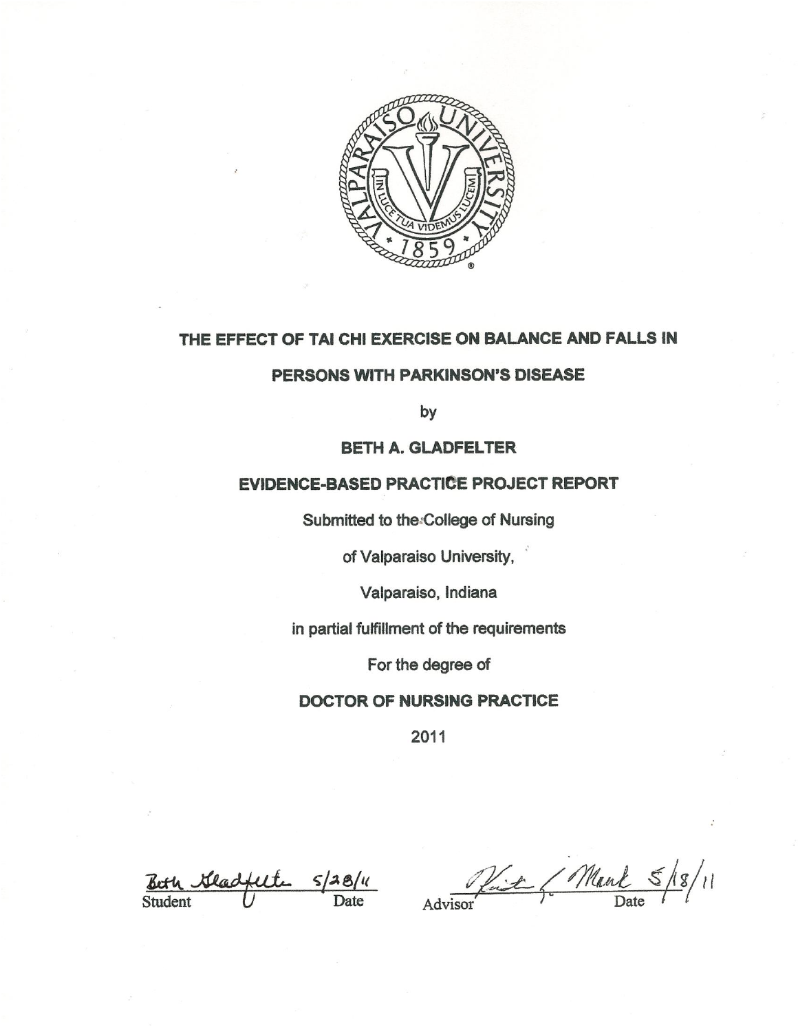# THE EFFECT OF TAI CHI EXERCISE ON BALANCE AND FALLS IN PERSONS WITH PARKINSON'S DISEASE

by

**BETH A. GLADFELTER**

**EVIDENCE-BASED PRACTICE PROJECT REPORT**

Submitted to the College of Nursing

of Valparaiso University,

Valparaiso, Indiana

in partial fulfillment of the requirements

For the degree of

**DOCTOR OF NURSING PRACTICE**

2011

Beth Gladfelter 5/28/11
Student Date

Advisor 5/18/11
Date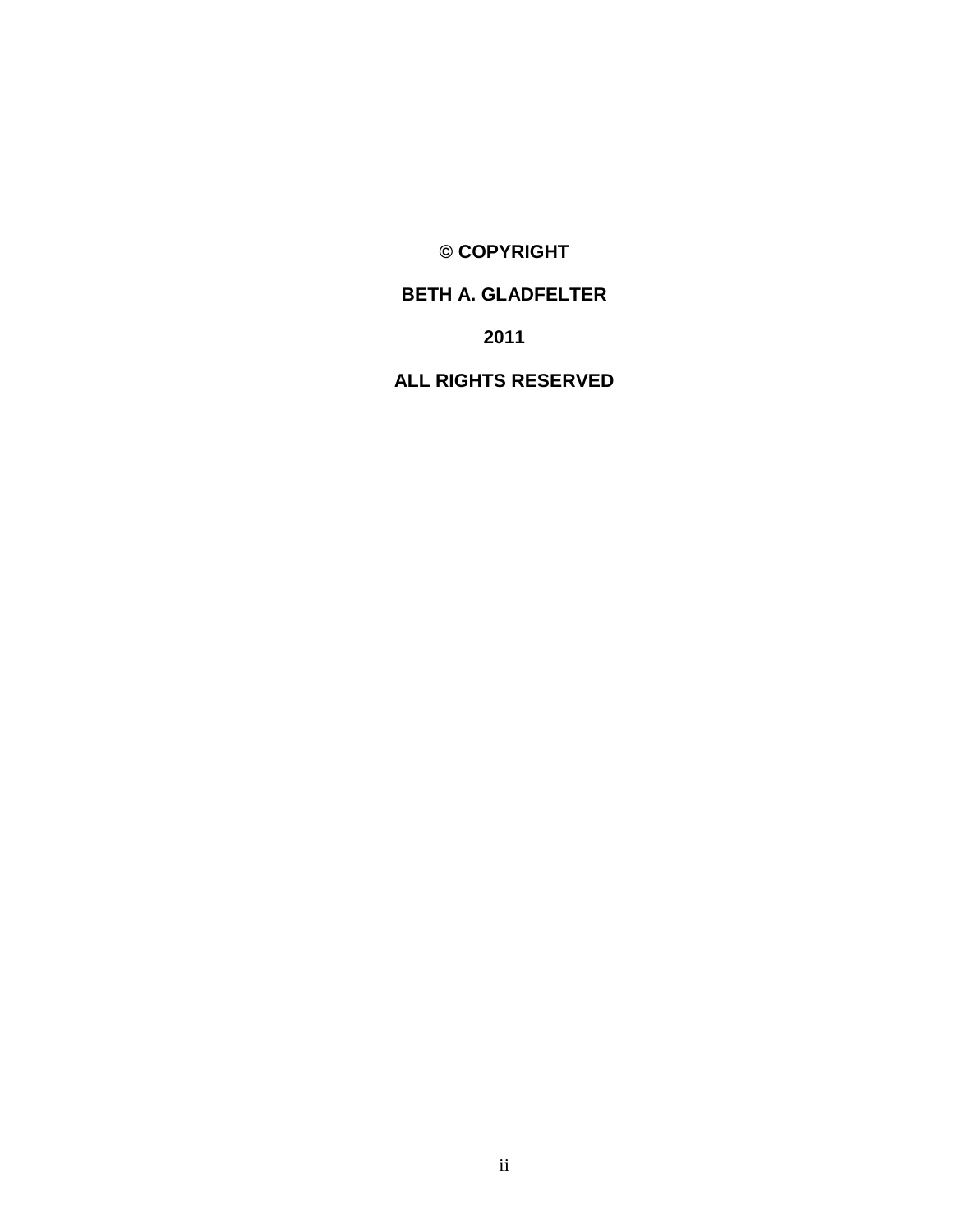**© COPYRIGHT**

**BETH A. GLADFELTER**

**2011**

**ALL RIGHTS RESERVED**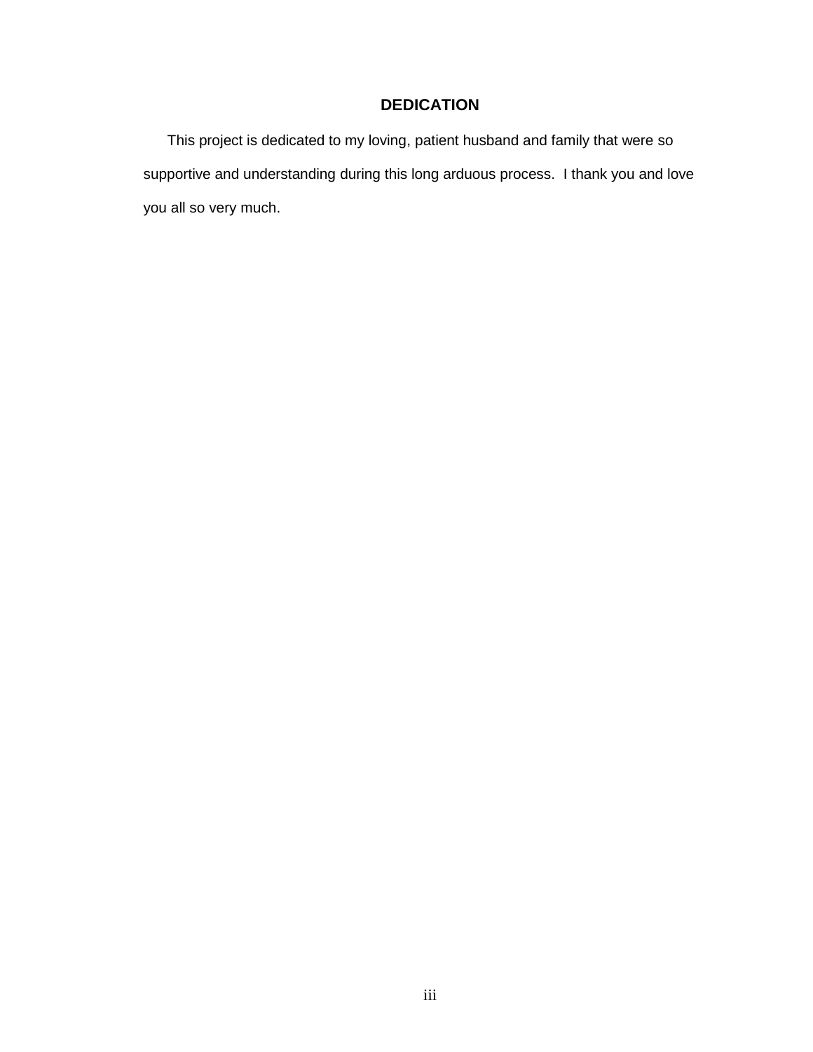# DEDICATION

This project is dedicated to my loving, patient husband and family that were so supportive and understanding during this long arduous process. I thank you and love you all so very much.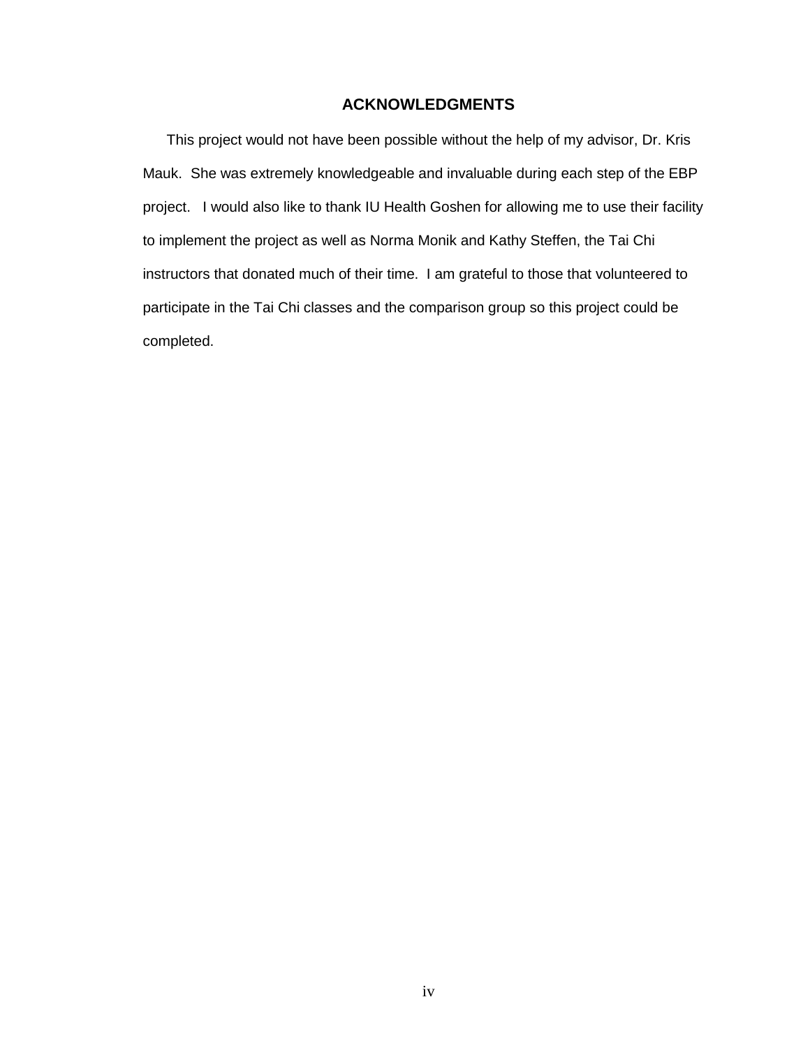## ACKNOWLEDGMENTS

This project would not have been possible without the help of my advisor, Dr. Kris Mauk. She was extremely knowledgeable and invaluable during each step of the EBP project. I would also like to thank IU Health Goshen for allowing me to use their facility to implement the project as well as Norma Monik and Kathy Steffen, the Tai Chi instructors that donated much of their time. I am grateful to those that volunteered to participate in the Tai Chi classes and the comparison group so this project could be completed.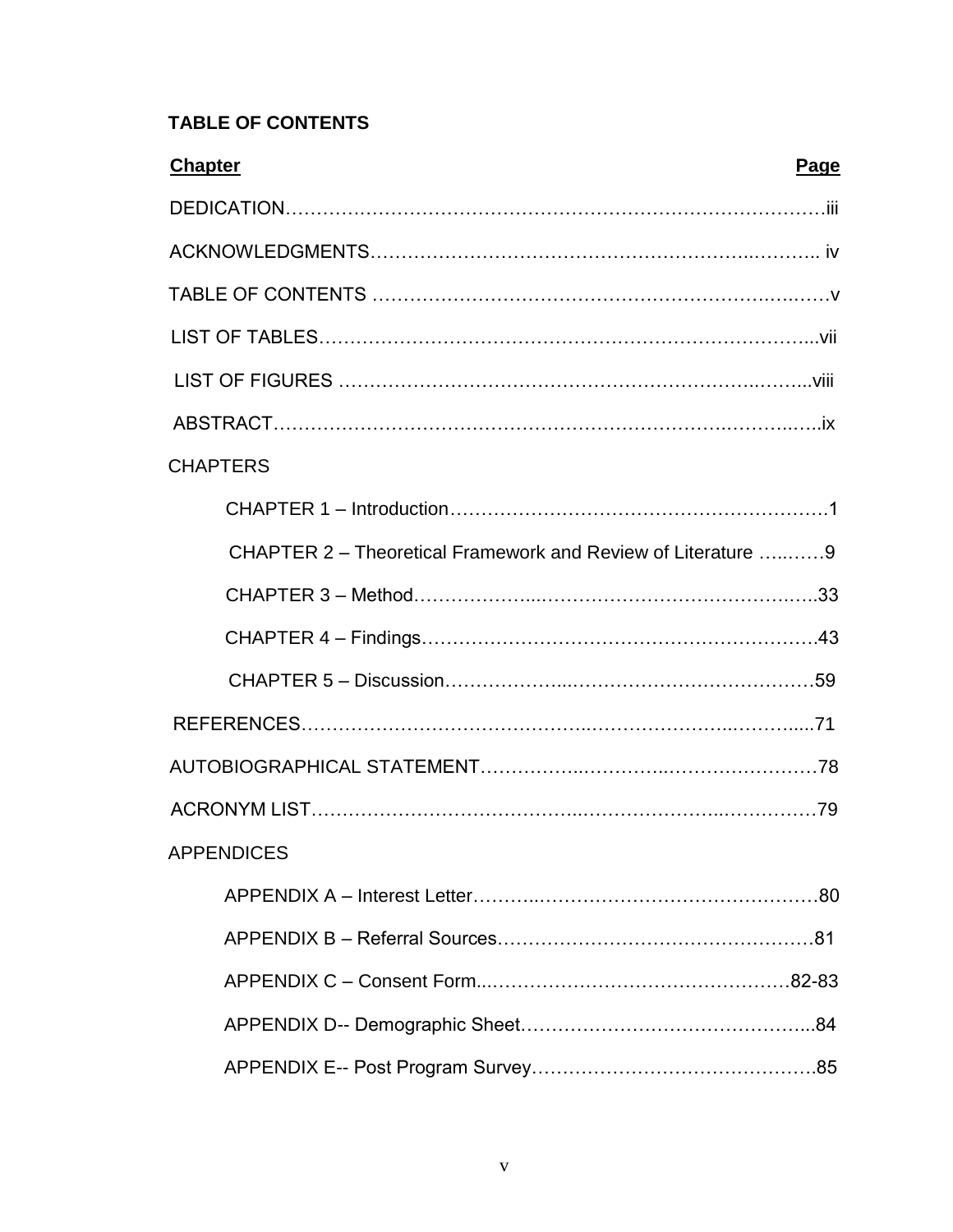**TABLE OF CONTENTS**

| Chapter | Page |
|---|---|
| DEDICATION | iii |
| ACKNOWLEDGMENTS | iv |
| TABLE OF CONTENTS | v |
| LIST OF TABLES | vii |
| LIST OF FIGURES | viii |
| ABSTRACT | ix |
| CHAPTERS | |
| CHAPTER 1 – Introduction | 1 |
| CHAPTER 2 – Theoretical Framework and Review of Literature | 9 |
| CHAPTER 3 – Method | 33 |
| CHAPTER 4 – Findings | 43 |
| CHAPTER 5 – Discussion | 59 |
| REFERENCES | 71 |
| AUTOBIOGRAPHICAL STATEMENT | 78 |
| ACRONYM LIST | 79 |
| APPENDICES | |
| APPENDIX A – Interest Letter | 80 |
| APPENDIX B – Referral Sources | 81 |
| APPENDIX C – Consent Form | 82-83 |
| APPENDIX D-- Demographic Sheet | 84 |
| APPENDIX E-- Post Program Survey | 85 |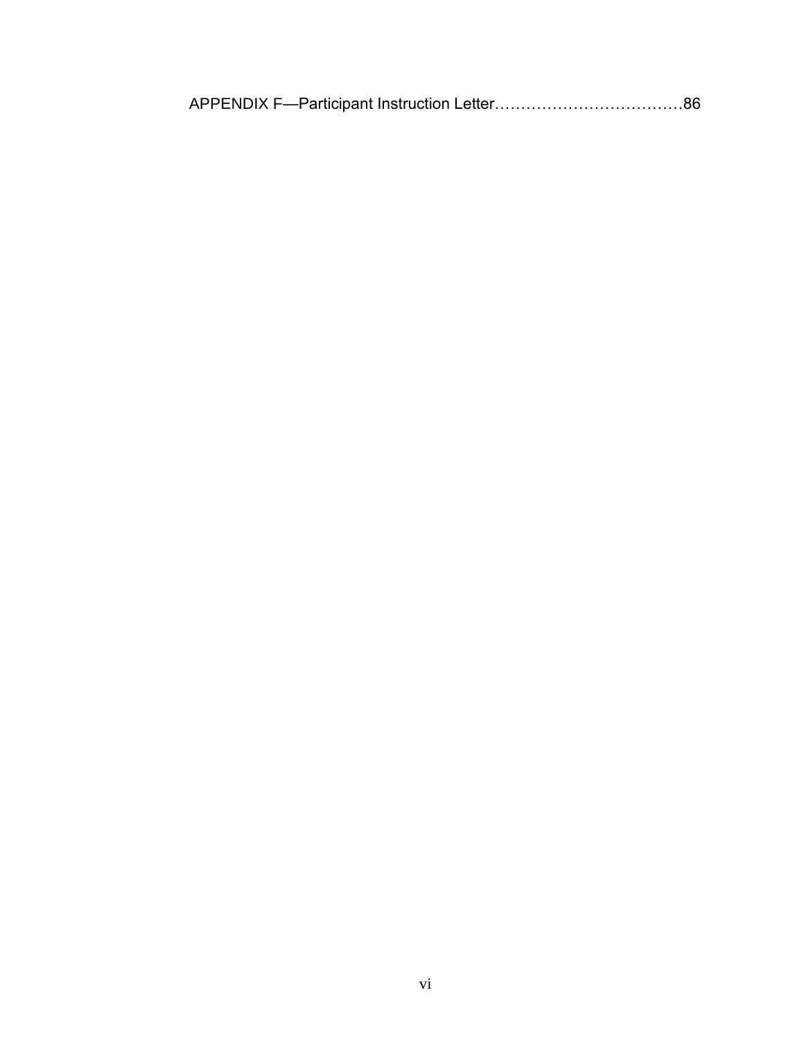APPENDIX F—Participant Instruction Letter……………………………….86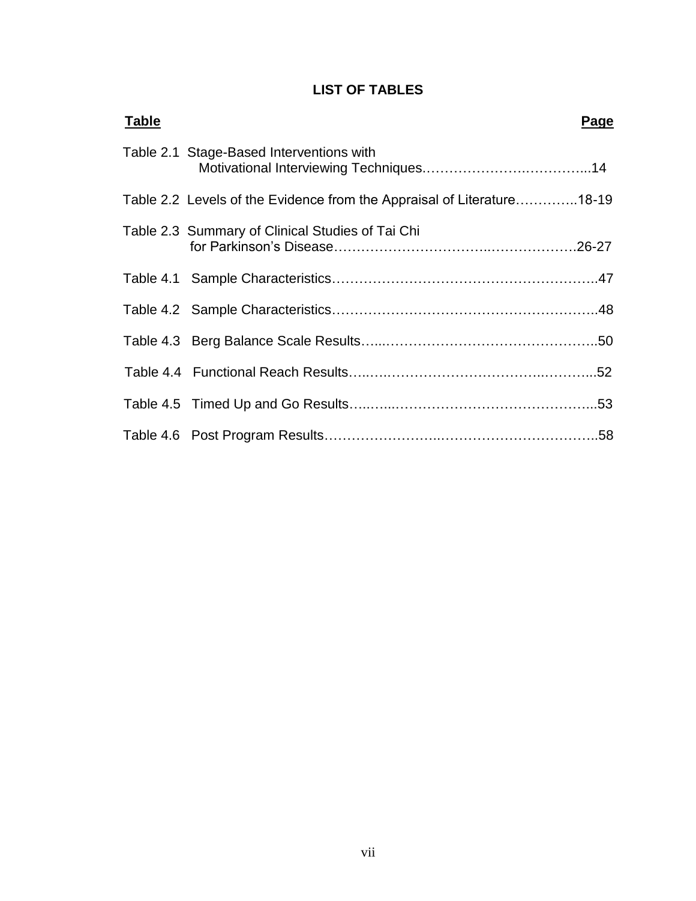# LIST OF TABLES

| Table | Page |
|---|---|
| Table 2.1 Stage-Based Interventions with Motivational Interviewing Techniques | 14 |
| Table 2.2 Levels of the Evidence from the Appraisal of Literature | 18-19 |
| Table 2.3 Summary of Clinical Studies of Tai Chi for Parkinson's Disease | 26-27 |
| Table 4.1 Sample Characteristics | 47 |
| Table 4.2 Sample Characteristics | 48 |
| Table 4.3 Berg Balance Scale Results | 50 |
| Table 4.4 Functional Reach Results | 52 |
| Table 4.5 Timed Up and Go Results | 53 |
| Table 4.6 Post Program Results | 58 |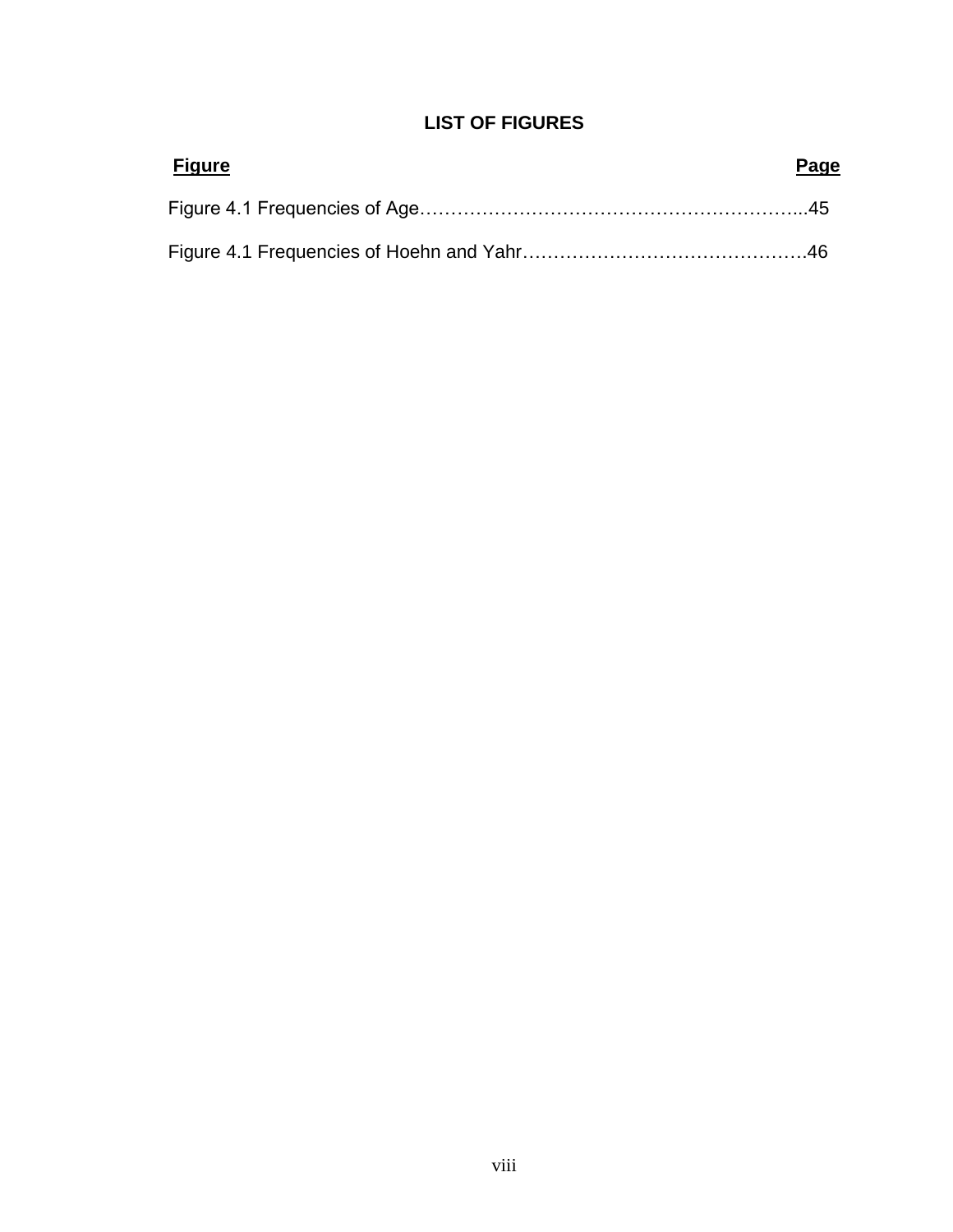# LIST OF FIGURES

| Figure | Page |
|---|---|
| Figure 4.1 Frequencies of Age | 45 |
| Figure 4.1 Frequencies of Hoehn and Yahr | 46 |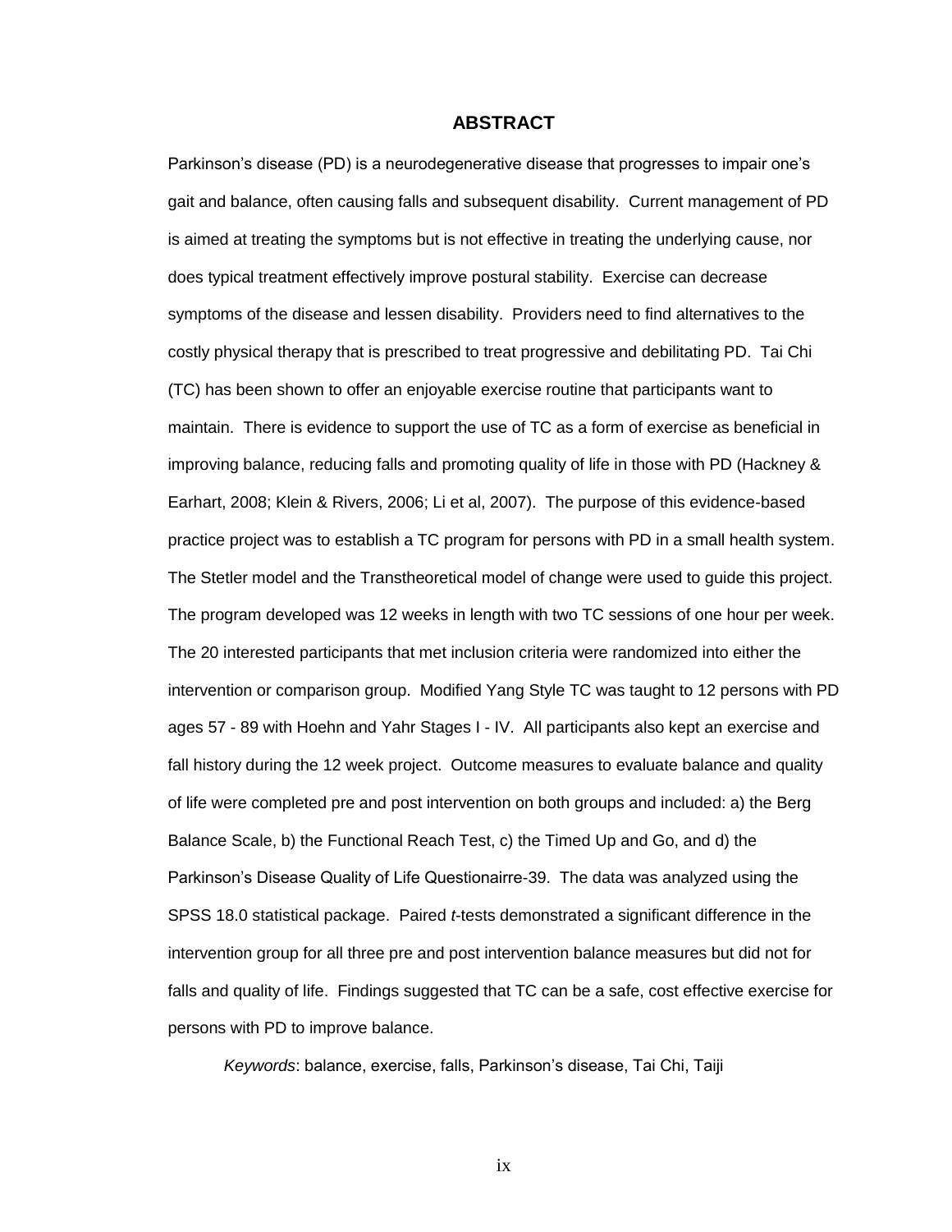## ABSTRACT

Parkinson's disease (PD) is a neurodegenerative disease that progresses to impair one's gait and balance, often causing falls and subsequent disability. Current management of PD is aimed at treating the symptoms but is not effective in treating the underlying cause, nor does typical treatment effectively improve postural stability. Exercise can decrease symptoms of the disease and lessen disability. Providers need to find alternatives to the costly physical therapy that is prescribed to treat progressive and debilitating PD. Tai Chi (TC) has been shown to offer an enjoyable exercise routine that participants want to maintain. There is evidence to support the use of TC as a form of exercise as beneficial in improving balance, reducing falls and promoting quality of life in those with PD (Hackney & Earhart, 2008; Klein & Rivers, 2006; Li et al, 2007). The purpose of this evidence-based practice project was to establish a TC program for persons with PD in a small health system. The Stetler model and the Transtheoretical model of change were used to guide this project. The program developed was 12 weeks in length with two TC sessions of one hour per week. The 20 interested participants that met inclusion criteria were randomized into either the intervention or comparison group. Modified Yang Style TC was taught to 12 persons with PD ages 57 - 89 with Hoehn and Yahr Stages I - IV. All participants also kept an exercise and fall history during the 12 week project. Outcome measures to evaluate balance and quality of life were completed pre and post intervention on both groups and included: a) the Berg Balance Scale, b) the Functional Reach Test, c) the Timed Up and Go, and d) the Parkinson's Disease Quality of Life Questionairre-39. The data was analyzed using the SPSS 18.0 statistical package. Paired *t*-tests demonstrated a significant difference in the intervention group for all three pre and post intervention balance measures but did not for falls and quality of life. Findings suggested that TC can be a safe, cost effective exercise for persons with PD to improve balance.

*Keywords*: balance, exercise, falls, Parkinson's disease, Tai Chi, Taiji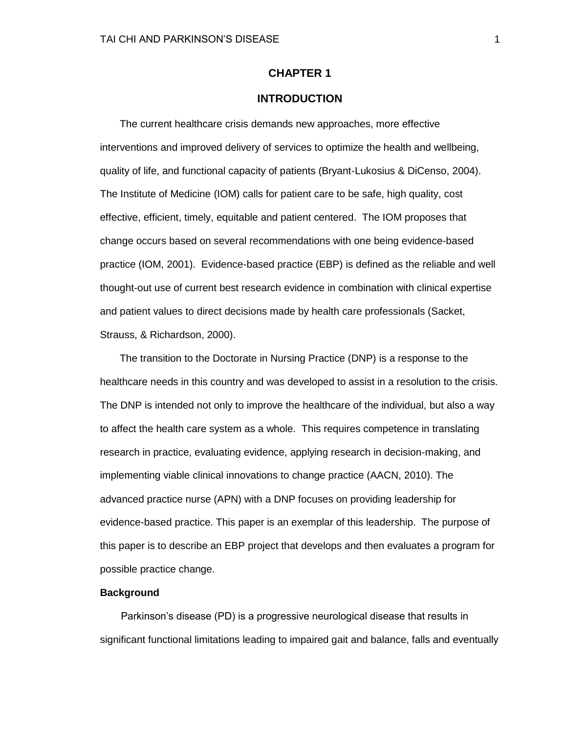# CHAPTER 1

# INTRODUCTION

The current healthcare crisis demands new approaches, more effective interventions and improved delivery of services to optimize the health and wellbeing, quality of life, and functional capacity of patients (Bryant-Lukosius & DiCenso, 2004). The Institute of Medicine (IOM) calls for patient care to be safe, high quality, cost effective, efficient, timely, equitable and patient centered. The IOM proposes that change occurs based on several recommendations with one being evidence-based practice (IOM, 2001). Evidence-based practice (EBP) is defined as the reliable and well thought-out use of current best research evidence in combination with clinical expertise and patient values to direct decisions made by health care professionals (Sacket, Strauss, & Richardson, 2000).

The transition to the Doctorate in Nursing Practice (DNP) is a response to the healthcare needs in this country and was developed to assist in a resolution to the crisis. The DNP is intended not only to improve the healthcare of the individual, but also a way to affect the health care system as a whole. This requires competence in translating research in practice, evaluating evidence, applying research in decision-making, and implementing viable clinical innovations to change practice (AACN, 2010). The advanced practice nurse (APN) with a DNP focuses on providing leadership for evidence-based practice. This paper is an exemplar of this leadership. The purpose of this paper is to describe an EBP project that develops and then evaluates a program for possible practice change.

**Background**

Parkinson's disease (PD) is a progressive neurological disease that results in significant functional limitations leading to impaired gait and balance, falls and eventually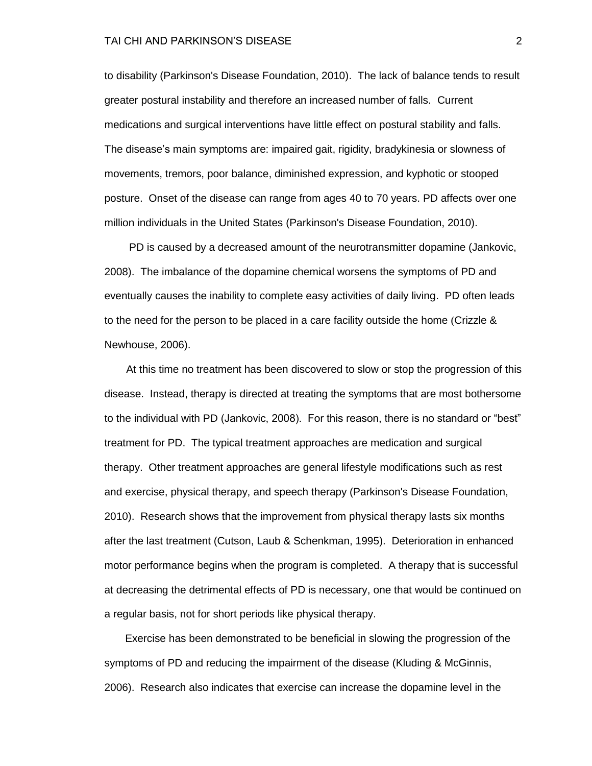to disability (Parkinson's Disease Foundation, 2010). The lack of balance tends to result greater postural instability and therefore an increased number of falls. Current medications and surgical interventions have little effect on postural stability and falls. The disease's main symptoms are: impaired gait, rigidity, bradykinesia or slowness of movements, tremors, poor balance, diminished expression, and kyphotic or stooped posture. Onset of the disease can range from ages 40 to 70 years. PD affects over one million individuals in the United States (Parkinson's Disease Foundation, 2010).

PD is caused by a decreased amount of the neurotransmitter dopamine (Jankovic, 2008). The imbalance of the dopamine chemical worsens the symptoms of PD and eventually causes the inability to complete easy activities of daily living. PD often leads to the need for the person to be placed in a care facility outside the home (Crizzle & Newhouse, 2006).

At this time no treatment has been discovered to slow or stop the progression of this disease. Instead, therapy is directed at treating the symptoms that are most bothersome to the individual with PD (Jankovic, 2008). For this reason, there is no standard or "best" treatment for PD. The typical treatment approaches are medication and surgical therapy. Other treatment approaches are general lifestyle modifications such as rest and exercise, physical therapy, and speech therapy (Parkinson's Disease Foundation, 2010). Research shows that the improvement from physical therapy lasts six months after the last treatment (Cutson, Laub & Schenkman, 1995). Deterioration in enhanced motor performance begins when the program is completed. A therapy that is successful at decreasing the detrimental effects of PD is necessary, one that would be continued on a regular basis, not for short periods like physical therapy.

Exercise has been demonstrated to be beneficial in slowing the progression of the symptoms of PD and reducing the impairment of the disease (Kluding & McGinnis, 2006). Research also indicates that exercise can increase the dopamine level in the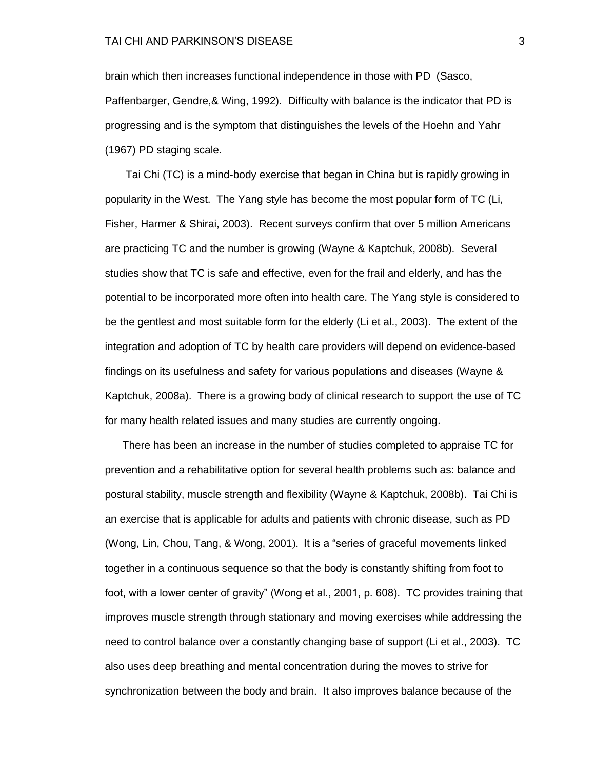brain which then increases functional independence in those with PD (Sasco, Paffenbarger, Gendre,& Wing, 1992). Difficulty with balance is the indicator that PD is progressing and is the symptom that distinguishes the levels of the Hoehn and Yahr (1967) PD staging scale.

Tai Chi (TC) is a mind-body exercise that began in China but is rapidly growing in popularity in the West. The Yang style has become the most popular form of TC (Li, Fisher, Harmer & Shirai, 2003). Recent surveys confirm that over 5 million Americans are practicing TC and the number is growing (Wayne & Kaptchuk, 2008b). Several studies show that TC is safe and effective, even for the frail and elderly, and has the potential to be incorporated more often into health care. The Yang style is considered to be the gentlest and most suitable form for the elderly (Li et al., 2003). The extent of the integration and adoption of TC by health care providers will depend on evidence-based findings on its usefulness and safety for various populations and diseases (Wayne & Kaptchuk, 2008a). There is a growing body of clinical research to support the use of TC for many health related issues and many studies are currently ongoing.

There has been an increase in the number of studies completed to appraise TC for prevention and a rehabilitative option for several health problems such as: balance and postural stability, muscle strength and flexibility (Wayne & Kaptchuk, 2008b). Tai Chi is an exercise that is applicable for adults and patients with chronic disease, such as PD (Wong, Lin, Chou, Tang, & Wong, 2001). It is a "series of graceful movements linked together in a continuous sequence so that the body is constantly shifting from foot to foot, with a lower center of gravity" (Wong et al., 2001, p. 608). TC provides training that improves muscle strength through stationary and moving exercises while addressing the need to control balance over a constantly changing base of support (Li et al., 2003). TC also uses deep breathing and mental concentration during the moves to strive for synchronization between the body and brain. It also improves balance because of the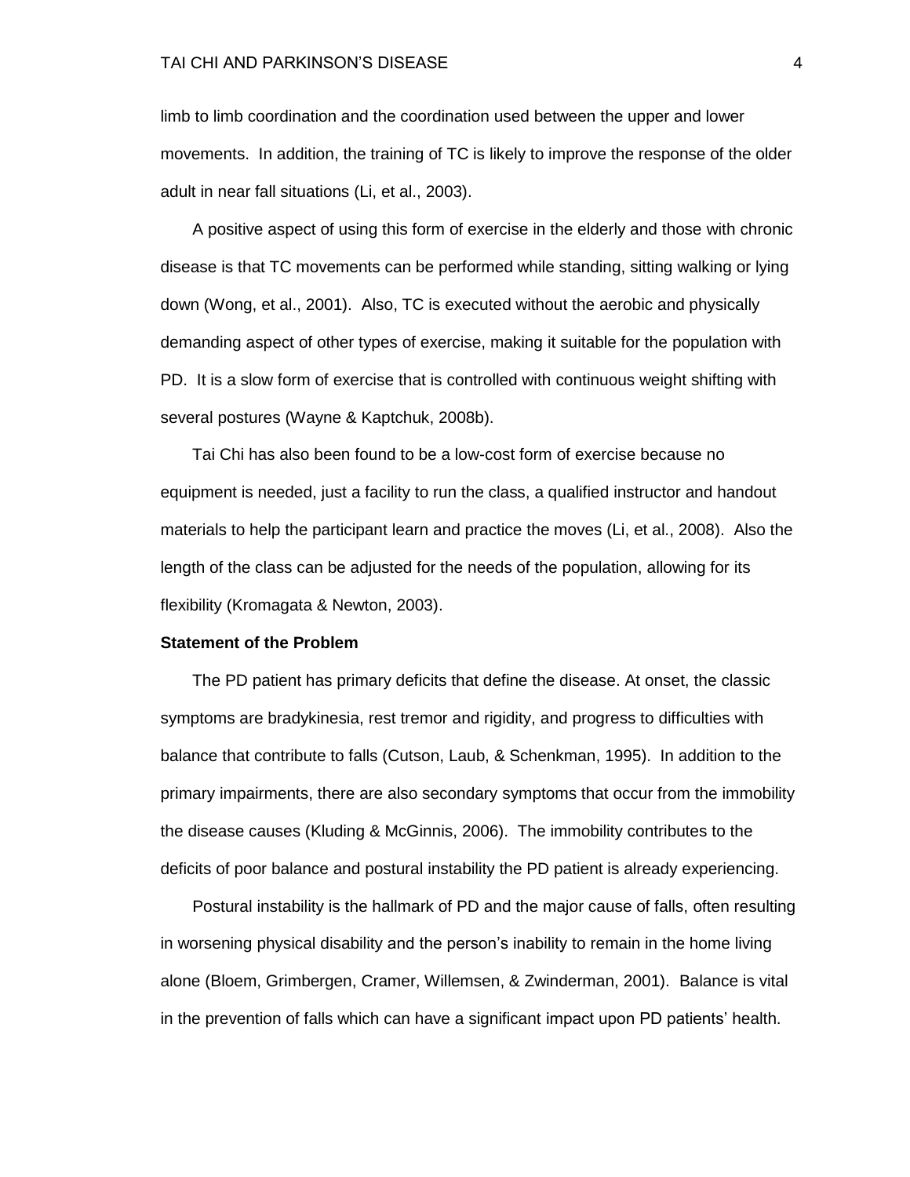limb to limb coordination and the coordination used between the upper and lower movements. In addition, the training of TC is likely to improve the response of the older adult in near fall situations (Li, et al., 2003).

A positive aspect of using this form of exercise in the elderly and those with chronic disease is that TC movements can be performed while standing, sitting walking or lying down (Wong, et al., 2001). Also, TC is executed without the aerobic and physically demanding aspect of other types of exercise, making it suitable for the population with PD. It is a slow form of exercise that is controlled with continuous weight shifting with several postures (Wayne & Kaptchuk, 2008b).

Tai Chi has also been found to be a low-cost form of exercise because no equipment is needed, just a facility to run the class, a qualified instructor and handout materials to help the participant learn and practice the moves (Li, et al., 2008). Also the length of the class can be adjusted for the needs of the population, allowing for its flexibility (Kromagata & Newton, 2003).

**Statement of the Problem**

The PD patient has primary deficits that define the disease. At onset, the classic symptoms are bradykinesia, rest tremor and rigidity, and progress to difficulties with balance that contribute to falls (Cutson, Laub, & Schenkman, 1995). In addition to the primary impairments, there are also secondary symptoms that occur from the immobility the disease causes (Kluding & McGinnis, 2006). The immobility contributes to the deficits of poor balance and postural instability the PD patient is already experiencing.

Postural instability is the hallmark of PD and the major cause of falls, often resulting in worsening physical disability and the person's inability to remain in the home living alone (Bloem, Grimbergen, Cramer, Willemsen, & Zwinderman, 2001). Balance is vital in the prevention of falls which can have a significant impact upon PD patients' health.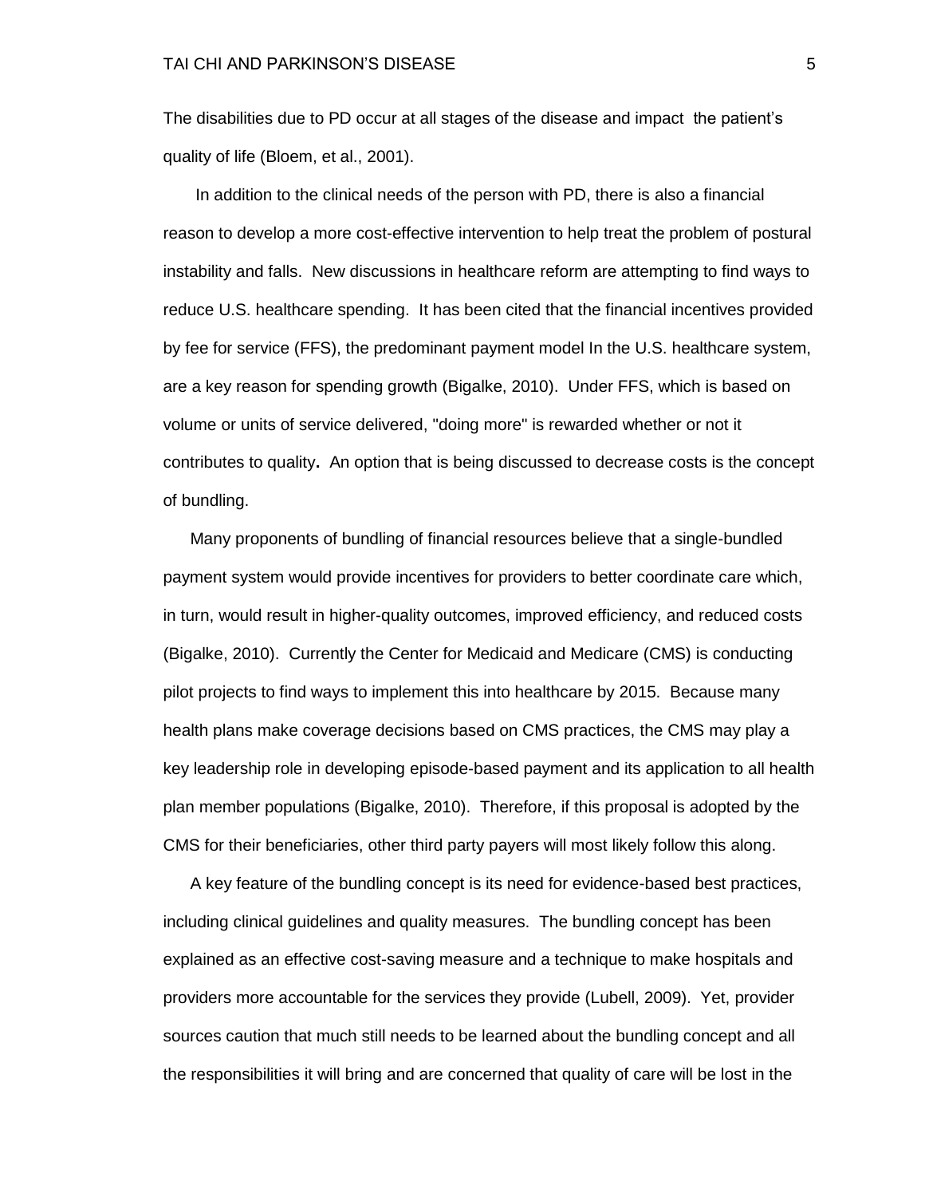The disabilities due to PD occur at all stages of the disease and impact the patient's quality of life (Bloem, et al., 2001).

In addition to the clinical needs of the person with PD, there is also a financial reason to develop a more cost-effective intervention to help treat the problem of postural instability and falls. New discussions in healthcare reform are attempting to find ways to reduce U.S. healthcare spending. It has been cited that the financial incentives provided by fee for service (FFS), the predominant payment model In the U.S. healthcare system, are a key reason for spending growth (Bigalke, 2010). Under FFS, which is based on volume or units of service delivered, "doing more" is rewarded whether or not it contributes to quality**.** An option that is being discussed to decrease costs is the concept of bundling.

Many proponents of bundling of financial resources believe that a single-bundled payment system would provide incentives for providers to better coordinate care which, in turn, would result in higher-quality outcomes, improved efficiency, and reduced costs (Bigalke, 2010). Currently the Center for Medicaid and Medicare (CMS) is conducting pilot projects to find ways to implement this into healthcare by 2015. Because many health plans make coverage decisions based on CMS practices, the CMS may play a key leadership role in developing episode-based payment and its application to all health plan member populations (Bigalke, 2010). Therefore, if this proposal is adopted by the CMS for their beneficiaries, other third party payers will most likely follow this along.

A key feature of the bundling concept is its need for evidence-based best practices, including clinical guidelines and quality measures. The bundling concept has been explained as an effective cost-saving measure and a technique to make hospitals and providers more accountable for the services they provide (Lubell, 2009). Yet, provider sources caution that much still needs to be learned about the bundling concept and all the responsibilities it will bring and are concerned that quality of care will be lost in the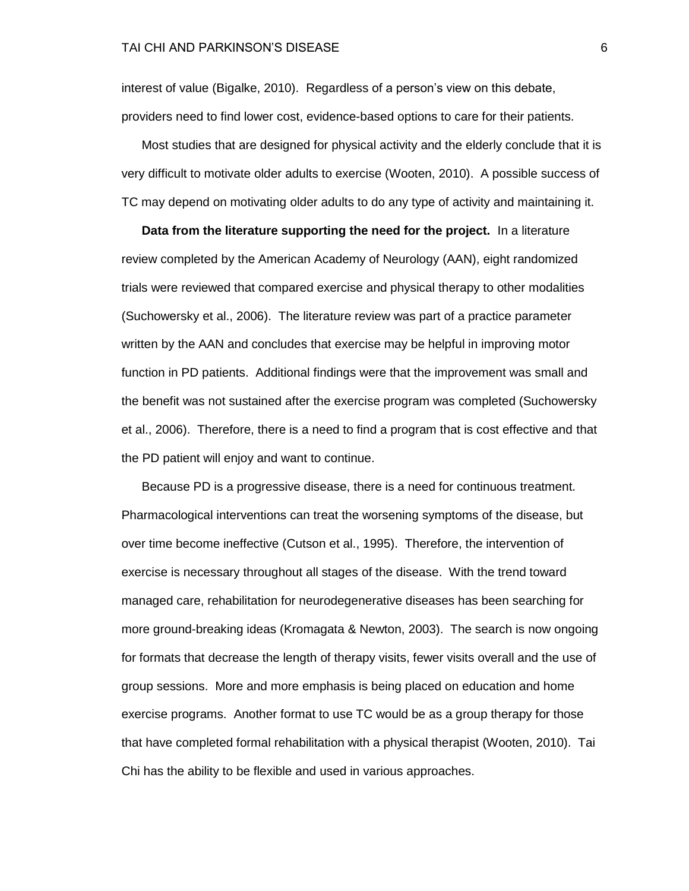interest of value (Bigalke, 2010). Regardless of a person's view on this debate, providers need to find lower cost, evidence-based options to care for their patients.

Most studies that are designed for physical activity and the elderly conclude that it is very difficult to motivate older adults to exercise (Wooten, 2010). A possible success of TC may depend on motivating older adults to do any type of activity and maintaining it.

**Data from the literature supporting the need for the project.** In a literature review completed by the American Academy of Neurology (AAN), eight randomized trials were reviewed that compared exercise and physical therapy to other modalities (Suchowersky et al., 2006). The literature review was part of a practice parameter written by the AAN and concludes that exercise may be helpful in improving motor function in PD patients. Additional findings were that the improvement was small and the benefit was not sustained after the exercise program was completed (Suchowersky et al., 2006). Therefore, there is a need to find a program that is cost effective and that the PD patient will enjoy and want to continue.

Because PD is a progressive disease, there is a need for continuous treatment. Pharmacological interventions can treat the worsening symptoms of the disease, but over time become ineffective (Cutson et al., 1995). Therefore, the intervention of exercise is necessary throughout all stages of the disease. With the trend toward managed care, rehabilitation for neurodegenerative diseases has been searching for more ground-breaking ideas (Kromagata & Newton, 2003). The search is now ongoing for formats that decrease the length of therapy visits, fewer visits overall and the use of group sessions. More and more emphasis is being placed on education and home exercise programs. Another format to use TC would be as a group therapy for those that have completed formal rehabilitation with a physical therapist (Wooten, 2010). Tai Chi has the ability to be flexible and used in various approaches.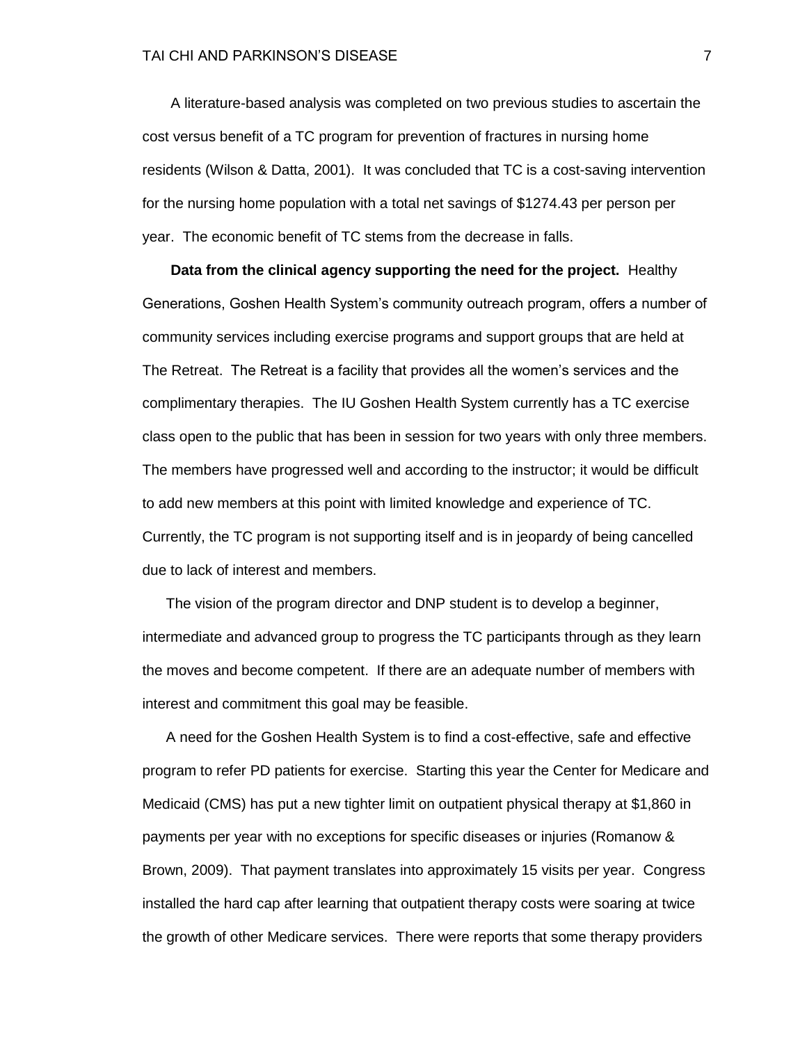A literature-based analysis was completed on two previous studies to ascertain the cost versus benefit of a TC program for prevention of fractures in nursing home residents (Wilson & Datta, 2001). It was concluded that TC is a cost-saving intervention for the nursing home population with a total net savings of $1274.43 per person per year. The economic benefit of TC stems from the decrease in falls.

**Data from the clinical agency supporting the need for the project.** Healthy Generations, Goshen Health System's community outreach program, offers a number of community services including exercise programs and support groups that are held at The Retreat. The Retreat is a facility that provides all the women's services and the complimentary therapies. The IU Goshen Health System currently has a TC exercise class open to the public that has been in session for two years with only three members. The members have progressed well and according to the instructor; it would be difficult to add new members at this point with limited knowledge and experience of TC. Currently, the TC program is not supporting itself and is in jeopardy of being cancelled due to lack of interest and members.

The vision of the program director and DNP student is to develop a beginner, intermediate and advanced group to progress the TC participants through as they learn the moves and become competent. If there are an adequate number of members with interest and commitment this goal may be feasible.

A need for the Goshen Health System is to find a cost-effective, safe and effective program to refer PD patients for exercise. Starting this year the Center for Medicare and Medicaid (CMS) has put a new tighter limit on outpatient physical therapy at $1,860 in payments per year with no exceptions for specific diseases or injuries (Romanow & Brown, 2009). That payment translates into approximately 15 visits per year. Congress installed the hard cap after learning that outpatient therapy costs were soaring at twice the growth of other Medicare services. There were reports that some therapy providers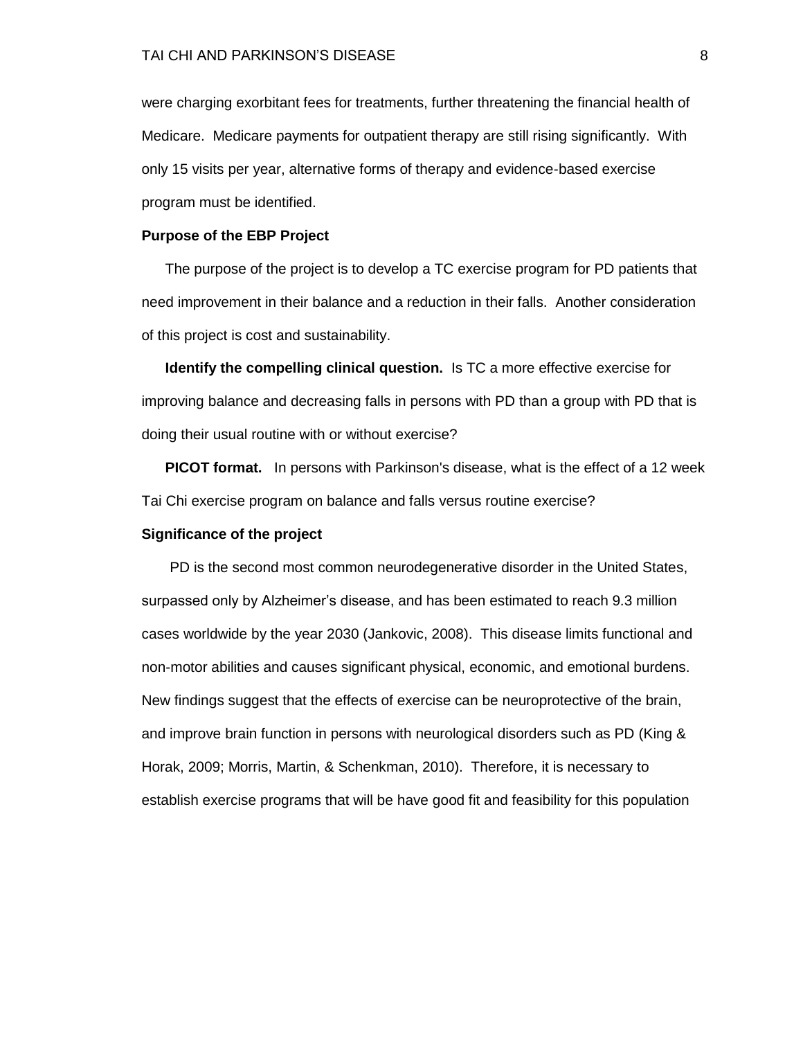were charging exorbitant fees for treatments, further threatening the financial health of Medicare. Medicare payments for outpatient therapy are still rising significantly. With only 15 visits per year, alternative forms of therapy and evidence-based exercise program must be identified.

**Purpose of the EBP Project**

The purpose of the project is to develop a TC exercise program for PD patients that need improvement in their balance and a reduction in their falls. Another consideration of this project is cost and sustainability.

**Identify the compelling clinical question.** Is TC a more effective exercise for improving balance and decreasing falls in persons with PD than a group with PD that is doing their usual routine with or without exercise?

**PICOT format.** In persons with Parkinson's disease, what is the effect of a 12 week Tai Chi exercise program on balance and falls versus routine exercise?

**Significance of the project**

PD is the second most common neurodegenerative disorder in the United States, surpassed only by Alzheimer's disease, and has been estimated to reach 9.3 million cases worldwide by the year 2030 (Jankovic, 2008). This disease limits functional and non-motor abilities and causes significant physical, economic, and emotional burdens. New findings suggest that the effects of exercise can be neuroprotective of the brain, and improve brain function in persons with neurological disorders such as PD (King & Horak, 2009; Morris, Martin, & Schenkman, 2010). Therefore, it is necessary to establish exercise programs that will be have good fit and feasibility for this population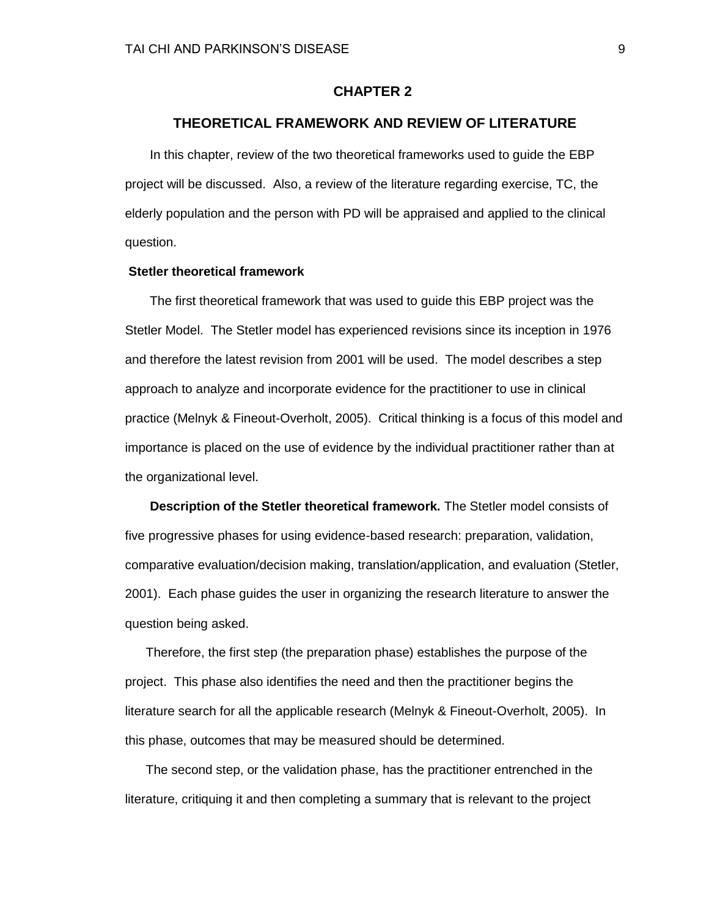# CHAPTER 2

## THEORETICAL FRAMEWORK AND REVIEW OF LITERATURE

In this chapter, review of the two theoretical frameworks used to guide the EBP project will be discussed. Also, a review of the literature regarding exercise, TC, the elderly population and the person with PD will be appraised and applied to the clinical question.

### Stetler theoretical framework

The first theoretical framework that was used to guide this EBP project was the Stetler Model. The Stetler model has experienced revisions since its inception in 1976 and therefore the latest revision from 2001 will be used. The model describes a step approach to analyze and incorporate evidence for the practitioner to use in clinical practice (Melnyk & Fineout-Overholt, 2005). Critical thinking is a focus of this model and importance is placed on the use of evidence by the individual practitioner rather than at the organizational level.

**Description of the Stetler theoretical framework.** The Stetler model consists of five progressive phases for using evidence-based research: preparation, validation, comparative evaluation/decision making, translation/application, and evaluation (Stetler, 2001). Each phase guides the user in organizing the research literature to answer the question being asked.

Therefore, the first step (the preparation phase) establishes the purpose of the project. This phase also identifies the need and then the practitioner begins the literature search for all the applicable research (Melnyk & Fineout-Overholt, 2005). In this phase, outcomes that may be measured should be determined.

The second step, or the validation phase, has the practitioner entrenched in the literature, critiquing it and then completing a summary that is relevant to the project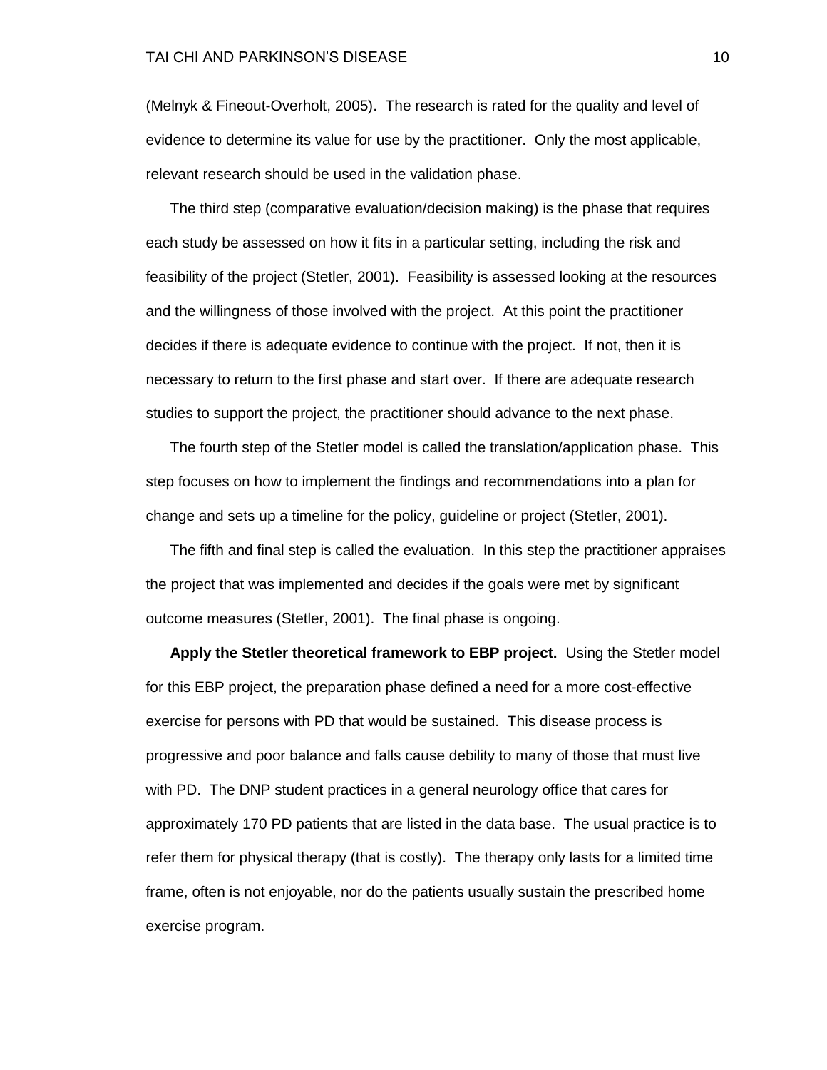(Melnyk & Fineout-Overholt, 2005). The research is rated for the quality and level of evidence to determine its value for use by the practitioner. Only the most applicable, relevant research should be used in the validation phase.

The third step (comparative evaluation/decision making) is the phase that requires each study be assessed on how it fits in a particular setting, including the risk and feasibility of the project (Stetler, 2001). Feasibility is assessed looking at the resources and the willingness of those involved with the project. At this point the practitioner decides if there is adequate evidence to continue with the project. If not, then it is necessary to return to the first phase and start over. If there are adequate research studies to support the project, the practitioner should advance to the next phase.

The fourth step of the Stetler model is called the translation/application phase. This step focuses on how to implement the findings and recommendations into a plan for change and sets up a timeline for the policy, guideline or project (Stetler, 2001).

The fifth and final step is called the evaluation. In this step the practitioner appraises the project that was implemented and decides if the goals were met by significant outcome measures (Stetler, 2001). The final phase is ongoing.

**Apply the Stetler theoretical framework to EBP project.** Using the Stetler model for this EBP project, the preparation phase defined a need for a more cost-effective exercise for persons with PD that would be sustained. This disease process is progressive and poor balance and falls cause debility to many of those that must live with PD. The DNP student practices in a general neurology office that cares for approximately 170 PD patients that are listed in the data base. The usual practice is to refer them for physical therapy (that is costly). The therapy only lasts for a limited time frame, often is not enjoyable, nor do the patients usually sustain the prescribed home exercise program.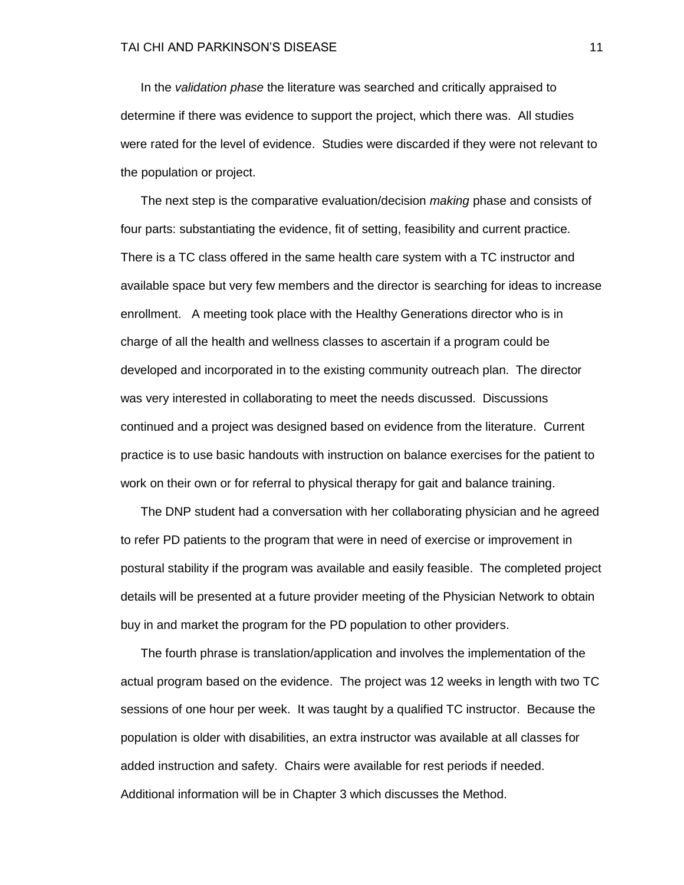In the *validation phase* the literature was searched and critically appraised to determine if there was evidence to support the project, which there was. All studies were rated for the level of evidence. Studies were discarded if they were not relevant to the population or project.

The next step is the comparative evaluation/decision *making* phase and consists of four parts: substantiating the evidence, fit of setting, feasibility and current practice. There is a TC class offered in the same health care system with a TC instructor and available space but very few members and the director is searching for ideas to increase enrollment. A meeting took place with the Healthy Generations director who is in charge of all the health and wellness classes to ascertain if a program could be developed and incorporated in to the existing community outreach plan. The director was very interested in collaborating to meet the needs discussed. Discussions continued and a project was designed based on evidence from the literature. Current practice is to use basic handouts with instruction on balance exercises for the patient to work on their own or for referral to physical therapy for gait and balance training.

The DNP student had a conversation with her collaborating physician and he agreed to refer PD patients to the program that were in need of exercise or improvement in postural stability if the program was available and easily feasible. The completed project details will be presented at a future provider meeting of the Physician Network to obtain buy in and market the program for the PD population to other providers.

The fourth phrase is translation/application and involves the implementation of the actual program based on the evidence. The project was 12 weeks in length with two TC sessions of one hour per week. It was taught by a qualified TC instructor. Because the population is older with disabilities, an extra instructor was available at all classes for added instruction and safety. Chairs were available for rest periods if needed. Additional information will be in Chapter 3 which discusses the Method.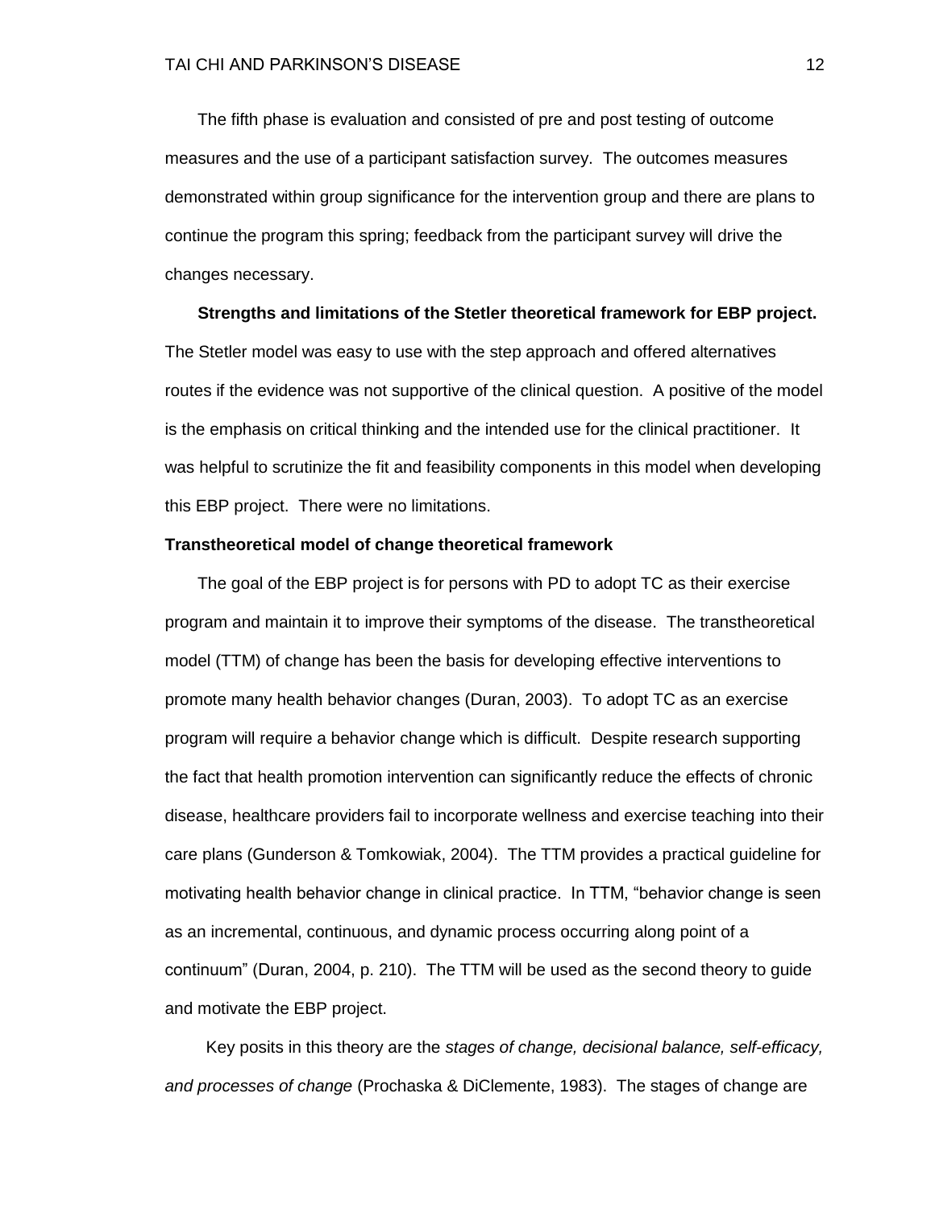The fifth phase is evaluation and consisted of pre and post testing of outcome measures and the use of a participant satisfaction survey. The outcomes measures demonstrated within group significance for the intervention group and there are plans to continue the program this spring; feedback from the participant survey will drive the changes necessary.

**Strengths and limitations of the Stetler theoretical framework for EBP project.** The Stetler model was easy to use with the step approach and offered alternatives routes if the evidence was not supportive of the clinical question. A positive of the model is the emphasis on critical thinking and the intended use for the clinical practitioner. It was helpful to scrutinize the fit and feasibility components in this model when developing this EBP project. There were no limitations.

**Transtheoretical model of change theoretical framework**

The goal of the EBP project is for persons with PD to adopt TC as their exercise program and maintain it to improve their symptoms of the disease. The transtheoretical model (TTM) of change has been the basis for developing effective interventions to promote many health behavior changes (Duran, 2003). To adopt TC as an exercise program will require a behavior change which is difficult. Despite research supporting the fact that health promotion intervention can significantly reduce the effects of chronic disease, healthcare providers fail to incorporate wellness and exercise teaching into their care plans (Gunderson & Tomkowiak, 2004). The TTM provides a practical guideline for motivating health behavior change in clinical practice. In TTM, "behavior change is seen as an incremental, continuous, and dynamic process occurring along point of a continuum" (Duran, 2004, p. 210). The TTM will be used as the second theory to guide and motivate the EBP project.

Key posits in this theory are the *stages of change, decisional balance, self-efficacy, and processes of change* (Prochaska & DiClemente, 1983). The stages of change are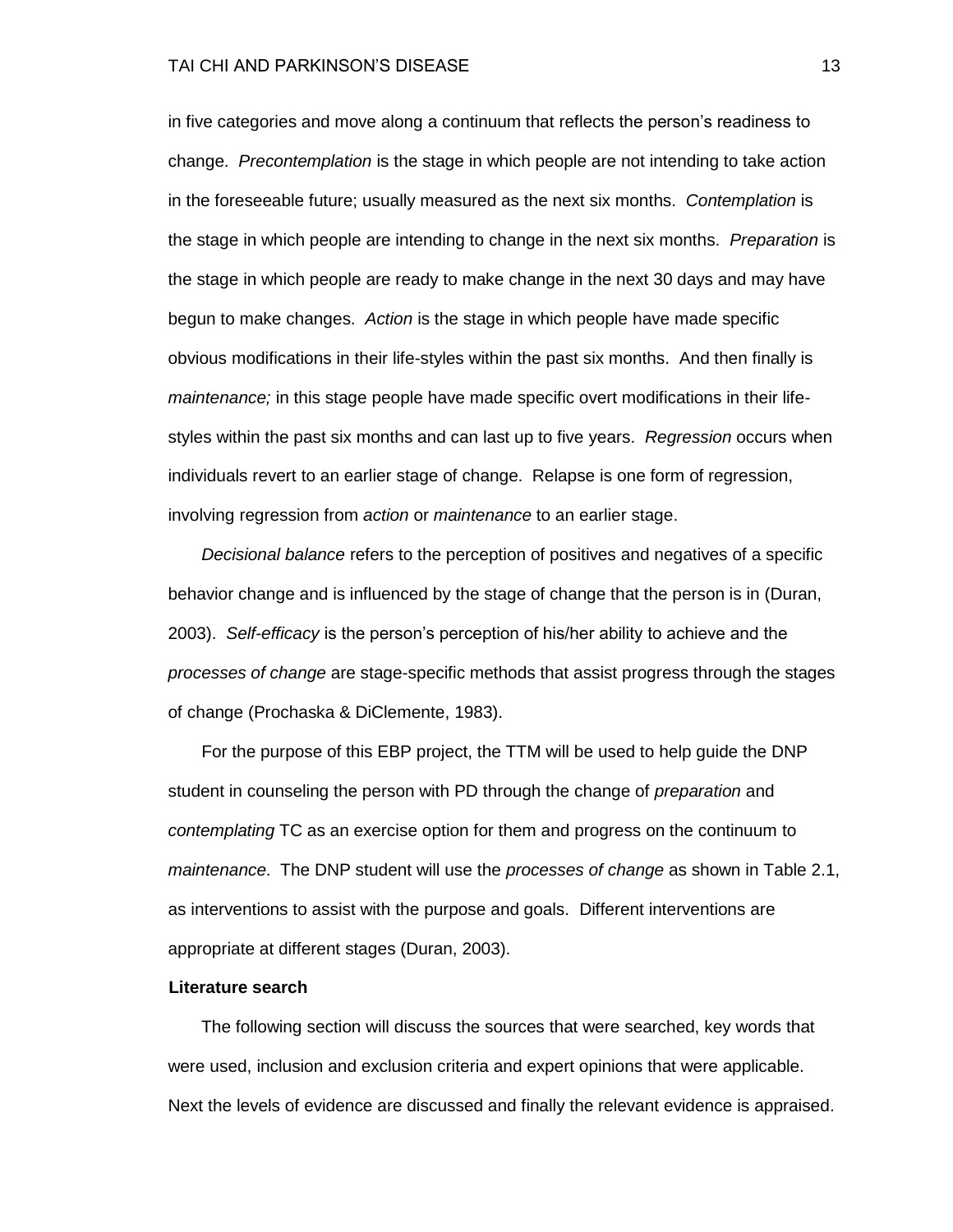in five categories and move along a continuum that reflects the person's readiness to change. *Precontemplation* is the stage in which people are not intending to take action in the foreseeable future; usually measured as the next six months. *Contemplation* is the stage in which people are intending to change in the next six months. *Preparation* is the stage in which people are ready to make change in the next 30 days and may have begun to make changes. *Action* is the stage in which people have made specific obvious modifications in their life-styles within the past six months. And then finally is *maintenance;* in this stage people have made specific overt modifications in their life-styles within the past six months and can last up to five years. *Regression* occurs when individuals revert to an earlier stage of change. Relapse is one form of regression, involving regression from *action* or *maintenance* to an earlier stage.

*Decisional balance* refers to the perception of positives and negatives of a specific behavior change and is influenced by the stage of change that the person is in (Duran, 2003). *Self-efficacy* is the person's perception of his/her ability to achieve and the *processes of change* are stage-specific methods that assist progress through the stages of change (Prochaska & DiClemente, 1983).

For the purpose of this EBP project, the TTM will be used to help guide the DNP student in counseling the person with PD through the change of *preparation* and *contemplating* TC as an exercise option for them and progress on the continuum to *maintenance*. The DNP student will use the *processes of change* as shown in Table 2.1, as interventions to assist with the purpose and goals. Different interventions are appropriate at different stages (Duran, 2003).

**Literature search**

The following section will discuss the sources that were searched, key words that were used, inclusion and exclusion criteria and expert opinions that were applicable. Next the levels of evidence are discussed and finally the relevant evidence is appraised.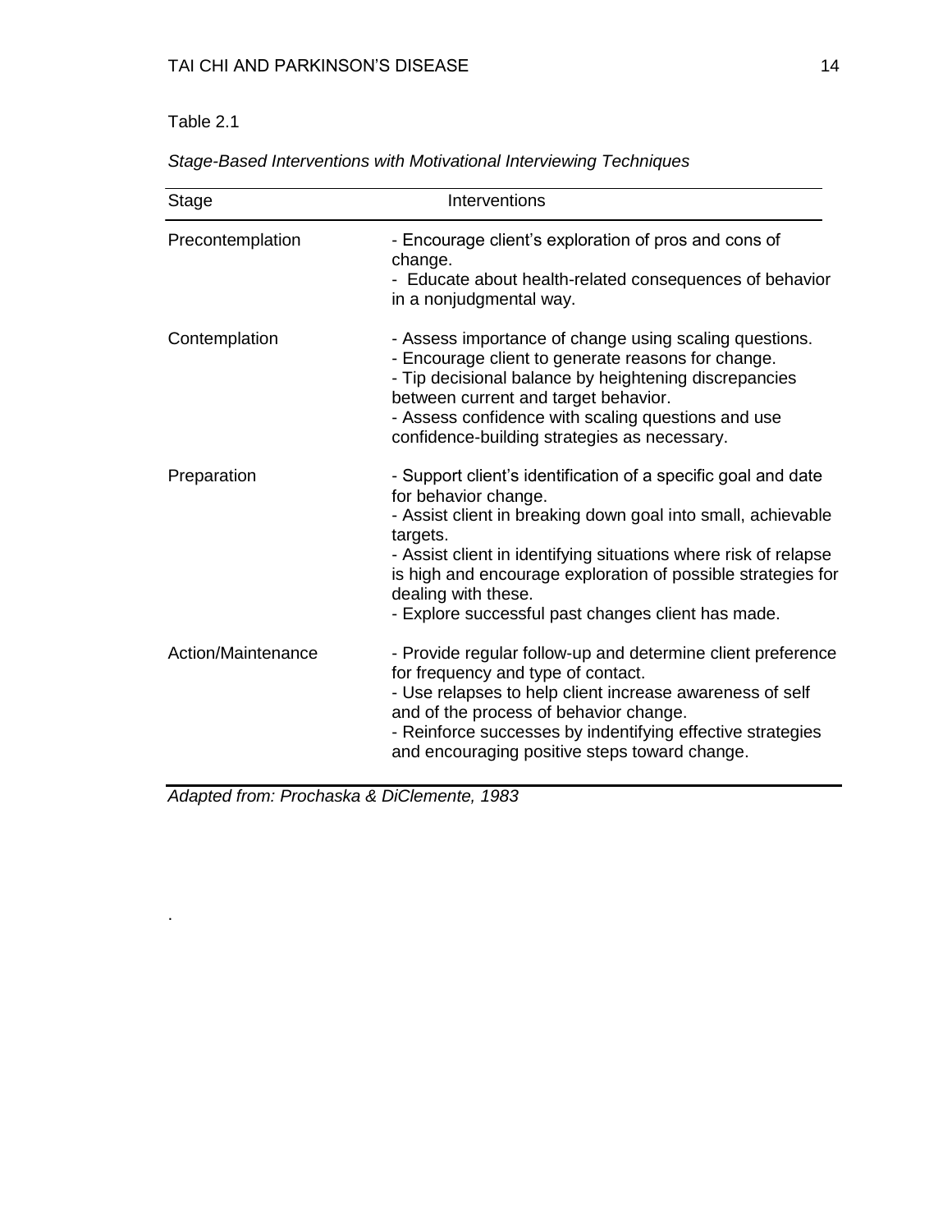Table 2.1

*Stage-Based Interventions with Motivational Interviewing Techniques*

| Stage | Interventions |
|---|---|
| Precontemplation | - Encourage client's exploration of pros and cons of change.<br>- Educate about health-related consequences of behavior in a nonjudgmental way. |
| Contemplation | - Assess importance of change using scaling questions.<br>- Encourage client to generate reasons for change.<br>- Tip decisional balance by heightening discrepancies between current and target behavior.<br>- Assess confidence with scaling questions and use confidence-building strategies as necessary. |
| Preparation | - Support client's identification of a specific goal and date for behavior change.<br>- Assist client in breaking down goal into small, achievable targets.<br>- Assist client in identifying situations where risk of relapse is high and encourage exploration of possible strategies for dealing with these.<br>- Explore successful past changes client has made. |
| Action/Maintenance | - Provide regular follow-up and determine client preference for frequency and type of contact.<br>- Use relapses to help client increase awareness of self and of the process of behavior change.<br>- Reinforce successes by indentifying effective strategies and encouraging positive steps toward change. |

*Adapted from: Prochaska & DiClemente, 1983*

.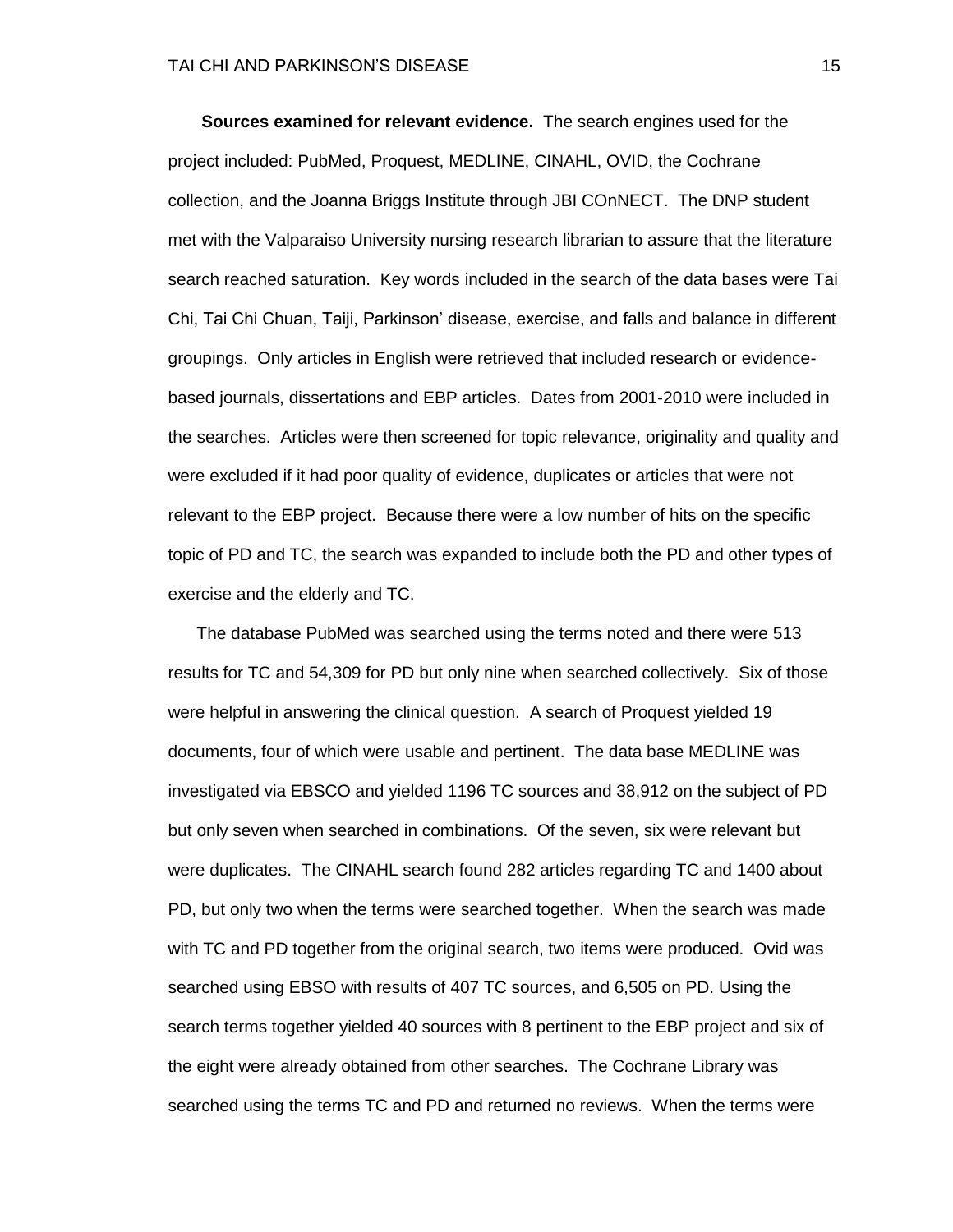**Sources examined for relevant evidence.** The search engines used for the project included: PubMed, Proquest, MEDLINE, CINAHL, OVID, the Cochrane collection, and the Joanna Briggs Institute through JBI COnNECT. The DNP student met with the Valparaiso University nursing research librarian to assure that the literature search reached saturation. Key words included in the search of the data bases were Tai Chi, Tai Chi Chuan, Taiji, Parkinson' disease, exercise, and falls and balance in different groupings. Only articles in English were retrieved that included research or evidence-based journals, dissertations and EBP articles. Dates from 2001-2010 were included in the searches. Articles were then screened for topic relevance, originality and quality and were excluded if it had poor quality of evidence, duplicates or articles that were not relevant to the EBP project. Because there were a low number of hits on the specific topic of PD and TC, the search was expanded to include both the PD and other types of exercise and the elderly and TC.

The database PubMed was searched using the terms noted and there were 513 results for TC and 54,309 for PD but only nine when searched collectively. Six of those were helpful in answering the clinical question. A search of Proquest yielded 19 documents, four of which were usable and pertinent. The data base MEDLINE was investigated via EBSCO and yielded 1196 TC sources and 38,912 on the subject of PD but only seven when searched in combinations. Of the seven, six were relevant but were duplicates. The CINAHL search found 282 articles regarding TC and 1400 about PD, but only two when the terms were searched together. When the search was made with TC and PD together from the original search, two items were produced. Ovid was searched using EBSO with results of 407 TC sources, and 6,505 on PD. Using the search terms together yielded 40 sources with 8 pertinent to the EBP project and six of the eight were already obtained from other searches. The Cochrane Library was searched using the terms TC and PD and returned no reviews. When the terms were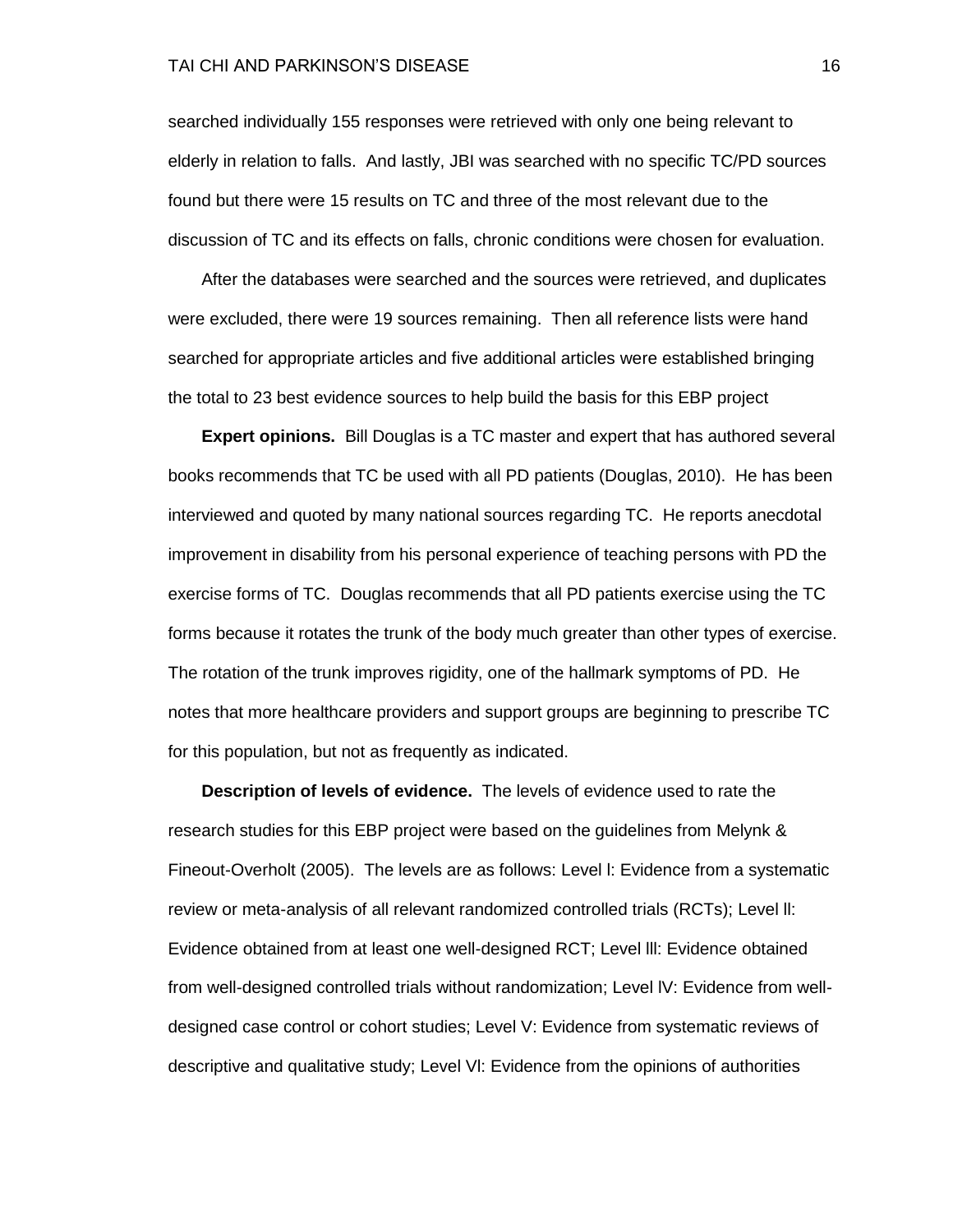searched individually 155 responses were retrieved with only one being relevant to elderly in relation to falls. And lastly, JBI was searched with no specific TC/PD sources found but there were 15 results on TC and three of the most relevant due to the discussion of TC and its effects on falls, chronic conditions were chosen for evaluation.

After the databases were searched and the sources were retrieved, and duplicates were excluded, there were 19 sources remaining. Then all reference lists were hand searched for appropriate articles and five additional articles were established bringing the total to 23 best evidence sources to help build the basis for this EBP project

**Expert opinions.** Bill Douglas is a TC master and expert that has authored several books recommends that TC be used with all PD patients (Douglas, 2010). He has been interviewed and quoted by many national sources regarding TC. He reports anecdotal improvement in disability from his personal experience of teaching persons with PD the exercise forms of TC. Douglas recommends that all PD patients exercise using the TC forms because it rotates the trunk of the body much greater than other types of exercise. The rotation of the trunk improves rigidity, one of the hallmark symptoms of PD. He notes that more healthcare providers and support groups are beginning to prescribe TC for this population, but not as frequently as indicated.

**Description of levels of evidence.** The levels of evidence used to rate the research studies for this EBP project were based on the guidelines from Melynk & Fineout-Overholt (2005). The levels are as follows: Level l: Evidence from a systematic review or meta-analysis of all relevant randomized controlled trials (RCTs); Level ll: Evidence obtained from at least one well-designed RCT; Level lll: Evidence obtained from well-designed controlled trials without randomization; Level lV: Evidence from well-designed case control or cohort studies; Level V: Evidence from systematic reviews of descriptive and qualitative study; Level Vl: Evidence from the opinions of authorities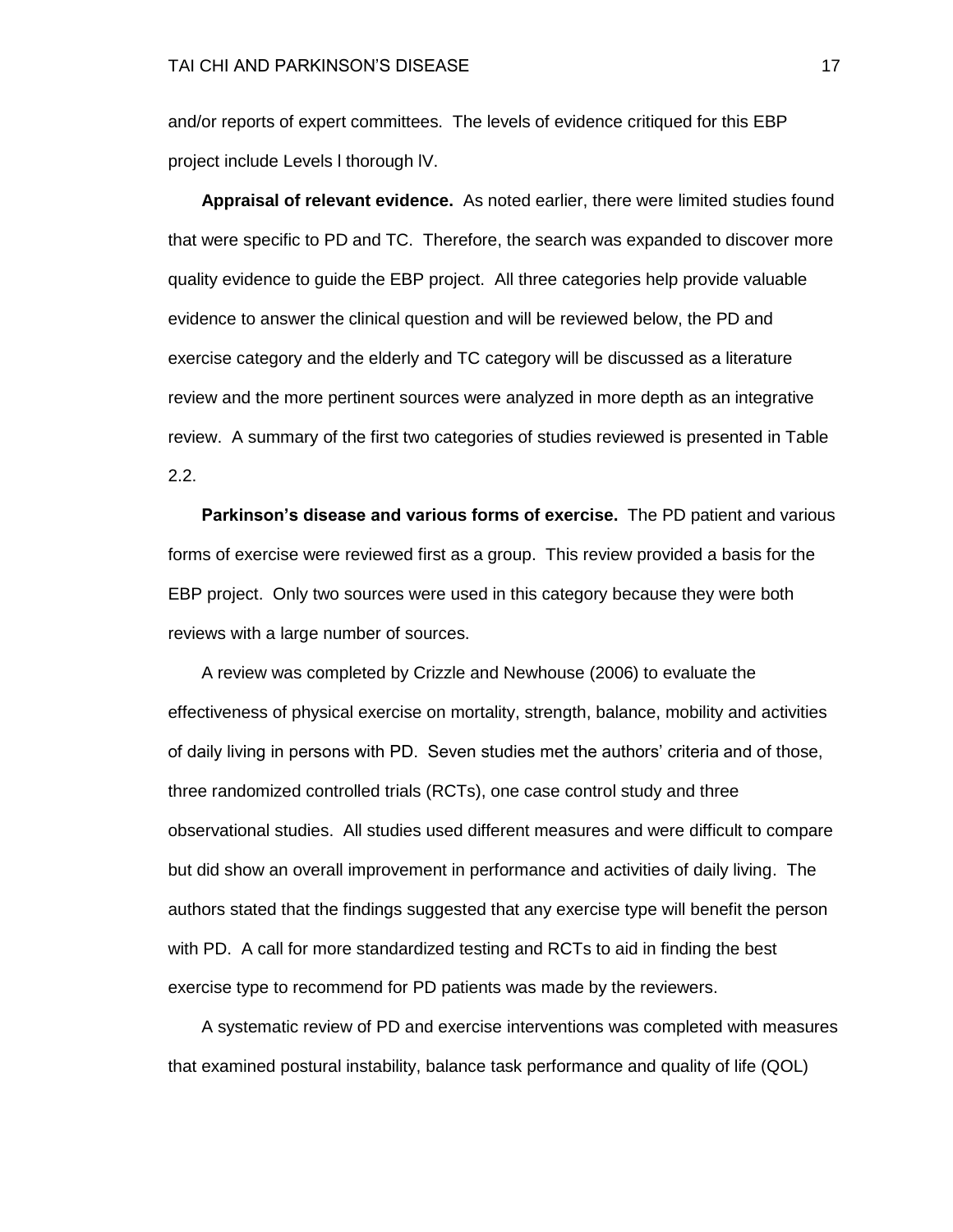and/or reports of expert committees. The levels of evidence critiqued for this EBP project include Levels l thorough lV.

**Appraisal of relevant evidence.** As noted earlier, there were limited studies found that were specific to PD and TC. Therefore, the search was expanded to discover more quality evidence to guide the EBP project. All three categories help provide valuable evidence to answer the clinical question and will be reviewed below, the PD and exercise category and the elderly and TC category will be discussed as a literature review and the more pertinent sources were analyzed in more depth as an integrative review. A summary of the first two categories of studies reviewed is presented in Table 2.2.

**Parkinson's disease and various forms of exercise.** The PD patient and various forms of exercise were reviewed first as a group. This review provided a basis for the EBP project. Only two sources were used in this category because they were both reviews with a large number of sources.

A review was completed by Crizzle and Newhouse (2006) to evaluate the effectiveness of physical exercise on mortality, strength, balance, mobility and activities of daily living in persons with PD. Seven studies met the authors' criteria and of those, three randomized controlled trials (RCTs), one case control study and three observational studies. All studies used different measures and were difficult to compare but did show an overall improvement in performance and activities of daily living. The authors stated that the findings suggested that any exercise type will benefit the person with PD. A call for more standardized testing and RCTs to aid in finding the best exercise type to recommend for PD patients was made by the reviewers.

A systematic review of PD and exercise interventions was completed with measures that examined postural instability, balance task performance and quality of life (QOL)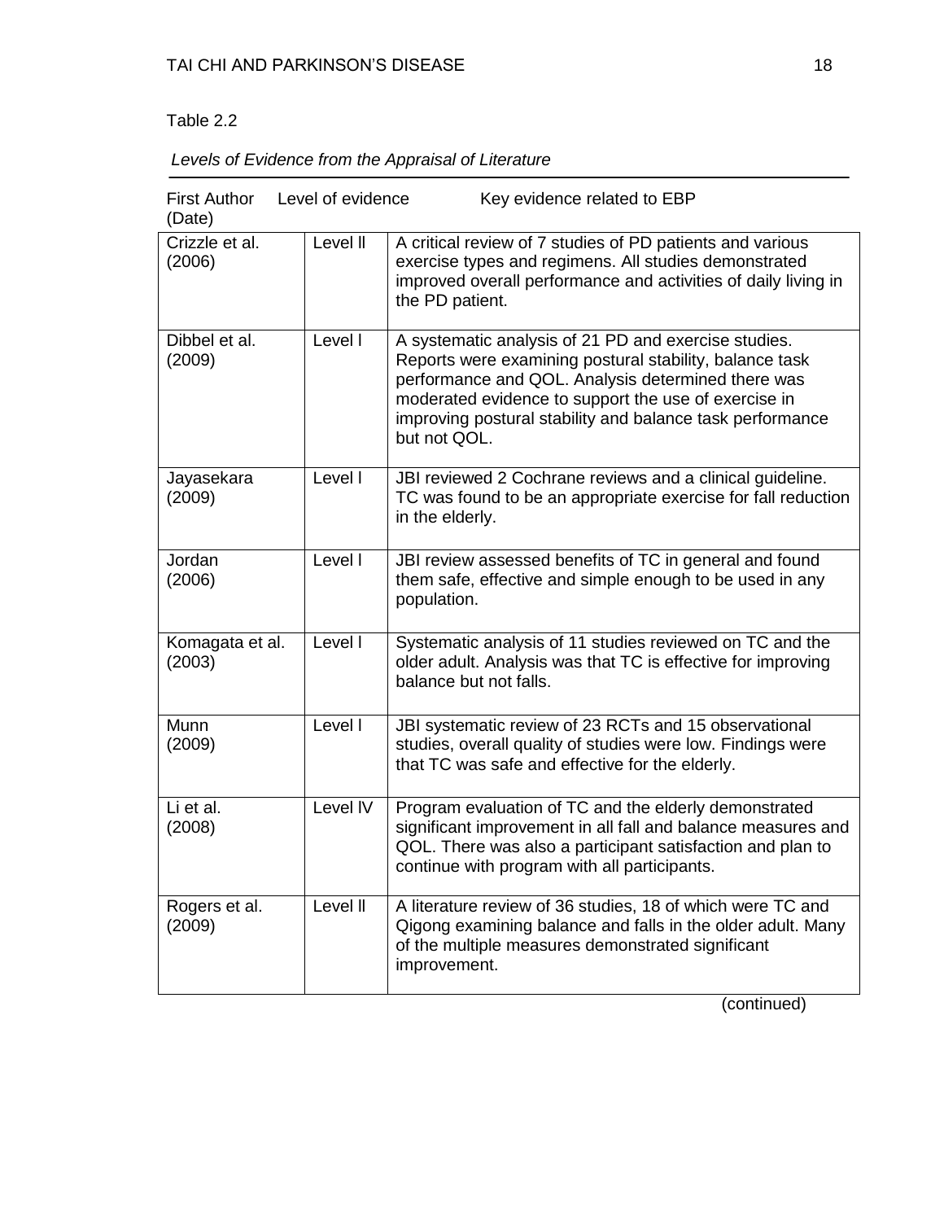Table 2.2

*Levels of Evidence from the Appraisal of Literature*

| First Author (Date) | Level of evidence | Key evidence related to EBP |
|---|---|---|
| Crizzle et al. (2006) | Level II | A critical review of 7 studies of PD patients and various exercise types and regimens. All studies demonstrated improved overall performance and activities of daily living in the PD patient. |
| Dibbel et al. (2009) | Level I | A systematic analysis of 21 PD and exercise studies. Reports were examining postural stability, balance task performance and QOL. Analysis determined there was moderated evidence to support the use of exercise in improving postural stability and balance task performance but not QOL. |
| Jayasekara (2009) | Level I | JBI reviewed 2 Cochrane reviews and a clinical guideline. TC was found to be an appropriate exercise for fall reduction in the elderly. |
| Jordan (2006) | Level I | JBI review assessed benefits of TC in general and found them safe, effective and simple enough to be used in any population. |
| Komagata et al. (2003) | Level I | Systematic analysis of 11 studies reviewed on TC and the older adult. Analysis was that TC is effective for improving balance but not falls. |
| Munn (2009) | Level I | JBI systematic review of 23 RCTs and 15 observational studies, overall quality of studies were low. Findings were that TC was safe and effective for the elderly. |
| Li et al. (2008) | Level IV | Program evaluation of TC and the elderly demonstrated significant improvement in all fall and balance measures and QOL. There was also a participant satisfaction and plan to continue with program with all participants. |
| Rogers et al. (2009) | Level II | A literature review of 36 studies, 18 of which were TC and Qigong examining balance and falls in the older adult. Many of the multiple measures demonstrated significant improvement. |

(continued)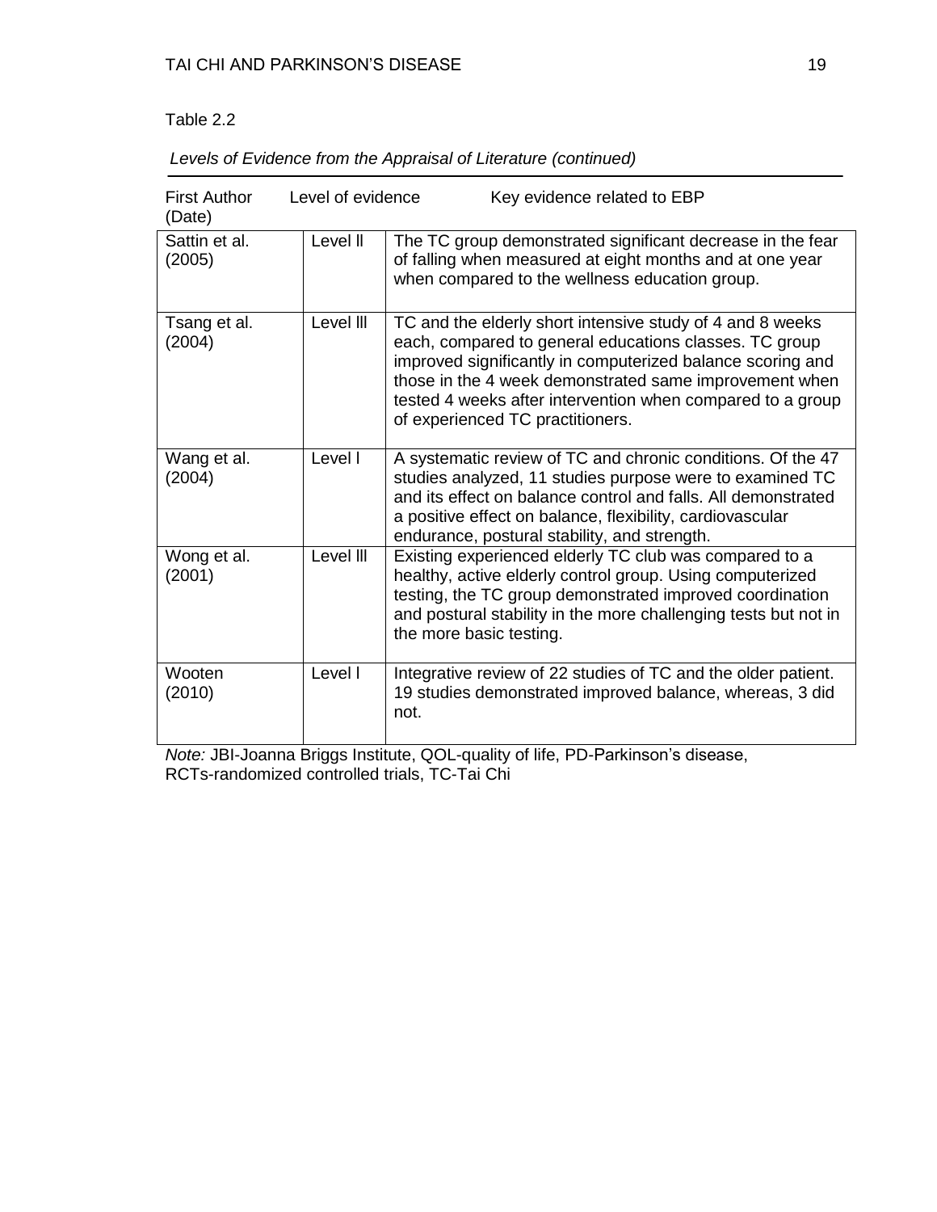Table 2.2

*Levels of Evidence from the Appraisal of Literature (continued)*

| First Author (Date) | Level of evidence | Key evidence related to EBP |
|---|---|---|
| Sattin et al. (2005) | Level ll | The TC group demonstrated significant decrease in the fear of falling when measured at eight months and at one year when compared to the wellness education group. |
| Tsang et al. (2004) | Level lll | TC and the elderly short intensive study of 4 and 8 weeks each, compared to general educations classes. TC group improved significantly in computerized balance scoring and those in the 4 week demonstrated same improvement when tested 4 weeks after intervention when compared to a group of experienced TC practitioners. |
| Wang et al. (2004) | Level l | A systematic review of TC and chronic conditions. Of the 47 studies analyzed, 11 studies purpose were to examined TC and its effect on balance control and falls. All demonstrated a positive effect on balance, flexibility, cardiovascular endurance, postural stability, and strength. |
| Wong et al. (2001) | Level lll | Existing experienced elderly TC club was compared to a healthy, active elderly control group. Using computerized testing, the TC group demonstrated improved coordination and postural stability in the more challenging tests but not in the more basic testing. |
| Wooten (2010) | Level l | Integrative review of 22 studies of TC and the older patient. 19 studies demonstrated improved balance, whereas, 3 did not. |

*Note:* JBI-Joanna Briggs Institute, QOL-quality of life, PD-Parkinson's disease, RCTs-randomized controlled trials, TC-Tai Chi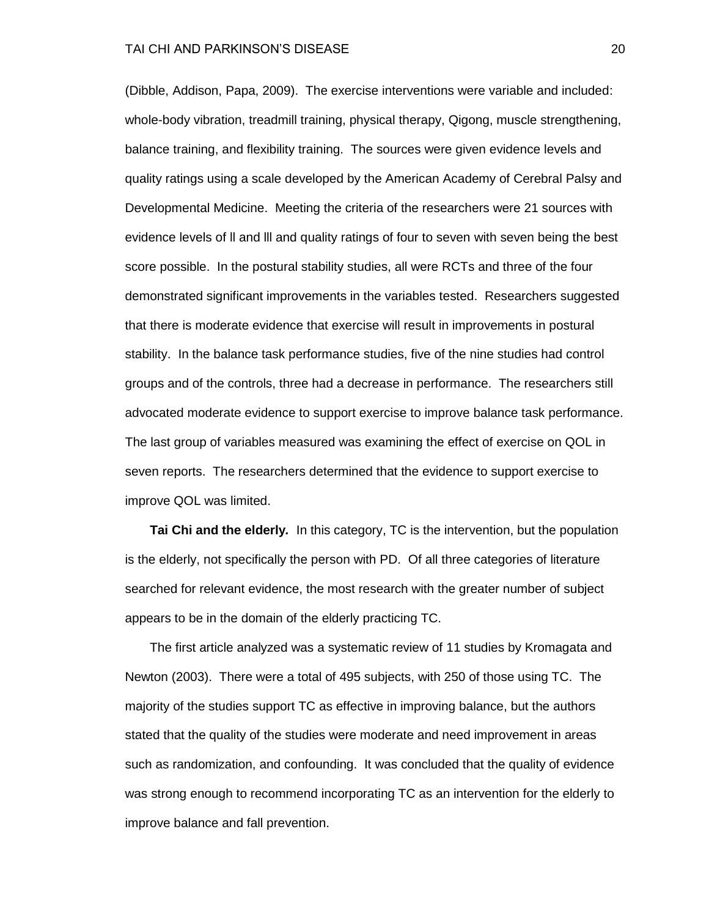(Dibble, Addison, Papa, 2009). The exercise interventions were variable and included: whole-body vibration, treadmill training, physical therapy, Qigong, muscle strengthening, balance training, and flexibility training. The sources were given evidence levels and quality ratings using a scale developed by the American Academy of Cerebral Palsy and Developmental Medicine. Meeting the criteria of the researchers were 21 sources with evidence levels of ll and lll and quality ratings of four to seven with seven being the best score possible. In the postural stability studies, all were RCTs and three of the four demonstrated significant improvements in the variables tested. Researchers suggested that there is moderate evidence that exercise will result in improvements in postural stability. In the balance task performance studies, five of the nine studies had control groups and of the controls, three had a decrease in performance. The researchers still advocated moderate evidence to support exercise to improve balance task performance. The last group of variables measured was examining the effect of exercise on QOL in seven reports. The researchers determined that the evidence to support exercise to improve QOL was limited.

**Tai Chi and the elderly.** In this category, TC is the intervention, but the population is the elderly, not specifically the person with PD. Of all three categories of literature searched for relevant evidence, the most research with the greater number of subject appears to be in the domain of the elderly practicing TC.

The first article analyzed was a systematic review of 11 studies by Kromagata and Newton (2003). There were a total of 495 subjects, with 250 of those using TC. The majority of the studies support TC as effective in improving balance, but the authors stated that the quality of the studies were moderate and need improvement in areas such as randomization, and confounding. It was concluded that the quality of evidence was strong enough to recommend incorporating TC as an intervention for the elderly to improve balance and fall prevention.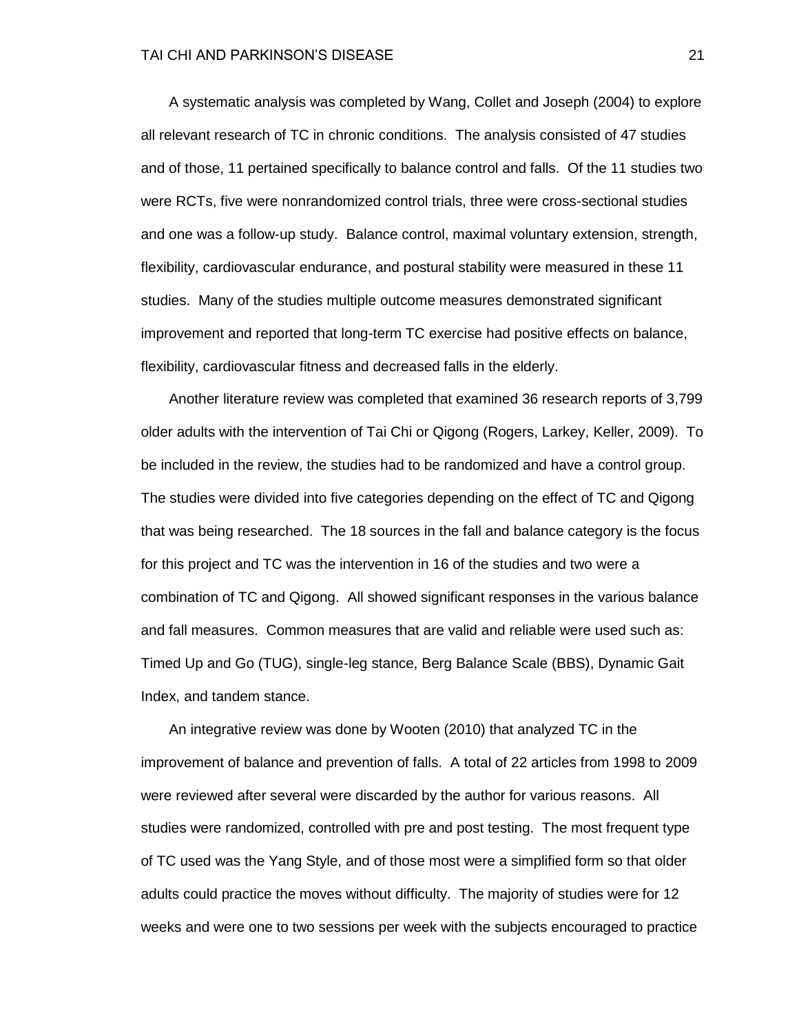A systematic analysis was completed by Wang, Collet and Joseph (2004) to explore all relevant research of TC in chronic conditions. The analysis consisted of 47 studies and of those, 11 pertained specifically to balance control and falls. Of the 11 studies two were RCTs, five were nonrandomized control trials, three were cross-sectional studies and one was a follow-up study. Balance control, maximal voluntary extension, strength, flexibility, cardiovascular endurance, and postural stability were measured in these 11 studies. Many of the studies multiple outcome measures demonstrated significant improvement and reported that long-term TC exercise had positive effects on balance, flexibility, cardiovascular fitness and decreased falls in the elderly.

Another literature review was completed that examined 36 research reports of 3,799 older adults with the intervention of Tai Chi or Qigong (Rogers, Larkey, Keller, 2009). To be included in the review, the studies had to be randomized and have a control group. The studies were divided into five categories depending on the effect of TC and Qigong that was being researched. The 18 sources in the fall and balance category is the focus for this project and TC was the intervention in 16 of the studies and two were a combination of TC and Qigong. All showed significant responses in the various balance and fall measures. Common measures that are valid and reliable were used such as: Timed Up and Go (TUG), single-leg stance, Berg Balance Scale (BBS), Dynamic Gait Index, and tandem stance.

An integrative review was done by Wooten (2010) that analyzed TC in the improvement of balance and prevention of falls. A total of 22 articles from 1998 to 2009 were reviewed after several were discarded by the author for various reasons. All studies were randomized, controlled with pre and post testing. The most frequent type of TC used was the Yang Style, and of those most were a simplified form so that older adults could practice the moves without difficulty. The majority of studies were for 12 weeks and were one to two sessions per week with the subjects encouraged to practice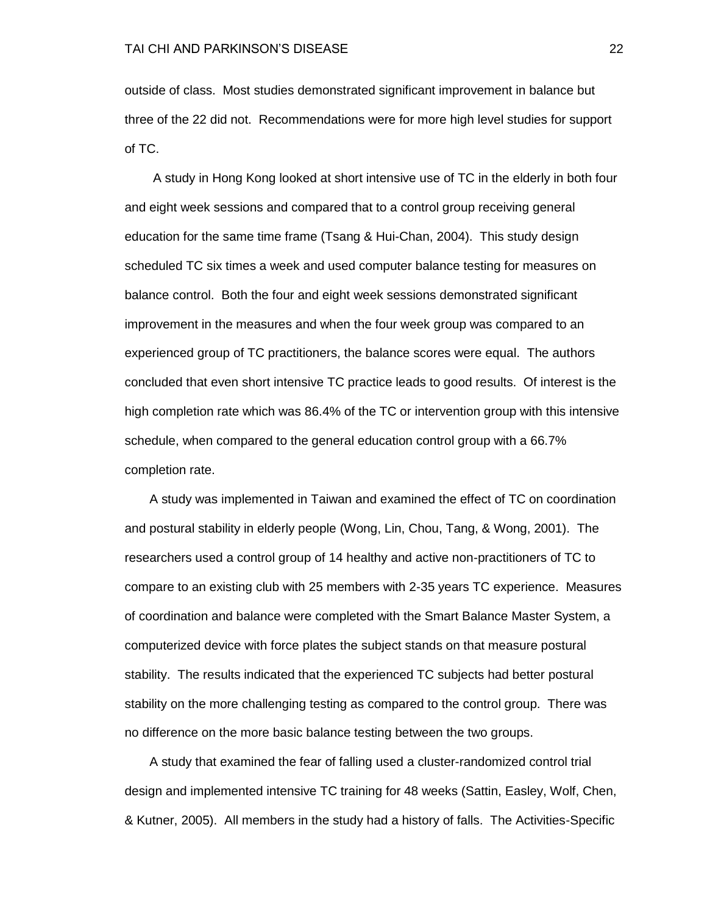outside of class. Most studies demonstrated significant improvement in balance but three of the 22 did not. Recommendations were for more high level studies for support of TC.

A study in Hong Kong looked at short intensive use of TC in the elderly in both four and eight week sessions and compared that to a control group receiving general education for the same time frame (Tsang & Hui-Chan, 2004). This study design scheduled TC six times a week and used computer balance testing for measures on balance control. Both the four and eight week sessions demonstrated significant improvement in the measures and when the four week group was compared to an experienced group of TC practitioners, the balance scores were equal. The authors concluded that even short intensive TC practice leads to good results. Of interest is the high completion rate which was 86.4% of the TC or intervention group with this intensive schedule, when compared to the general education control group with a 66.7% completion rate.

A study was implemented in Taiwan and examined the effect of TC on coordination and postural stability in elderly people (Wong, Lin, Chou, Tang, & Wong, 2001). The researchers used a control group of 14 healthy and active non-practitioners of TC to compare to an existing club with 25 members with 2-35 years TC experience. Measures of coordination and balance were completed with the Smart Balance Master System, a computerized device with force plates the subject stands on that measure postural stability. The results indicated that the experienced TC subjects had better postural stability on the more challenging testing as compared to the control group. There was no difference on the more basic balance testing between the two groups.

A study that examined the fear of falling used a cluster-randomized control trial design and implemented intensive TC training for 48 weeks (Sattin, Easley, Wolf, Chen, & Kutner, 2005). All members in the study had a history of falls. The Activities-Specific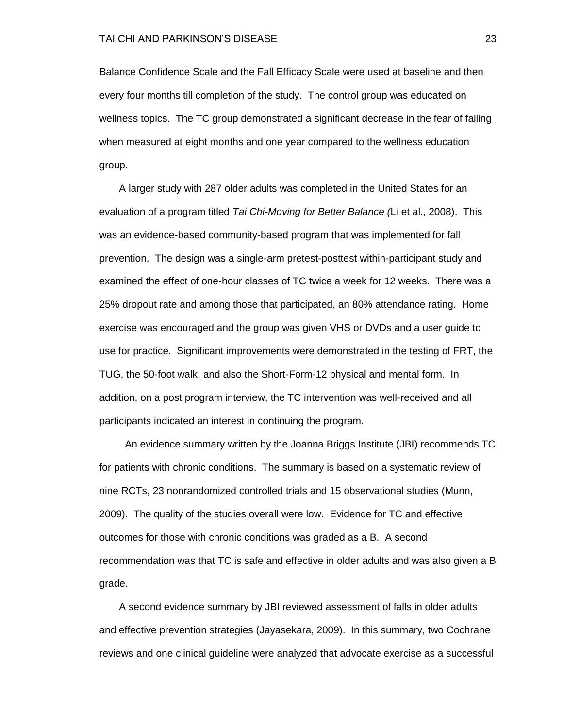Balance Confidence Scale and the Fall Efficacy Scale were used at baseline and then every four months till completion of the study. The control group was educated on wellness topics. The TC group demonstrated a significant decrease in the fear of falling when measured at eight months and one year compared to the wellness education group.

A larger study with 287 older adults was completed in the United States for an evaluation of a program titled *Tai Chi-Moving for Better Balance (*Li et al., 2008). This was an evidence-based community-based program that was implemented for fall prevention. The design was a single-arm pretest-posttest within-participant study and examined the effect of one-hour classes of TC twice a week for 12 weeks. There was a 25% dropout rate and among those that participated, an 80% attendance rating. Home exercise was encouraged and the group was given VHS or DVDs and a user guide to use for practice. Significant improvements were demonstrated in the testing of FRT, the TUG, the 50-foot walk, and also the Short-Form-12 physical and mental form. In addition, on a post program interview, the TC intervention was well-received and all participants indicated an interest in continuing the program.

An evidence summary written by the Joanna Briggs Institute (JBI) recommends TC for patients with chronic conditions. The summary is based on a systematic review of nine RCTs, 23 nonrandomized controlled trials and 15 observational studies (Munn, 2009). The quality of the studies overall were low. Evidence for TC and effective outcomes for those with chronic conditions was graded as a B. A second recommendation was that TC is safe and effective in older adults and was also given a B grade.

A second evidence summary by JBI reviewed assessment of falls in older adults and effective prevention strategies (Jayasekara, 2009). In this summary, two Cochrane reviews and one clinical guideline were analyzed that advocate exercise as a successful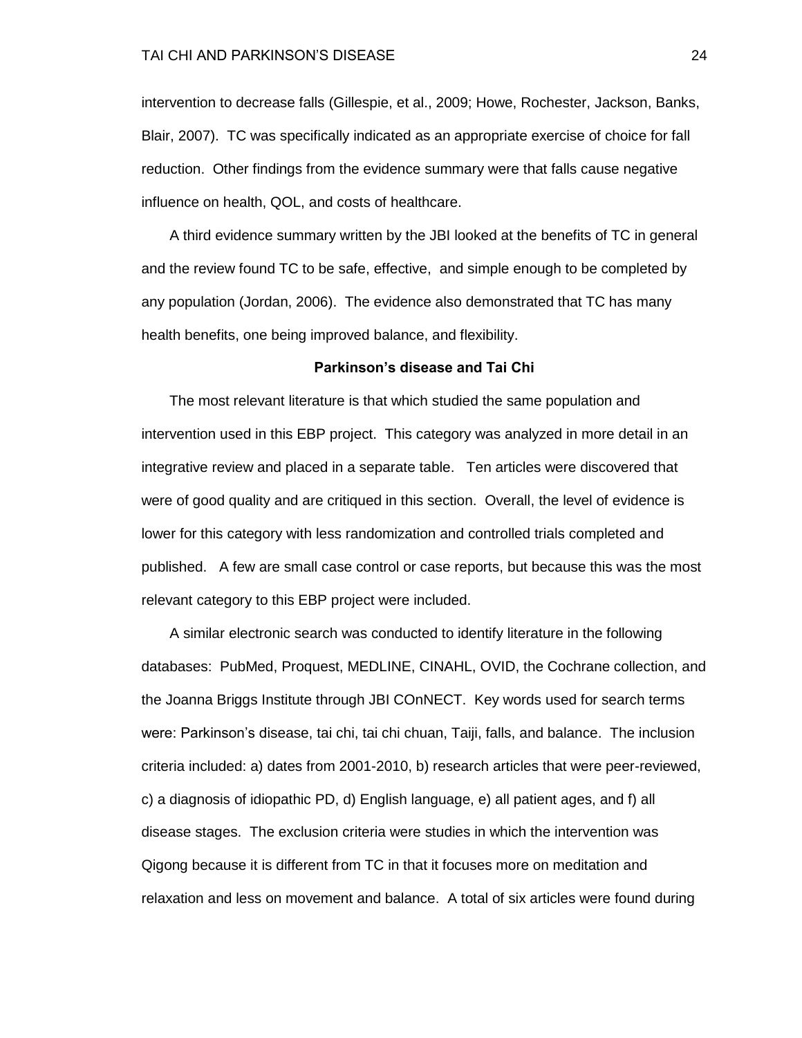intervention to decrease falls (Gillespie, et al., 2009; Howe, Rochester, Jackson, Banks, Blair, 2007). TC was specifically indicated as an appropriate exercise of choice for fall reduction. Other findings from the evidence summary were that falls cause negative influence on health, QOL, and costs of healthcare.

A third evidence summary written by the JBI looked at the benefits of TC in general and the review found TC to be safe, effective, and simple enough to be completed by any population (Jordan, 2006). The evidence also demonstrated that TC has many health benefits, one being improved balance, and flexibility.

**Parkinson's disease and Tai Chi**

The most relevant literature is that which studied the same population and intervention used in this EBP project. This category was analyzed in more detail in an integrative review and placed in a separate table. Ten articles were discovered that were of good quality and are critiqued in this section. Overall, the level of evidence is lower for this category with less randomization and controlled trials completed and published. A few are small case control or case reports, but because this was the most relevant category to this EBP project were included.

A similar electronic search was conducted to identify literature in the following databases: PubMed, Proquest, MEDLINE, CINAHL, OVID, the Cochrane collection, and the Joanna Briggs Institute through JBI COnNECT. Key words used for search terms were: Parkinson's disease, tai chi, tai chi chuan, Taiji, falls, and balance. The inclusion criteria included: a) dates from 2001-2010, b) research articles that were peer-reviewed, c) a diagnosis of idiopathic PD, d) English language, e) all patient ages, and f) all disease stages. The exclusion criteria were studies in which the intervention was Qigong because it is different from TC in that it focuses more on meditation and relaxation and less on movement and balance. A total of six articles were found during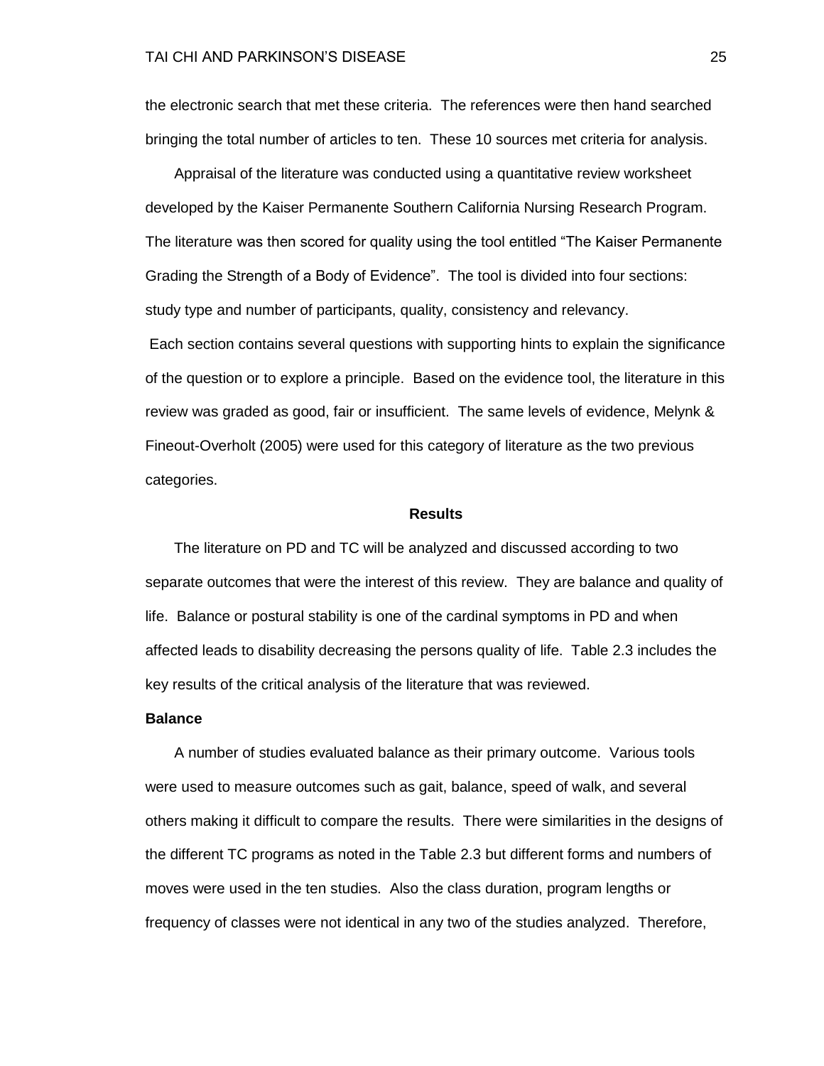the electronic search that met these criteria. The references were then hand searched bringing the total number of articles to ten. These 10 sources met criteria for analysis.

Appraisal of the literature was conducted using a quantitative review worksheet developed by the Kaiser Permanente Southern California Nursing Research Program. The literature was then scored for quality using the tool entitled "The Kaiser Permanente Grading the Strength of a Body of Evidence". The tool is divided into four sections: study type and number of participants, quality, consistency and relevancy. Each section contains several questions with supporting hints to explain the significance of the question or to explore a principle. Based on the evidence tool, the literature in this review was graded as good, fair or insufficient. The same levels of evidence, Melynk & Fineout-Overholt (2005) were used for this category of literature as the two previous categories.

## Results

The literature on PD and TC will be analyzed and discussed according to two separate outcomes that were the interest of this review. They are balance and quality of life. Balance or postural stability is one of the cardinal symptoms in PD and when affected leads to disability decreasing the persons quality of life. Table 2.3 includes the key results of the critical analysis of the literature that was reviewed.

### Balance

A number of studies evaluated balance as their primary outcome. Various tools were used to measure outcomes such as gait, balance, speed of walk, and several others making it difficult to compare the results. There were similarities in the designs of the different TC programs as noted in the Table 2.3 but different forms and numbers of moves were used in the ten studies. Also the class duration, program lengths or frequency of classes were not identical in any two of the studies analyzed. Therefore,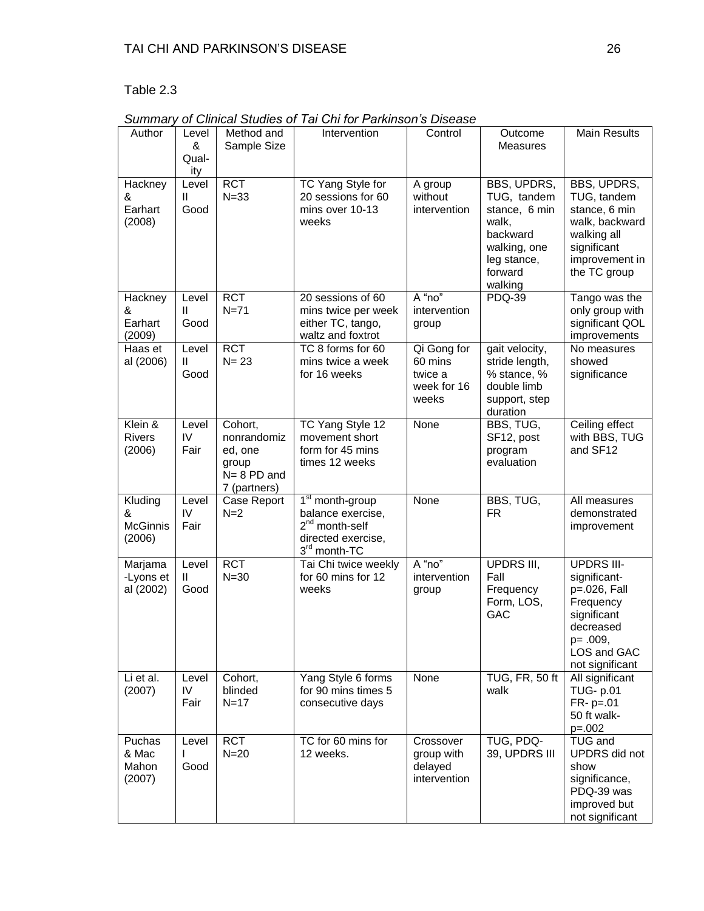Table 2.3

*Summary of Clinical Studies of Tai Chi for Parkinson's Disease*

| Author | Level & Quality | Method and Sample Size | Intervention | Control | Outcome Measures | Main Results |
|---|---|---|---|---|---|---|
| Hackney & Earhart (2008) | Level II Good | RCT N=33 | TC Yang Style for 20 sessions for 60 mins over 10-13 weeks | A group without intervention | BBS, UPDRS, TUG, tandem stance, 6 min walk, backward walking, one leg stance, forward walking | BBS, UPDRS, TUG, tandem stance, 6 min walk, backward walking all significant improvement in the TC group |
| Hackney & Earhart (2009) | Level II Good | RCT N=71 | 20 sessions of 60 mins twice per week either TC, tango, waltz and foxtrot | A "no" intervention group | PDQ-39 | Tango was the only group with significant QOL improvements |
| Haas et al (2006) | Level II Good | RCT N= 23 | TC 8 forms for 60 mins twice a week for 16 weeks | Qi Gong for 60 mins twice a week for 16 weeks | gait velocity, stride length, % stance, % double limb support, step duration | No measures showed significance |
| Klein & Rivers (2006) | Level IV Fair | Cohort, nonrandomized, one group N= 8 PD and 7 (partners) | TC Yang Style 12 movement short form for 45 mins times 12 weeks | None | BBS, TUG, SF12, post program evaluation | Ceiling effect with BBS, TUG and SF12 |
| Kluding & McGinnis (2006) | Level IV Fair | Case Report N=2 | 1st month-group balance exercise, 2nd month-self directed exercise, 3rd month-TC | None | BBS, TUG, FR | All measures demonstrated improvement |
| Marjama-Lyons et al (2002) | Level II Good | RCT N=30 | Tai Chi twice weekly for 60 mins for 12 weeks | A "no" intervention group | UPDRS III, Fall Frequency Form, LOS, GAC | UPDRS III- significant- p=.026, Fall Frequency significant decreased p= .009, LOS and GAC not significant |
| Li et al. (2007) | Level IV Fair | Cohort, blinded N=17 | Yang Style 6 forms for 90 mins times 5 consecutive days | None | TUG, FR, 50 ft walk | All significant TUG- p.01 FR- p=.01 50 ft walk- p=.002 |
| Puchas & Mac Mahon (2007) | Level I Good | RCT N=20 | TC for 60 mins for 12 weeks. | Crossover group with delayed intervention | TUG, PDQ-39, UPDRS III | TUG and UPDRS did not show significance, PDQ-39 was improved but not significant |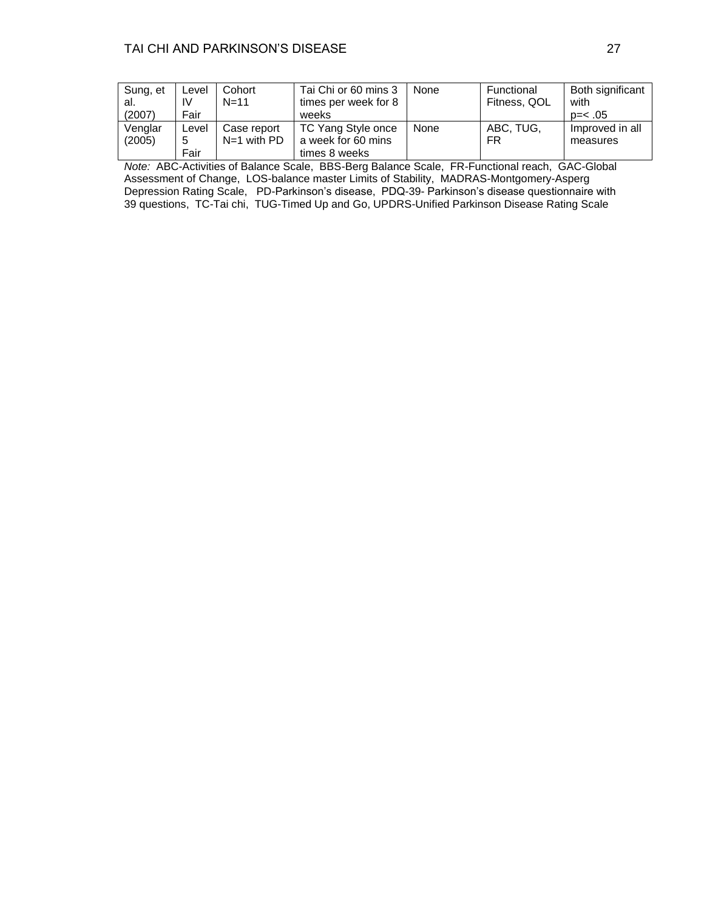| Sung, et al. (2007) | Level IV Fair | Cohort N=11 | Tai Chi or 60 mins 3 times per week for 8 weeks | None | Functional Fitness, QOL | Both significant with p=< .05 |
|---|---|---|---|---|---|---|
| Venglar (2005) | Level 5 Fair | Case report N=1 with PD | TC Yang Style once a week for 60 mins times 8 weeks | None | ABC, TUG, FR | Improved in all measures |

*Note:* ABC-Activities of Balance Scale, BBS-Berg Balance Scale, FR-Functional reach, GAC-Global Assessment of Change, LOS-balance master Limits of Stability, MADRAS-Montgomery-Asperg Depression Rating Scale, PD-Parkinson's disease, PDQ-39- Parkinson's disease questionnaire with 39 questions, TC-Tai chi, TUG-Timed Up and Go, UPDRS-Unified Parkinson Disease Rating Scale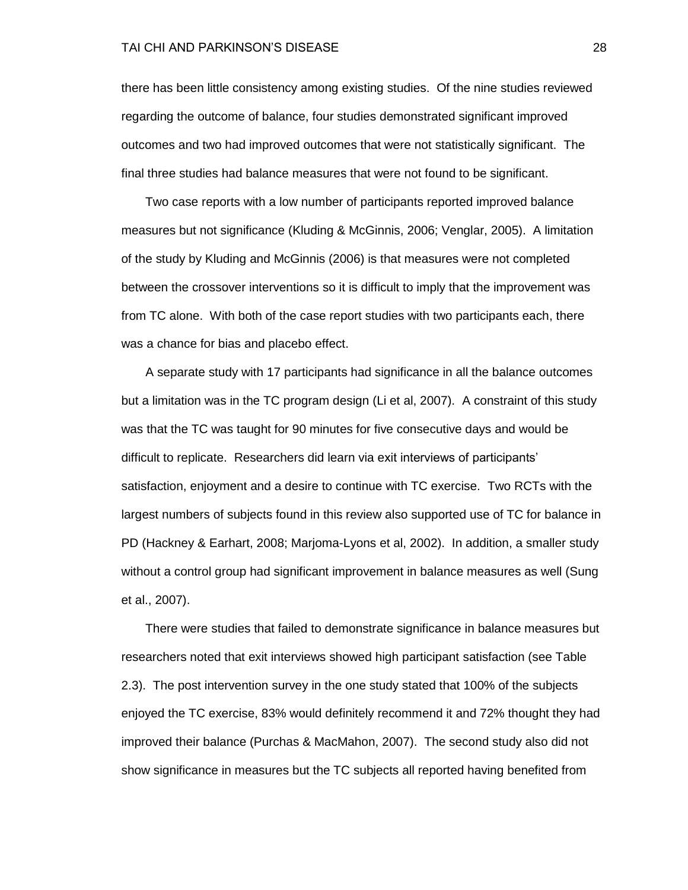there has been little consistency among existing studies. Of the nine studies reviewed regarding the outcome of balance, four studies demonstrated significant improved outcomes and two had improved outcomes that were not statistically significant. The final three studies had balance measures that were not found to be significant.

Two case reports with a low number of participants reported improved balance measures but not significance (Kluding & McGinnis, 2006; Venglar, 2005). A limitation of the study by Kluding and McGinnis (2006) is that measures were not completed between the crossover interventions so it is difficult to imply that the improvement was from TC alone. With both of the case report studies with two participants each, there was a chance for bias and placebo effect.

A separate study with 17 participants had significance in all the balance outcomes but a limitation was in the TC program design (Li et al, 2007). A constraint of this study was that the TC was taught for 90 minutes for five consecutive days and would be difficult to replicate. Researchers did learn via exit interviews of participants' satisfaction, enjoyment and a desire to continue with TC exercise. Two RCTs with the largest numbers of subjects found in this review also supported use of TC for balance in PD (Hackney & Earhart, 2008; Marjoma-Lyons et al, 2002). In addition, a smaller study without a control group had significant improvement in balance measures as well (Sung et al., 2007).

There were studies that failed to demonstrate significance in balance measures but researchers noted that exit interviews showed high participant satisfaction (see Table 2.3). The post intervention survey in the one study stated that 100% of the subjects enjoyed the TC exercise, 83% would definitely recommend it and 72% thought they had improved their balance (Purchas & MacMahon, 2007). The second study also did not show significance in measures but the TC subjects all reported having benefited from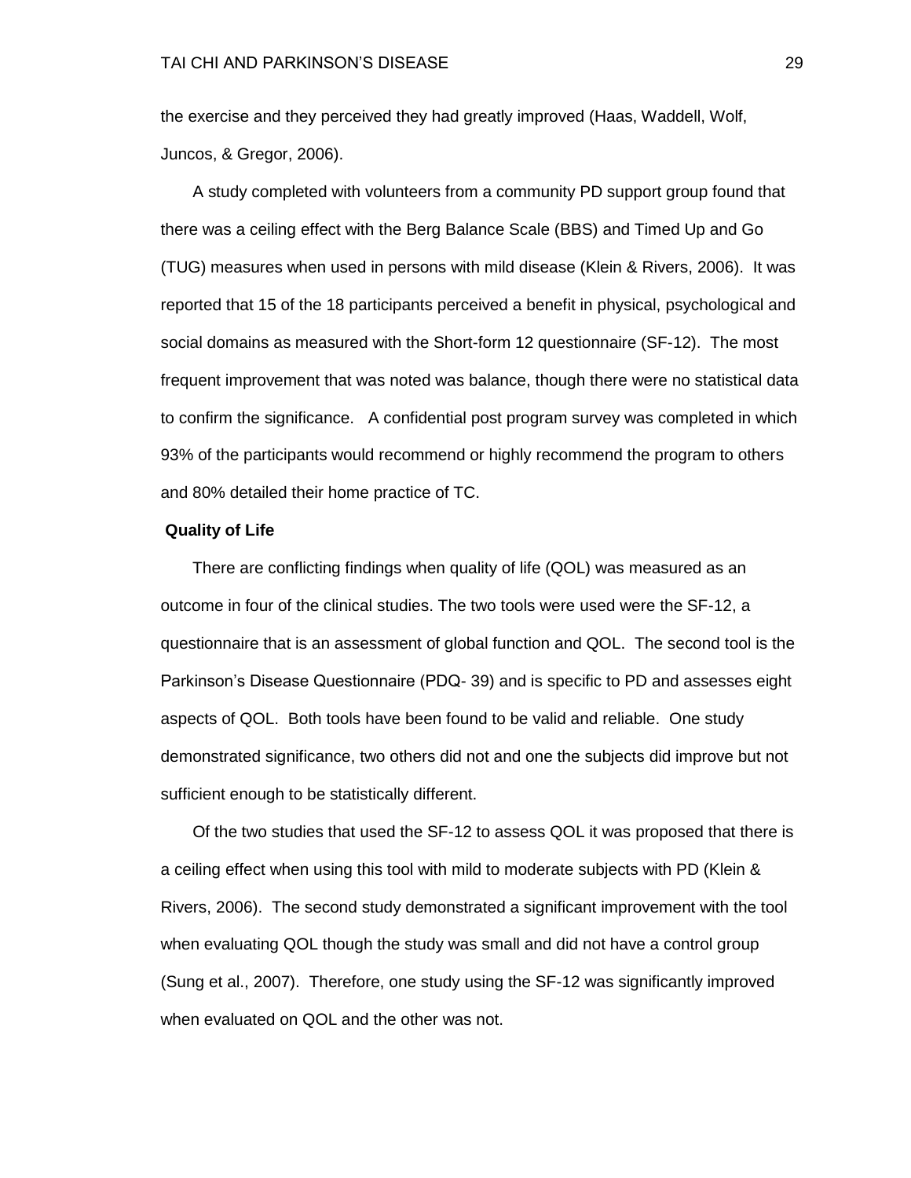the exercise and they perceived they had greatly improved (Haas, Waddell, Wolf, Juncos, & Gregor, 2006).

A study completed with volunteers from a community PD support group found that there was a ceiling effect with the Berg Balance Scale (BBS) and Timed Up and Go (TUG) measures when used in persons with mild disease (Klein & Rivers, 2006). It was reported that 15 of the 18 participants perceived a benefit in physical, psychological and social domains as measured with the Short-form 12 questionnaire (SF-12). The most frequent improvement that was noted was balance, though there were no statistical data to confirm the significance. A confidential post program survey was completed in which 93% of the participants would recommend or highly recommend the program to others and 80% detailed their home practice of TC.

**Quality of Life**

There are conflicting findings when quality of life (QOL) was measured as an outcome in four of the clinical studies. The two tools were used were the SF-12, a questionnaire that is an assessment of global function and QOL. The second tool is the Parkinson's Disease Questionnaire (PDQ- 39) and is specific to PD and assesses eight aspects of QOL. Both tools have been found to be valid and reliable. One study demonstrated significance, two others did not and one the subjects did improve but not sufficient enough to be statistically different.

Of the two studies that used the SF-12 to assess QOL it was proposed that there is a ceiling effect when using this tool with mild to moderate subjects with PD (Klein & Rivers, 2006). The second study demonstrated a significant improvement with the tool when evaluating QOL though the study was small and did not have a control group (Sung et al., 2007). Therefore, one study using the SF-12 was significantly improved when evaluated on QOL and the other was not.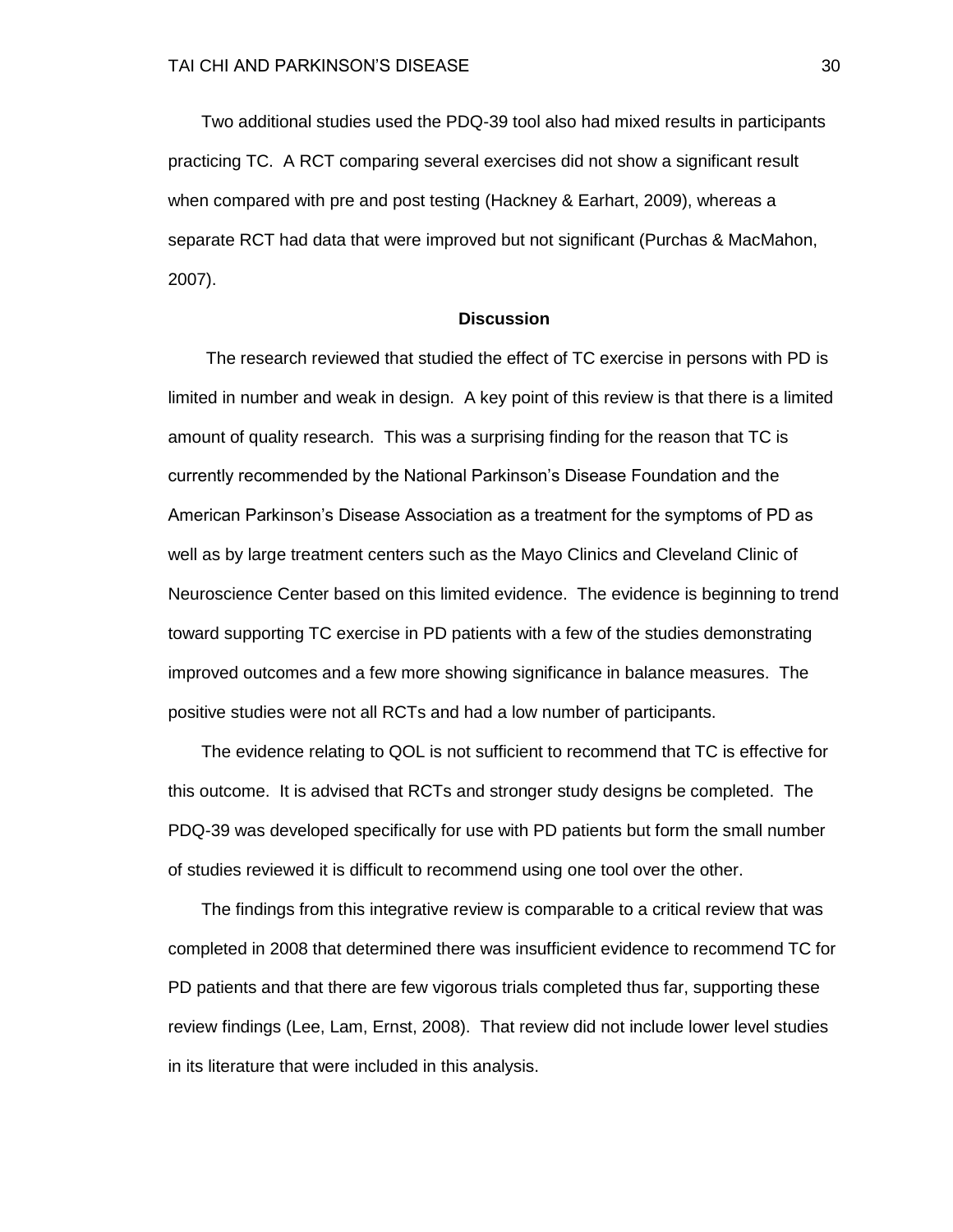Two additional studies used the PDQ-39 tool also had mixed results in participants practicing TC. A RCT comparing several exercises did not show a significant result when compared with pre and post testing (Hackney & Earhart, 2009), whereas a separate RCT had data that were improved but not significant (Purchas & MacMahon, 2007).

## Discussion

The research reviewed that studied the effect of TC exercise in persons with PD is limited in number and weak in design. A key point of this review is that there is a limited amount of quality research. This was a surprising finding for the reason that TC is currently recommended by the National Parkinson's Disease Foundation and the American Parkinson's Disease Association as a treatment for the symptoms of PD as well as by large treatment centers such as the Mayo Clinics and Cleveland Clinic of Neuroscience Center based on this limited evidence. The evidence is beginning to trend toward supporting TC exercise in PD patients with a few of the studies demonstrating improved outcomes and a few more showing significance in balance measures. The positive studies were not all RCTs and had a low number of participants.

The evidence relating to QOL is not sufficient to recommend that TC is effective for this outcome. It is advised that RCTs and stronger study designs be completed. The PDQ-39 was developed specifically for use with PD patients but form the small number of studies reviewed it is difficult to recommend using one tool over the other.

The findings from this integrative review is comparable to a critical review that was completed in 2008 that determined there was insufficient evidence to recommend TC for PD patients and that there are few vigorous trials completed thus far, supporting these review findings (Lee, Lam, Ernst, 2008). That review did not include lower level studies in its literature that were included in this analysis.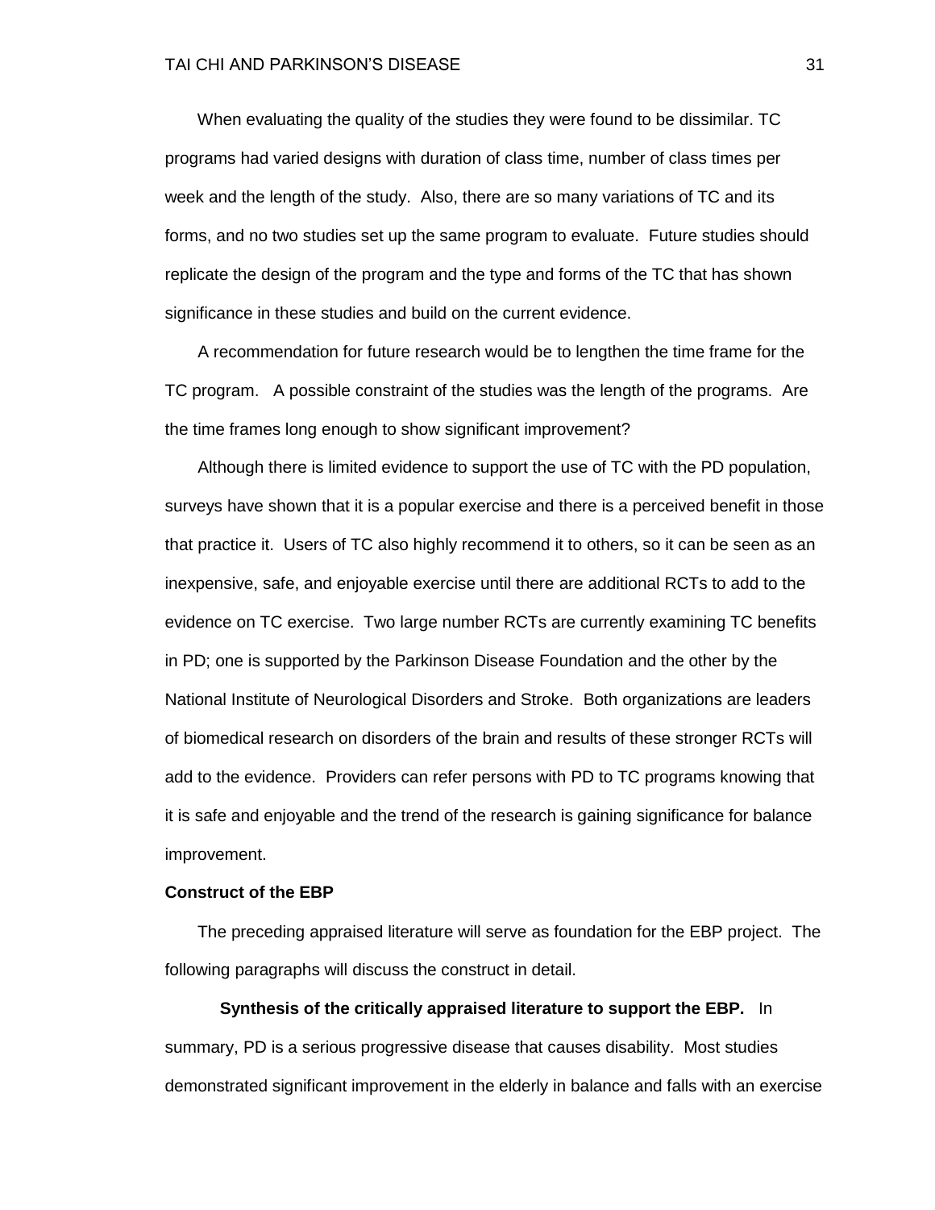When evaluating the quality of the studies they were found to be dissimilar. TC programs had varied designs with duration of class time, number of class times per week and the length of the study. Also, there are so many variations of TC and its forms, and no two studies set up the same program to evaluate. Future studies should replicate the design of the program and the type and forms of the TC that has shown significance in these studies and build on the current evidence.

A recommendation for future research would be to lengthen the time frame for the TC program. A possible constraint of the studies was the length of the programs. Are the time frames long enough to show significant improvement?

Although there is limited evidence to support the use of TC with the PD population, surveys have shown that it is a popular exercise and there is a perceived benefit in those that practice it. Users of TC also highly recommend it to others, so it can be seen as an inexpensive, safe, and enjoyable exercise until there are additional RCTs to add to the evidence on TC exercise. Two large number RCTs are currently examining TC benefits in PD; one is supported by the Parkinson Disease Foundation and the other by the National Institute of Neurological Disorders and Stroke. Both organizations are leaders of biomedical research on disorders of the brain and results of these stronger RCTs will add to the evidence. Providers can refer persons with PD to TC programs knowing that it is safe and enjoyable and the trend of the research is gaining significance for balance improvement.

## Construct of the EBP

The preceding appraised literature will serve as foundation for the EBP project. The following paragraphs will discuss the construct in detail.

**Synthesis of the critically appraised literature to support the EBP.** In summary, PD is a serious progressive disease that causes disability. Most studies demonstrated significant improvement in the elderly in balance and falls with an exercise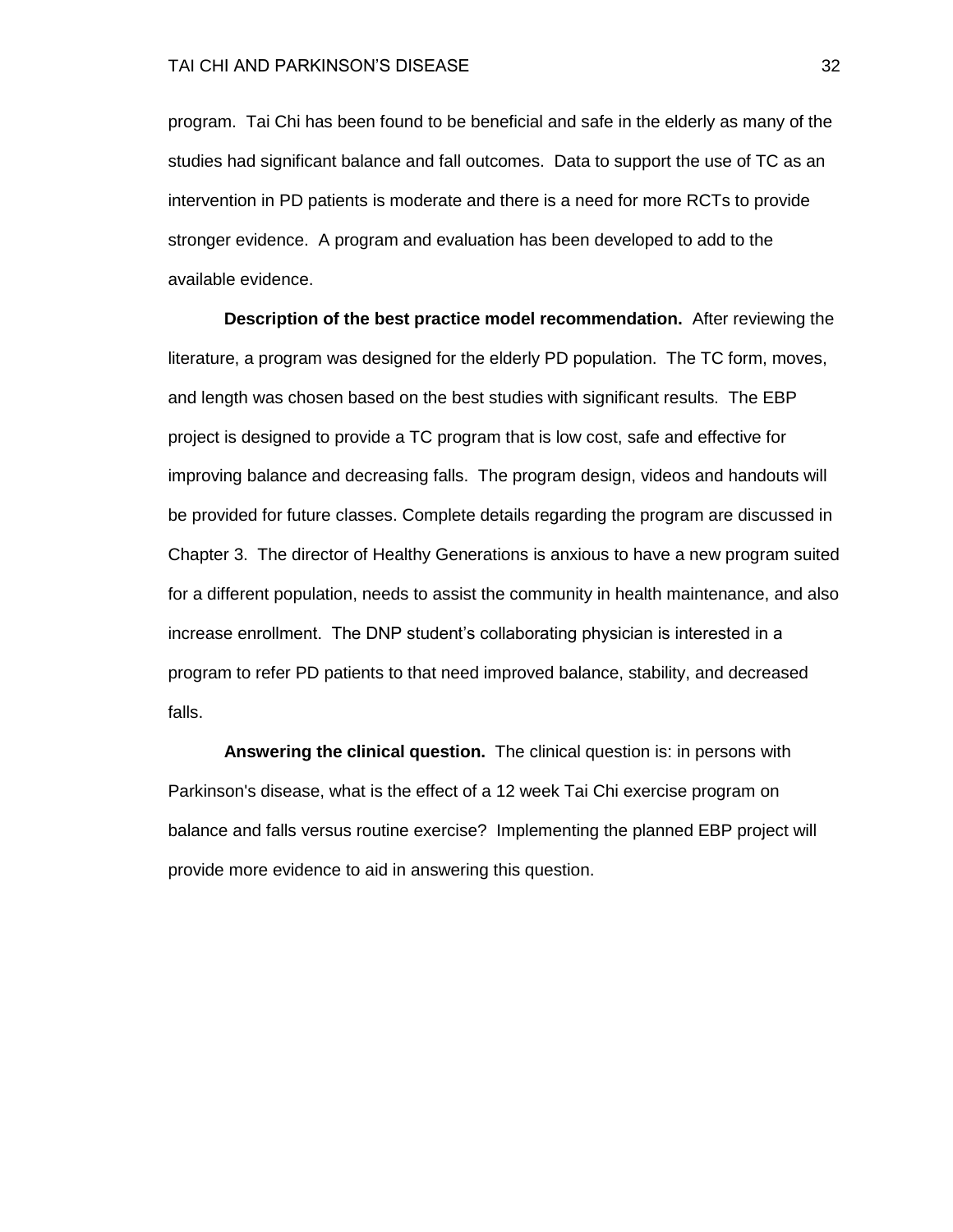program. Tai Chi has been found to be beneficial and safe in the elderly as many of the studies had significant balance and fall outcomes. Data to support the use of TC as an intervention in PD patients is moderate and there is a need for more RCTs to provide stronger evidence. A program and evaluation has been developed to add to the available evidence.

**Description of the best practice model recommendation.** After reviewing the literature, a program was designed for the elderly PD population. The TC form, moves, and length was chosen based on the best studies with significant results. The EBP project is designed to provide a TC program that is low cost, safe and effective for improving balance and decreasing falls. The program design, videos and handouts will be provided for future classes. Complete details regarding the program are discussed in Chapter 3. The director of Healthy Generations is anxious to have a new program suited for a different population, needs to assist the community in health maintenance, and also increase enrollment. The DNP student's collaborating physician is interested in a program to refer PD patients to that need improved balance, stability, and decreased falls.

**Answering the clinical question.** The clinical question is: in persons with Parkinson's disease, what is the effect of a 12 week Tai Chi exercise program on balance and falls versus routine exercise? Implementing the planned EBP project will provide more evidence to aid in answering this question.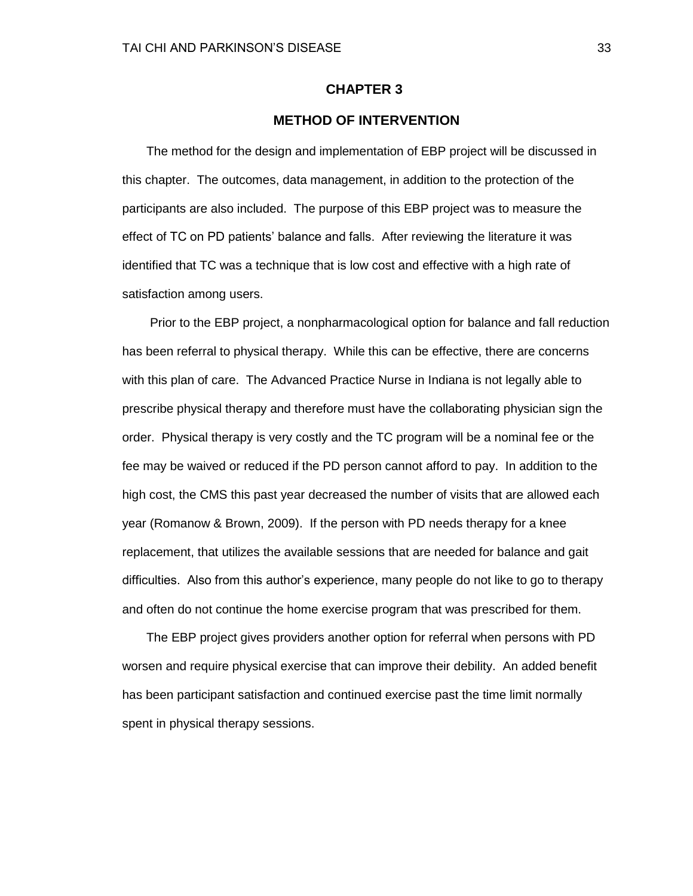# CHAPTER 3

## METHOD OF INTERVENTION

The method for the design and implementation of EBP project will be discussed in this chapter. The outcomes, data management, in addition to the protection of the participants are also included. The purpose of this EBP project was to measure the effect of TC on PD patients' balance and falls. After reviewing the literature it was identified that TC was a technique that is low cost and effective with a high rate of satisfaction among users.

Prior to the EBP project, a nonpharmacological option for balance and fall reduction has been referral to physical therapy. While this can be effective, there are concerns with this plan of care. The Advanced Practice Nurse in Indiana is not legally able to prescribe physical therapy and therefore must have the collaborating physician sign the order. Physical therapy is very costly and the TC program will be a nominal fee or the fee may be waived or reduced if the PD person cannot afford to pay. In addition to the high cost, the CMS this past year decreased the number of visits that are allowed each year (Romanow & Brown, 2009). If the person with PD needs therapy for a knee replacement, that utilizes the available sessions that are needed for balance and gait difficulties. Also from this author's experience, many people do not like to go to therapy and often do not continue the home exercise program that was prescribed for them.

The EBP project gives providers another option for referral when persons with PD worsen and require physical exercise that can improve their debility. An added benefit has been participant satisfaction and continued exercise past the time limit normally spent in physical therapy sessions.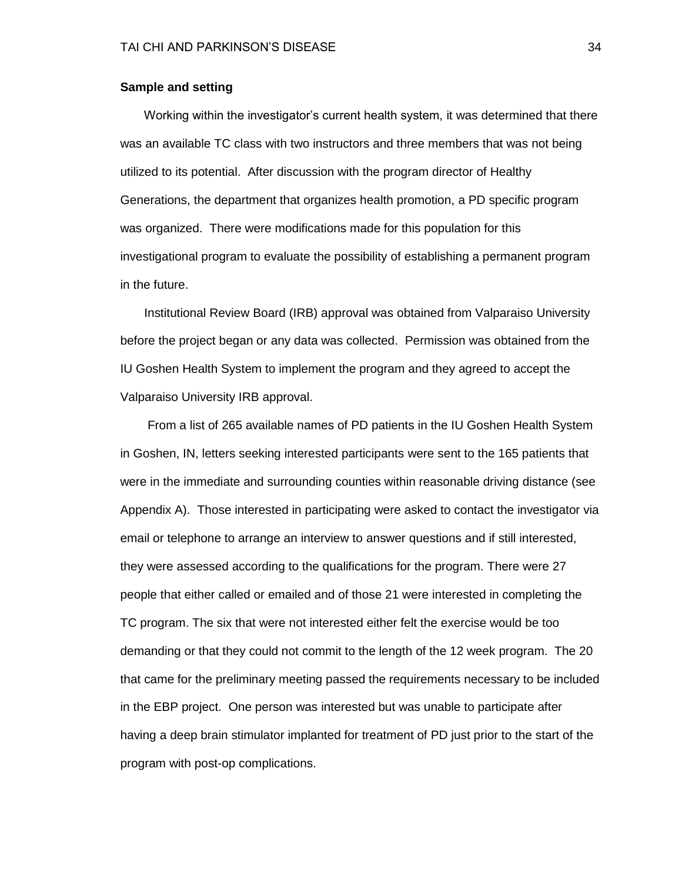**Sample and setting**

Working within the investigator's current health system, it was determined that there was an available TC class with two instructors and three members that was not being utilized to its potential. After discussion with the program director of Healthy Generations, the department that organizes health promotion, a PD specific program was organized. There were modifications made for this population for this investigational program to evaluate the possibility of establishing a permanent program in the future.

Institutional Review Board (IRB) approval was obtained from Valparaiso University before the project began or any data was collected. Permission was obtained from the IU Goshen Health System to implement the program and they agreed to accept the Valparaiso University IRB approval.

From a list of 265 available names of PD patients in the IU Goshen Health System in Goshen, IN, letters seeking interested participants were sent to the 165 patients that were in the immediate and surrounding counties within reasonable driving distance (see Appendix A). Those interested in participating were asked to contact the investigator via email or telephone to arrange an interview to answer questions and if still interested, they were assessed according to the qualifications for the program. There were 27 people that either called or emailed and of those 21 were interested in completing the TC program. The six that were not interested either felt the exercise would be too demanding or that they could not commit to the length of the 12 week program. The 20 that came for the preliminary meeting passed the requirements necessary to be included in the EBP project. One person was interested but was unable to participate after having a deep brain stimulator implanted for treatment of PD just prior to the start of the program with post-op complications.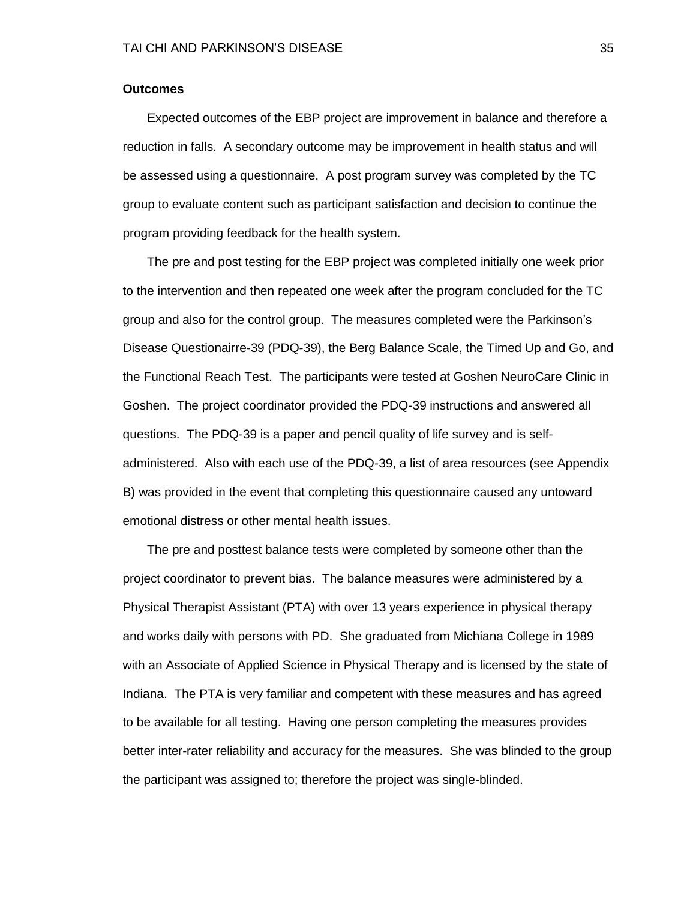**Outcomes**

Expected outcomes of the EBP project are improvement in balance and therefore a reduction in falls. A secondary outcome may be improvement in health status and will be assessed using a questionnaire. A post program survey was completed by the TC group to evaluate content such as participant satisfaction and decision to continue the program providing feedback for the health system.

The pre and post testing for the EBP project was completed initially one week prior to the intervention and then repeated one week after the program concluded for the TC group and also for the control group. The measures completed were the Parkinson's Disease Questionairre-39 (PDQ-39), the Berg Balance Scale, the Timed Up and Go, and the Functional Reach Test. The participants were tested at Goshen NeuroCare Clinic in Goshen. The project coordinator provided the PDQ-39 instructions and answered all questions. The PDQ-39 is a paper and pencil quality of life survey and is self-administered. Also with each use of the PDQ-39, a list of area resources (see Appendix B) was provided in the event that completing this questionnaire caused any untoward emotional distress or other mental health issues.

The pre and posttest balance tests were completed by someone other than the project coordinator to prevent bias. The balance measures were administered by a Physical Therapist Assistant (PTA) with over 13 years experience in physical therapy and works daily with persons with PD. She graduated from Michiana College in 1989 with an Associate of Applied Science in Physical Therapy and is licensed by the state of Indiana. The PTA is very familiar and competent with these measures and has agreed to be available for all testing. Having one person completing the measures provides better inter-rater reliability and accuracy for the measures. She was blinded to the group the participant was assigned to; therefore the project was single-blinded.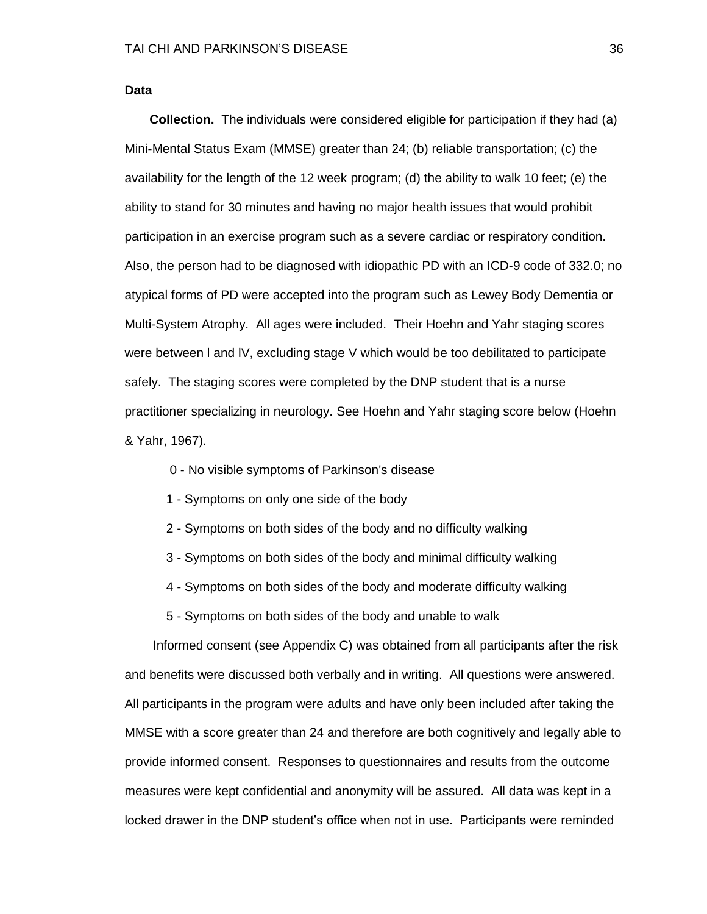## Data

**Collection.** The individuals were considered eligible for participation if they had (a) Mini-Mental Status Exam (MMSE) greater than 24; (b) reliable transportation; (c) the availability for the length of the 12 week program; (d) the ability to walk 10 feet; (e) the ability to stand for 30 minutes and having no major health issues that would prohibit participation in an exercise program such as a severe cardiac or respiratory condition. Also, the person had to be diagnosed with idiopathic PD with an ICD-9 code of 332.0; no atypical forms of PD were accepted into the program such as Lewey Body Dementia or Multi-System Atrophy. All ages were included. Their Hoehn and Yahr staging scores were between l and lV, excluding stage V which would be too debilitated to participate safely. The staging scores were completed by the DNP student that is a nurse practitioner specializing in neurology. See Hoehn and Yahr staging score below (Hoehn & Yahr, 1967).

0 - No visible symptoms of Parkinson's disease

1 - Symptoms on only one side of the body

2 - Symptoms on both sides of the body and no difficulty walking

3 - Symptoms on both sides of the body and minimal difficulty walking

4 - Symptoms on both sides of the body and moderate difficulty walking

5 - Symptoms on both sides of the body and unable to walk

Informed consent (see Appendix C) was obtained from all participants after the risk and benefits were discussed both verbally and in writing. All questions were answered. All participants in the program were adults and have only been included after taking the MMSE with a score greater than 24 and therefore are both cognitively and legally able to provide informed consent. Responses to questionnaires and results from the outcome measures were kept confidential and anonymity will be assured. All data was kept in a locked drawer in the DNP student's office when not in use. Participants were reminded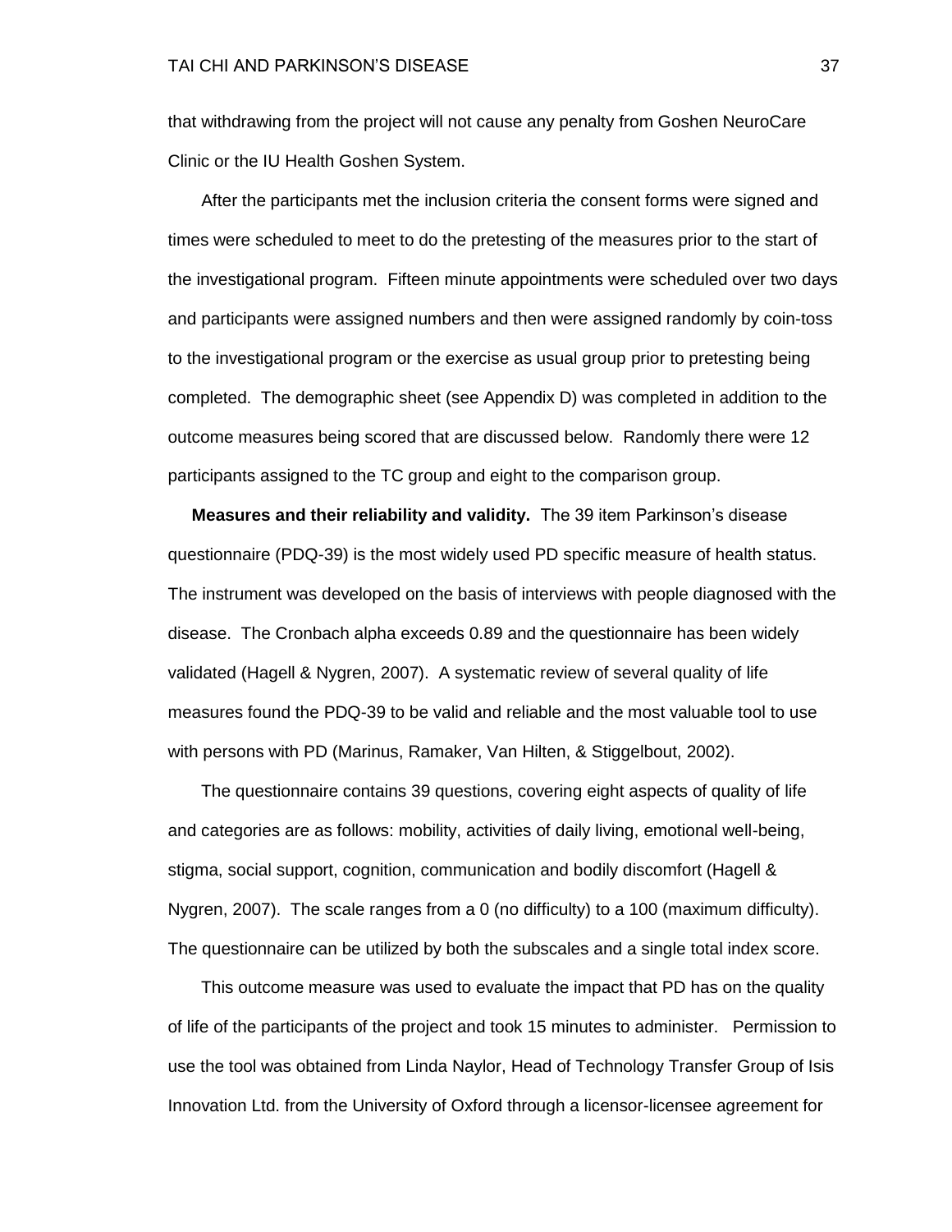that withdrawing from the project will not cause any penalty from Goshen NeuroCare Clinic or the IU Health Goshen System.

After the participants met the inclusion criteria the consent forms were signed and times were scheduled to meet to do the pretesting of the measures prior to the start of the investigational program. Fifteen minute appointments were scheduled over two days and participants were assigned numbers and then were assigned randomly by coin-toss to the investigational program or the exercise as usual group prior to pretesting being completed. The demographic sheet (see Appendix D) was completed in addition to the outcome measures being scored that are discussed below. Randomly there were 12 participants assigned to the TC group and eight to the comparison group.

**Measures and their reliability and validity.** The 39 item Parkinson's disease questionnaire (PDQ-39) is the most widely used PD specific measure of health status. The instrument was developed on the basis of interviews with people diagnosed with the disease. The Cronbach alpha exceeds 0.89 and the questionnaire has been widely validated (Hagell & Nygren, 2007). A systematic review of several quality of life measures found the PDQ-39 to be valid and reliable and the most valuable tool to use with persons with PD (Marinus, Ramaker, Van Hilten, & Stiggelbout, 2002).

The questionnaire contains 39 questions, covering eight aspects of quality of life and categories are as follows: mobility, activities of daily living, emotional well-being, stigma, social support, cognition, communication and bodily discomfort (Hagell & Nygren, 2007). The scale ranges from a 0 (no difficulty) to a 100 (maximum difficulty). The questionnaire can be utilized by both the subscales and a single total index score.

This outcome measure was used to evaluate the impact that PD has on the quality of life of the participants of the project and took 15 minutes to administer. Permission to use the tool was obtained from Linda Naylor, Head of Technology Transfer Group of Isis Innovation Ltd. from the University of Oxford through a licensor-licensee agreement for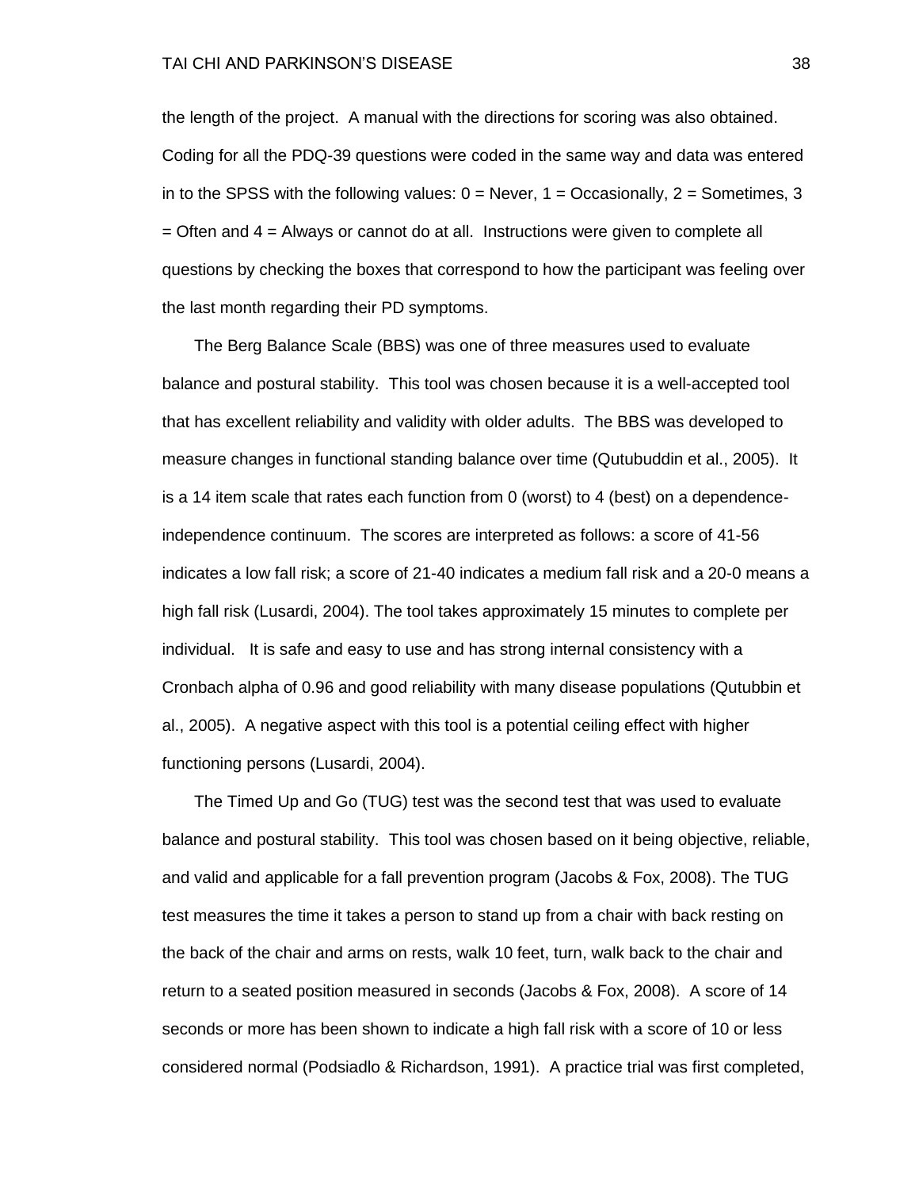the length of the project. A manual with the directions for scoring was also obtained. Coding for all the PDQ-39 questions were coded in the same way and data was entered in to the SPSS with the following values: 0 = Never, 1 = Occasionally, 2 = Sometimes, 3 = Often and 4 = Always or cannot do at all. Instructions were given to complete all questions by checking the boxes that correspond to how the participant was feeling over the last month regarding their PD symptoms.

The Berg Balance Scale (BBS) was one of three measures used to evaluate balance and postural stability. This tool was chosen because it is a well-accepted tool that has excellent reliability and validity with older adults. The BBS was developed to measure changes in functional standing balance over time (Qutubuddin et al., 2005). It is a 14 item scale that rates each function from 0 (worst) to 4 (best) on a dependence-independence continuum. The scores are interpreted as follows: a score of 41-56 indicates a low fall risk; a score of 21-40 indicates a medium fall risk and a 20-0 means a high fall risk (Lusardi, 2004). The tool takes approximately 15 minutes to complete per individual. It is safe and easy to use and has strong internal consistency with a Cronbach alpha of 0.96 and good reliability with many disease populations (Qutubbin et al., 2005). A negative aspect with this tool is a potential ceiling effect with higher functioning persons (Lusardi, 2004).

The Timed Up and Go (TUG) test was the second test that was used to evaluate balance and postural stability. This tool was chosen based on it being objective, reliable, and valid and applicable for a fall prevention program (Jacobs & Fox, 2008). The TUG test measures the time it takes a person to stand up from a chair with back resting on the back of the chair and arms on rests, walk 10 feet, turn, walk back to the chair and return to a seated position measured in seconds (Jacobs & Fox, 2008). A score of 14 seconds or more has been shown to indicate a high fall risk with a score of 10 or less considered normal (Podsiadlo & Richardson, 1991). A practice trial was first completed,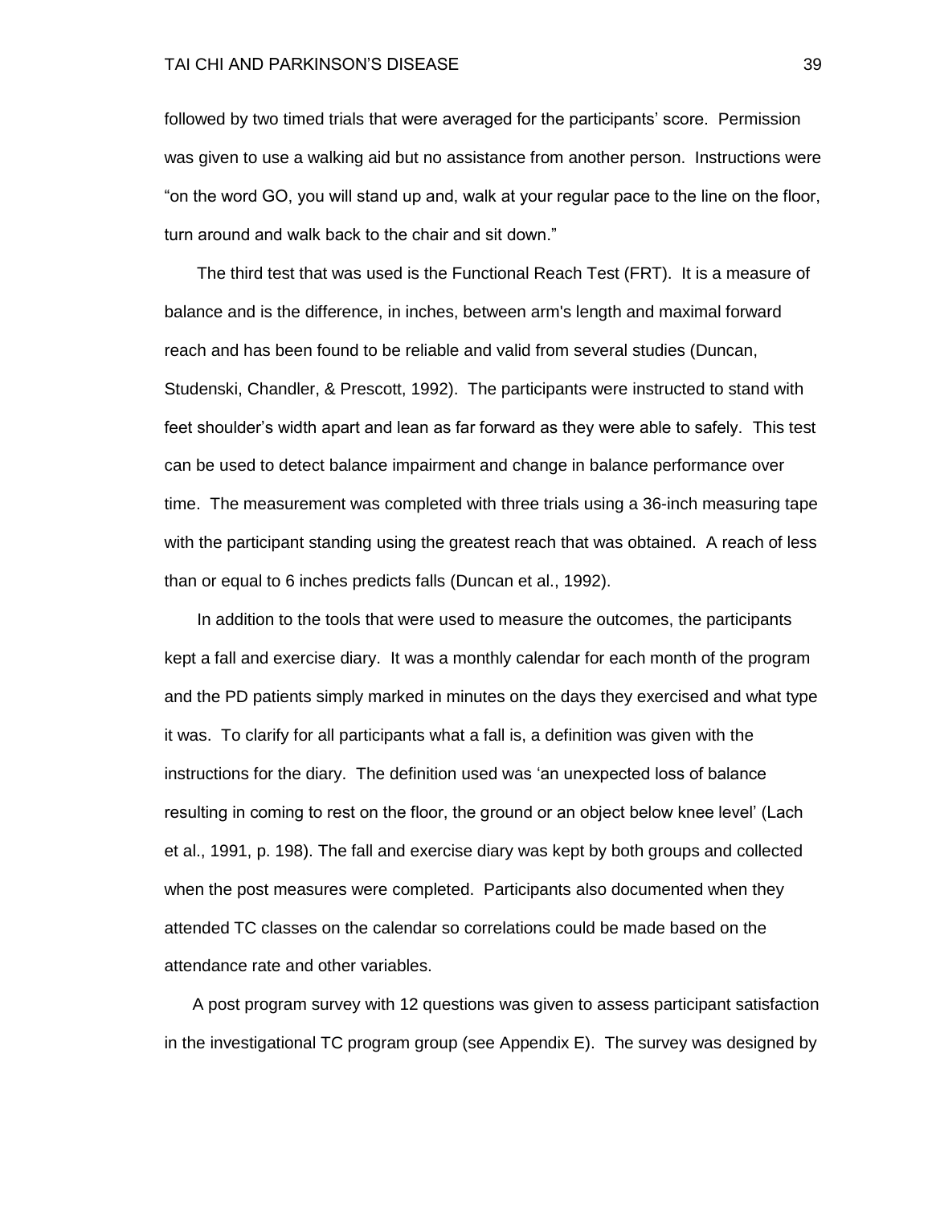followed by two timed trials that were averaged for the participants' score. Permission was given to use a walking aid but no assistance from another person. Instructions were "on the word GO, you will stand up and, walk at your regular pace to the line on the floor, turn around and walk back to the chair and sit down."

The third test that was used is the Functional Reach Test (FRT). It is a measure of balance and is the difference, in inches, between arm's length and maximal forward reach and has been found to be reliable and valid from several studies (Duncan, Studenski, Chandler, & Prescott, 1992). The participants were instructed to stand with feet shoulder's width apart and lean as far forward as they were able to safely. This test can be used to detect balance impairment and change in balance performance over time. The measurement was completed with three trials using a 36-inch measuring tape with the participant standing using the greatest reach that was obtained. A reach of less than or equal to 6 inches predicts falls (Duncan et al., 1992).

In addition to the tools that were used to measure the outcomes, the participants kept a fall and exercise diary. It was a monthly calendar for each month of the program and the PD patients simply marked in minutes on the days they exercised and what type it was. To clarify for all participants what a fall is, a definition was given with the instructions for the diary. The definition used was 'an unexpected loss of balance resulting in coming to rest on the floor, the ground or an object below knee level' (Lach et al., 1991, p. 198). The fall and exercise diary was kept by both groups and collected when the post measures were completed. Participants also documented when they attended TC classes on the calendar so correlations could be made based on the attendance rate and other variables.

A post program survey with 12 questions was given to assess participant satisfaction in the investigational TC program group (see Appendix E). The survey was designed by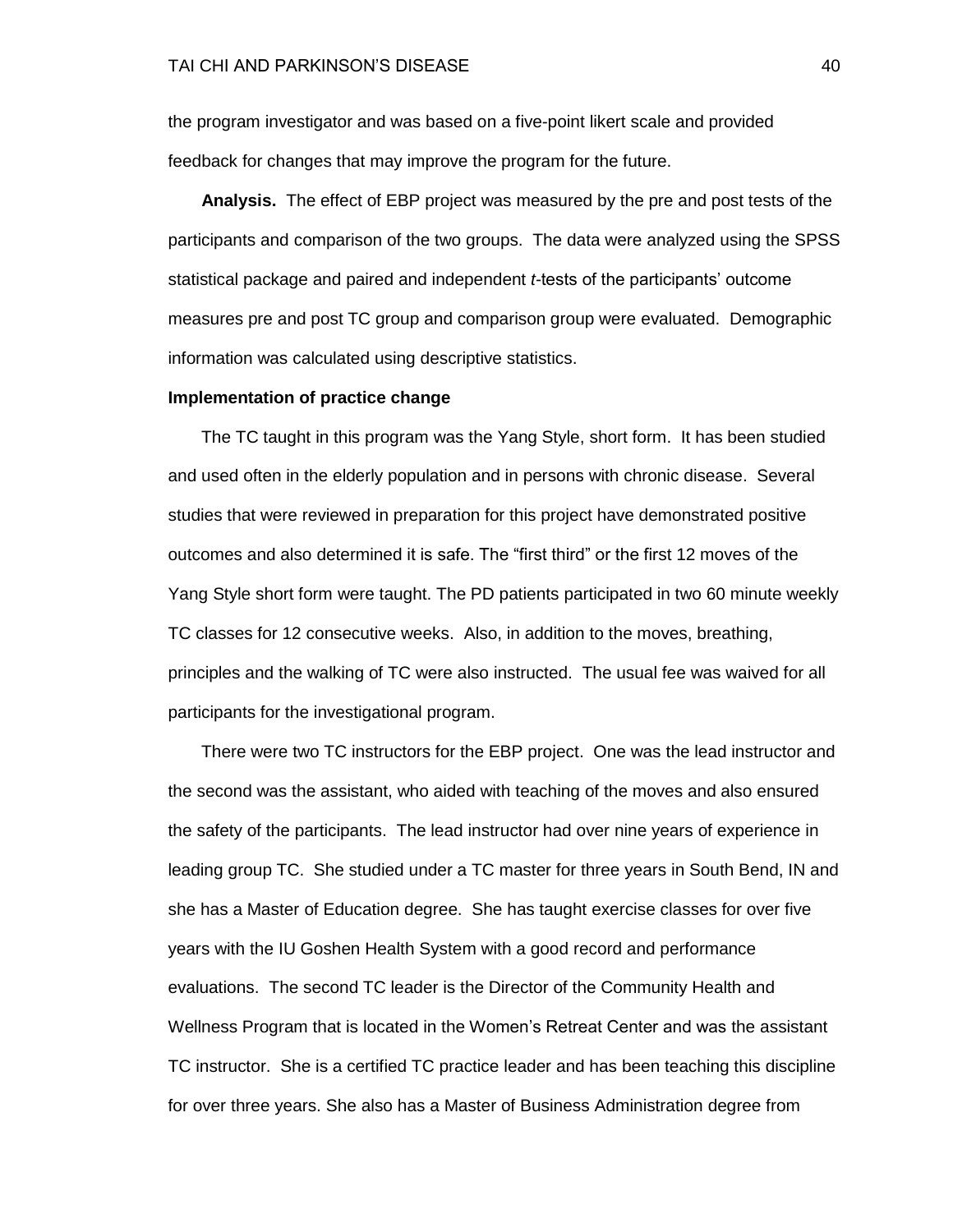the program investigator and was based on a five-point likert scale and provided feedback for changes that may improve the program for the future.

**Analysis.** The effect of EBP project was measured by the pre and post tests of the participants and comparison of the two groups. The data were analyzed using the SPSS statistical package and paired and independent *t*-tests of the participants' outcome measures pre and post TC group and comparison group were evaluated. Demographic information was calculated using descriptive statistics.

**Implementation of practice change**

The TC taught in this program was the Yang Style, short form. It has been studied and used often in the elderly population and in persons with chronic disease. Several studies that were reviewed in preparation for this project have demonstrated positive outcomes and also determined it is safe. The "first third" or the first 12 moves of the Yang Style short form were taught. The PD patients participated in two 60 minute weekly TC classes for 12 consecutive weeks. Also, in addition to the moves, breathing, principles and the walking of TC were also instructed. The usual fee was waived for all participants for the investigational program.

There were two TC instructors for the EBP project. One was the lead instructor and the second was the assistant, who aided with teaching of the moves and also ensured the safety of the participants. The lead instructor had over nine years of experience in leading group TC. She studied under a TC master for three years in South Bend, IN and she has a Master of Education degree. She has taught exercise classes for over five years with the IU Goshen Health System with a good record and performance evaluations. The second TC leader is the Director of the Community Health and Wellness Program that is located in the Women's Retreat Center and was the assistant TC instructor. She is a certified TC practice leader and has been teaching this discipline for over three years. She also has a Master of Business Administration degree from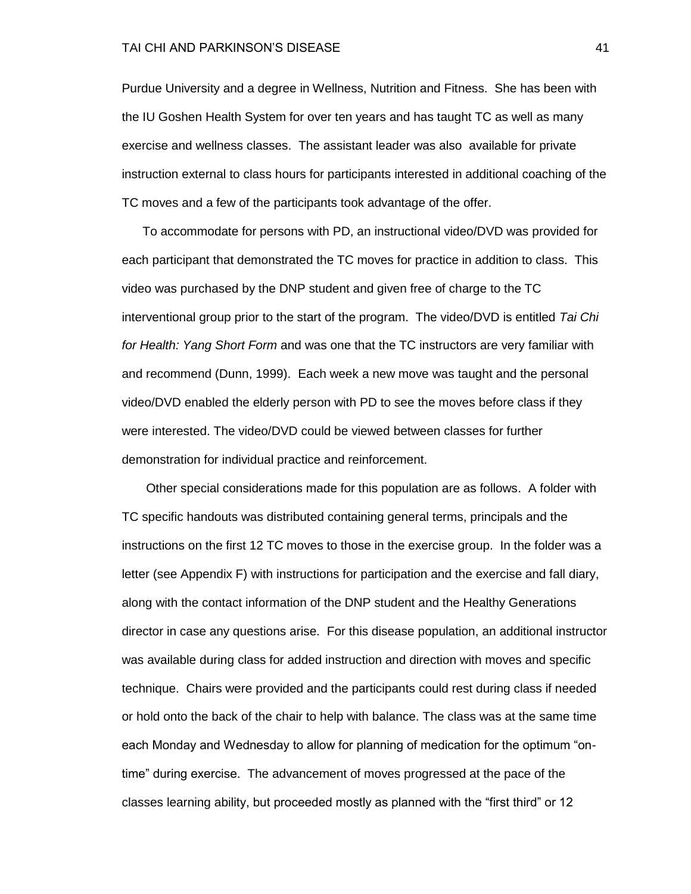Purdue University and a degree in Wellness, Nutrition and Fitness. She has been with the IU Goshen Health System for over ten years and has taught TC as well as many exercise and wellness classes. The assistant leader was also available for private instruction external to class hours for participants interested in additional coaching of the TC moves and a few of the participants took advantage of the offer.

To accommodate for persons with PD, an instructional video/DVD was provided for each participant that demonstrated the TC moves for practice in addition to class. This video was purchased by the DNP student and given free of charge to the TC interventional group prior to the start of the program. The video/DVD is entitled *Tai Chi for Health: Yang Short Form* and was one that the TC instructors are very familiar with and recommend (Dunn, 1999). Each week a new move was taught and the personal video/DVD enabled the elderly person with PD to see the moves before class if they were interested. The video/DVD could be viewed between classes for further demonstration for individual practice and reinforcement.

Other special considerations made for this population are as follows. A folder with TC specific handouts was distributed containing general terms, principals and the instructions on the first 12 TC moves to those in the exercise group. In the folder was a letter (see Appendix F) with instructions for participation and the exercise and fall diary, along with the contact information of the DNP student and the Healthy Generations director in case any questions arise. For this disease population, an additional instructor was available during class for added instruction and direction with moves and specific technique. Chairs were provided and the participants could rest during class if needed or hold onto the back of the chair to help with balance. The class was at the same time each Monday and Wednesday to allow for planning of medication for the optimum "on-time" during exercise. The advancement of moves progressed at the pace of the classes learning ability, but proceeded mostly as planned with the "first third" or 12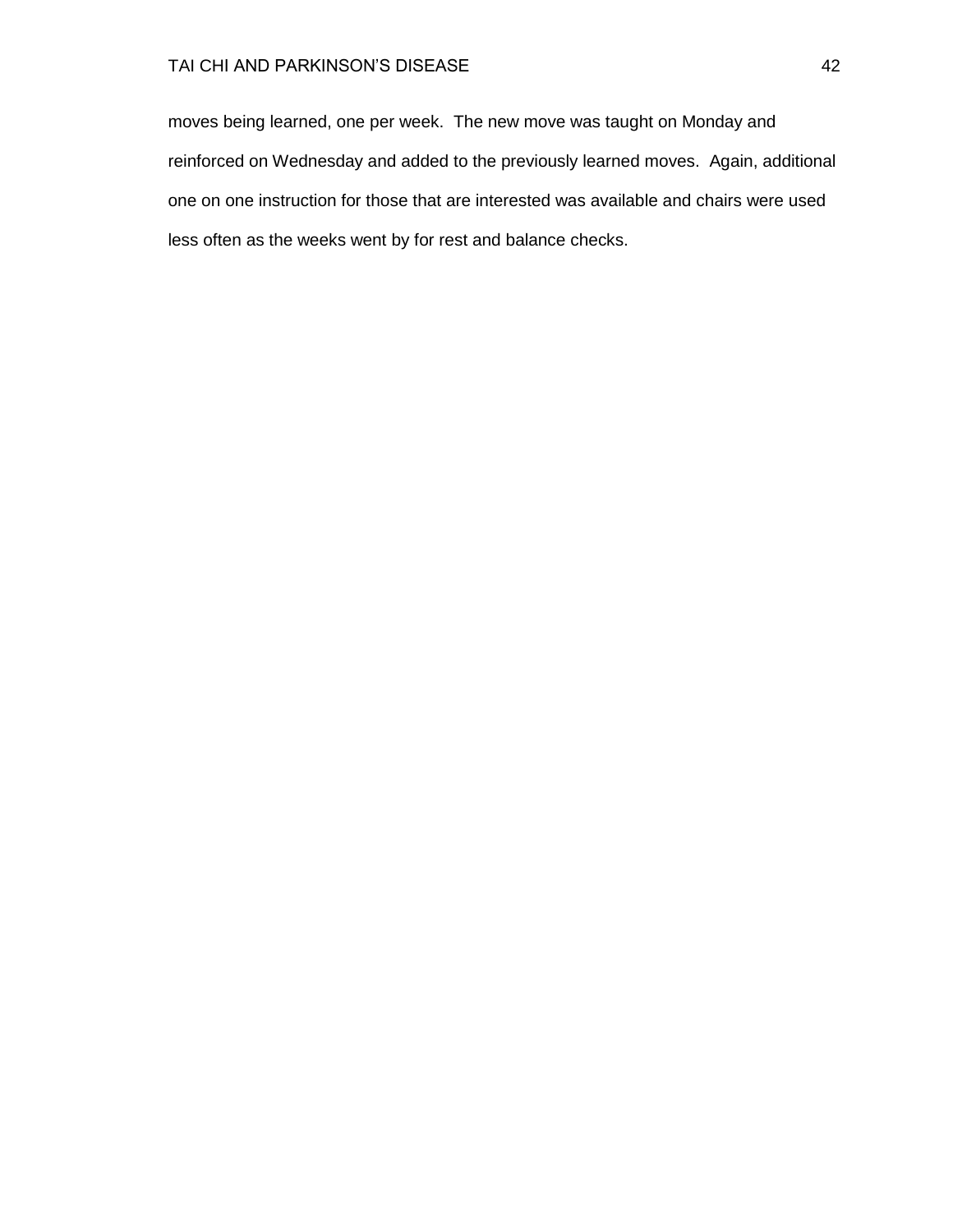moves being learned, one per week. The new move was taught on Monday and reinforced on Wednesday and added to the previously learned moves. Again, additional one on one instruction for those that are interested was available and chairs were used less often as the weeks went by for rest and balance checks.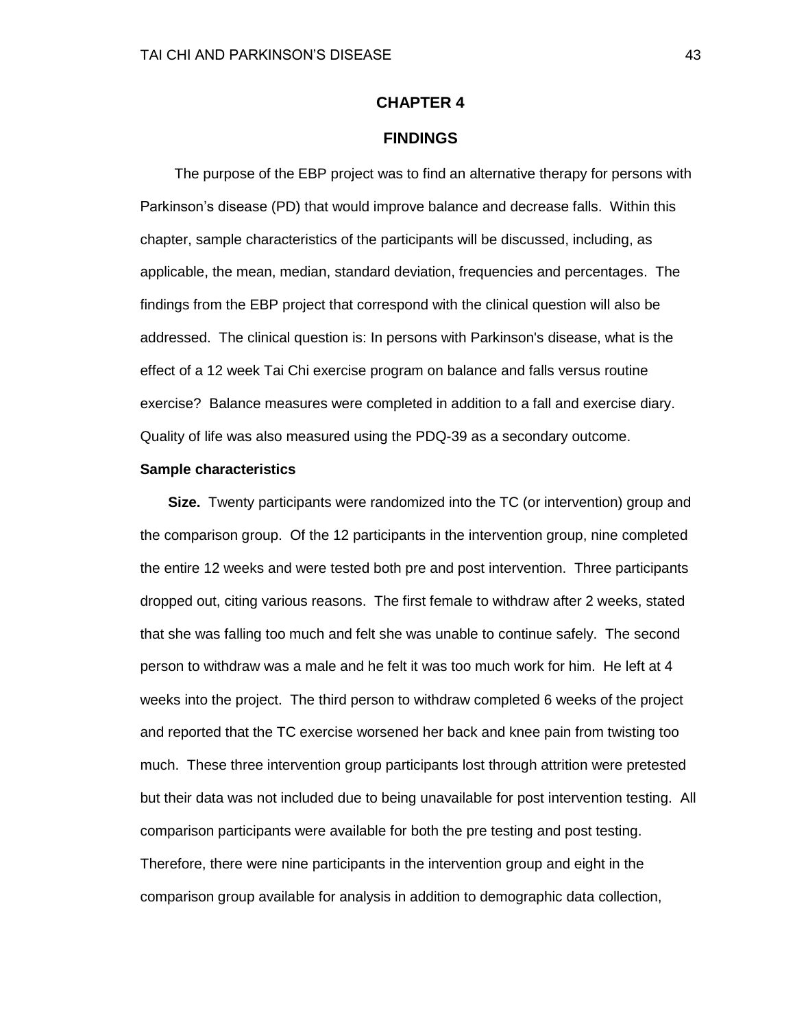# CHAPTER 4

## FINDINGS

The purpose of the EBP project was to find an alternative therapy for persons with Parkinson's disease (PD) that would improve balance and decrease falls. Within this chapter, sample characteristics of the participants will be discussed, including, as applicable, the mean, median, standard deviation, frequencies and percentages. The findings from the EBP project that correspond with the clinical question will also be addressed. The clinical question is: In persons with Parkinson's disease, what is the effect of a 12 week Tai Chi exercise program on balance and falls versus routine exercise? Balance measures were completed in addition to a fall and exercise diary. Quality of life was also measured using the PDQ-39 as a secondary outcome.

### Sample characteristics

**Size.** Twenty participants were randomized into the TC (or intervention) group and the comparison group. Of the 12 participants in the intervention group, nine completed the entire 12 weeks and were tested both pre and post intervention. Three participants dropped out, citing various reasons. The first female to withdraw after 2 weeks, stated that she was falling too much and felt she was unable to continue safely. The second person to withdraw was a male and he felt it was too much work for him. He left at 4 weeks into the project. The third person to withdraw completed 6 weeks of the project and reported that the TC exercise worsened her back and knee pain from twisting too much. These three intervention group participants lost through attrition were pretested but their data was not included due to being unavailable for post intervention testing. All comparison participants were available for both the pre testing and post testing. Therefore, there were nine participants in the intervention group and eight in the comparison group available for analysis in addition to demographic data collection,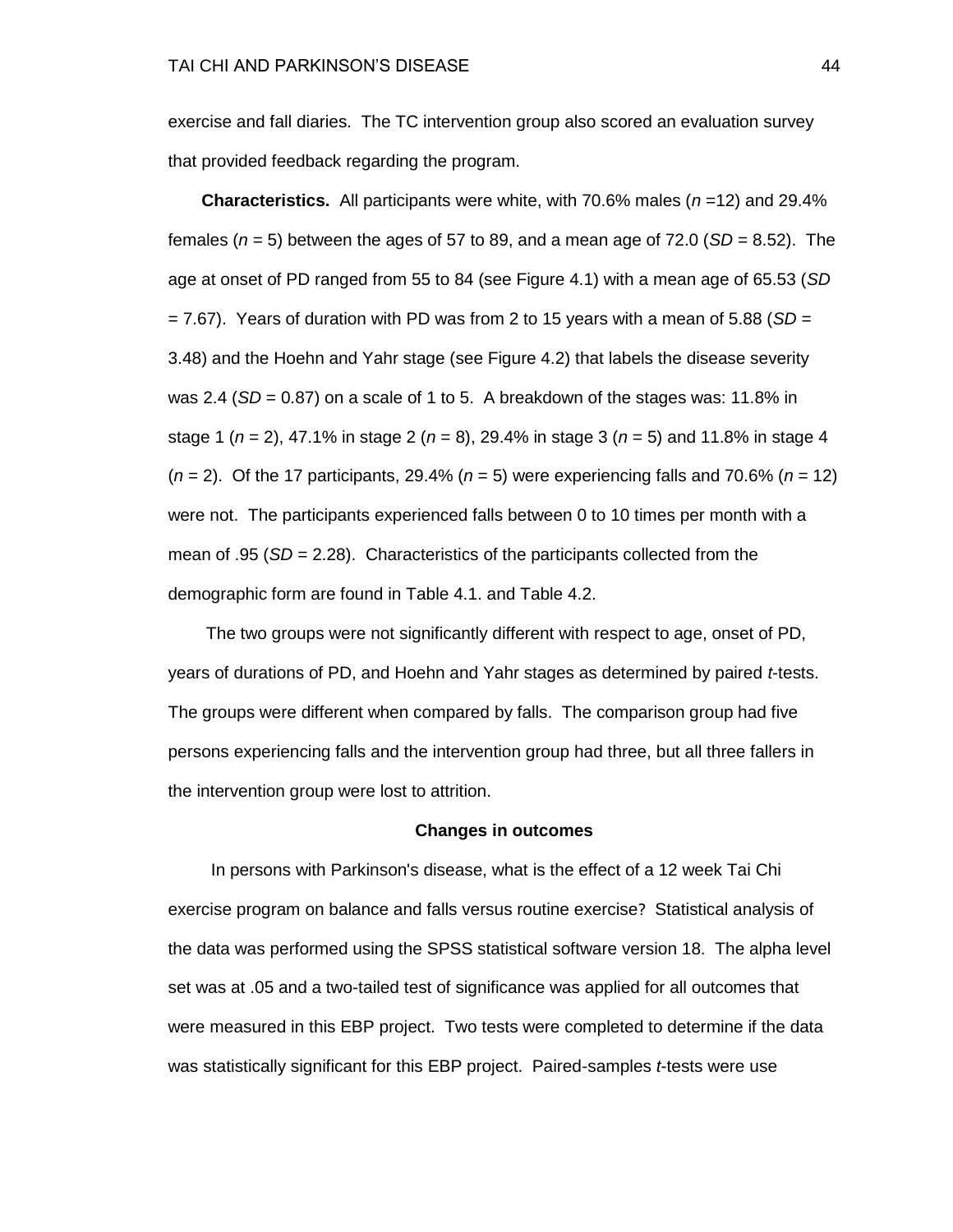exercise and fall diaries. The TC intervention group also scored an evaluation survey that provided feedback regarding the program.

**Characteristics.** All participants were white, with 70.6% males (*n* =12) and 29.4% females (*n* = 5) between the ages of 57 to 89, and a mean age of 72.0 (*SD* = 8.52). The age at onset of PD ranged from 55 to 84 (see Figure 4.1) with a mean age of 65.53 (*SD* = 7.67). Years of duration with PD was from 2 to 15 years with a mean of 5.88 (*SD* = 3.48) and the Hoehn and Yahr stage (see Figure 4.2) that labels the disease severity was 2.4 (*SD* = 0.87) on a scale of 1 to 5. A breakdown of the stages was: 11.8% in stage 1 (*n* = 2), 47.1% in stage 2 (*n* = 8), 29.4% in stage 3 (*n* = 5) and 11.8% in stage 4 (*n* = 2). Of the 17 participants, 29.4% (*n* = 5) were experiencing falls and 70.6% (*n* = 12) were not. The participants experienced falls between 0 to 10 times per month with a mean of .95 (*SD* = 2.28). Characteristics of the participants collected from the demographic form are found in Table 4.1. and Table 4.2.

The two groups were not significantly different with respect to age, onset of PD, years of durations of PD, and Hoehn and Yahr stages as determined by paired *t*-tests. The groups were different when compared by falls. The comparison group had five persons experiencing falls and the intervention group had three, but all three fallers in the intervention group were lost to attrition.

**Changes in outcomes**

In persons with Parkinson's disease, what is the effect of a 12 week Tai Chi exercise program on balance and falls versus routine exercise? Statistical analysis of the data was performed using the SPSS statistical software version 18. The alpha level set was at .05 and a two-tailed test of significance was applied for all outcomes that were measured in this EBP project. Two tests were completed to determine if the data was statistically significant for this EBP project. Paired-samples *t*-tests were use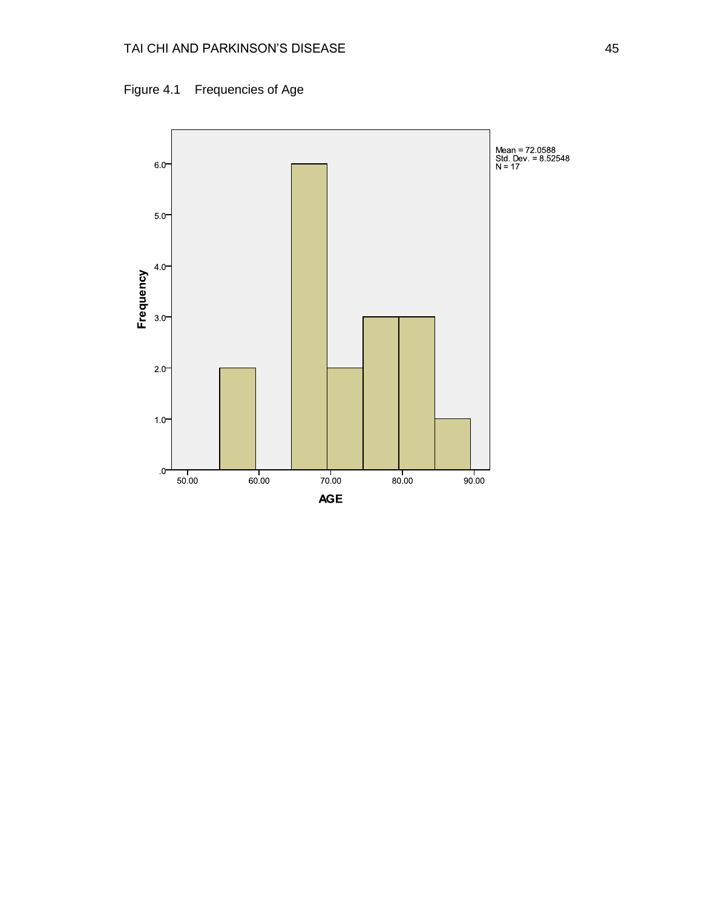Figure 4.1 Frequencies of Age

Mean = 72.0588
Std. Dev. = 8.52548
N = 17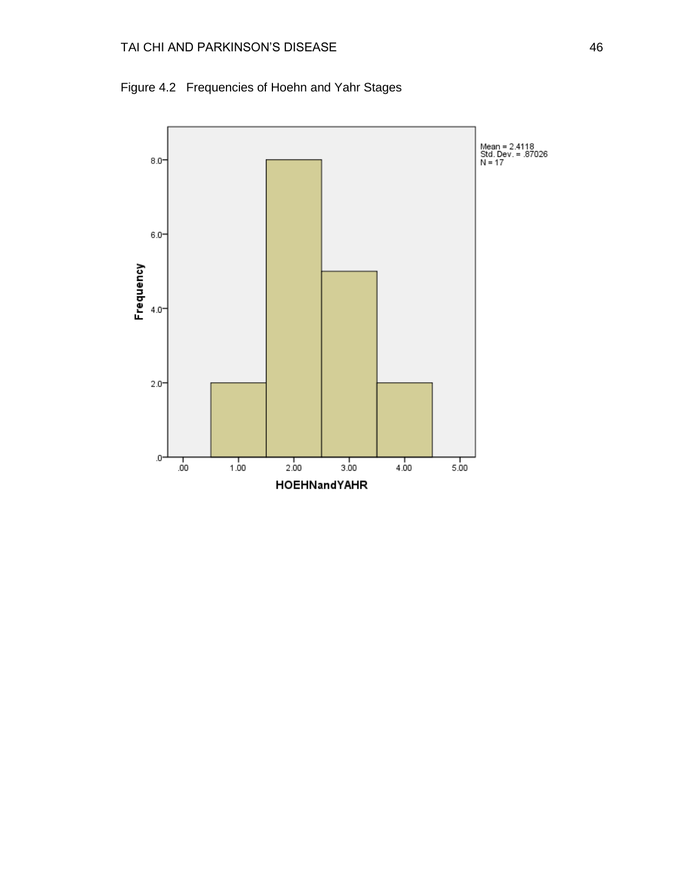Figure 4.2 Frequencies of Hoehn and Yahr Stages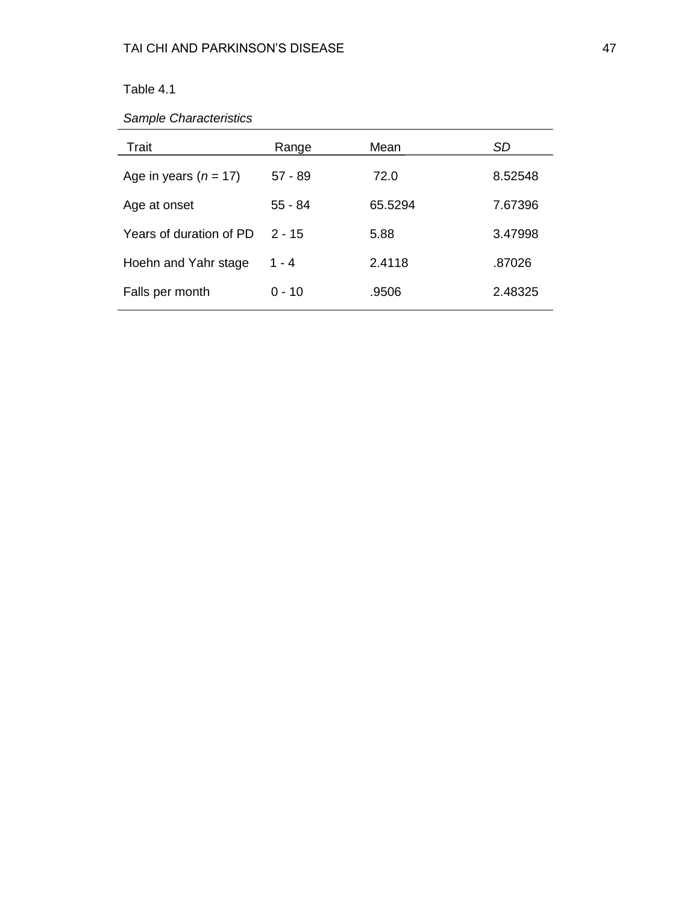Table 4.1

*Sample Characteristics*

| Trait | Range | Mean | *SD* |
|---|---|---|---|
| Age in years ($n$ = 17) | 57 - 89 | 72.0 | 8.52548 |
| Age at onset | 55 - 84 | 65.5294 | 7.67396 |
| Years of duration of PD | 2 - 15 | 5.88 | 3.47998 |
| Hoehn and Yahr stage | 1 - 4 | 2.4118 | .87026 |
| Falls per month | 0 - 10 | .9506 | 2.48325 |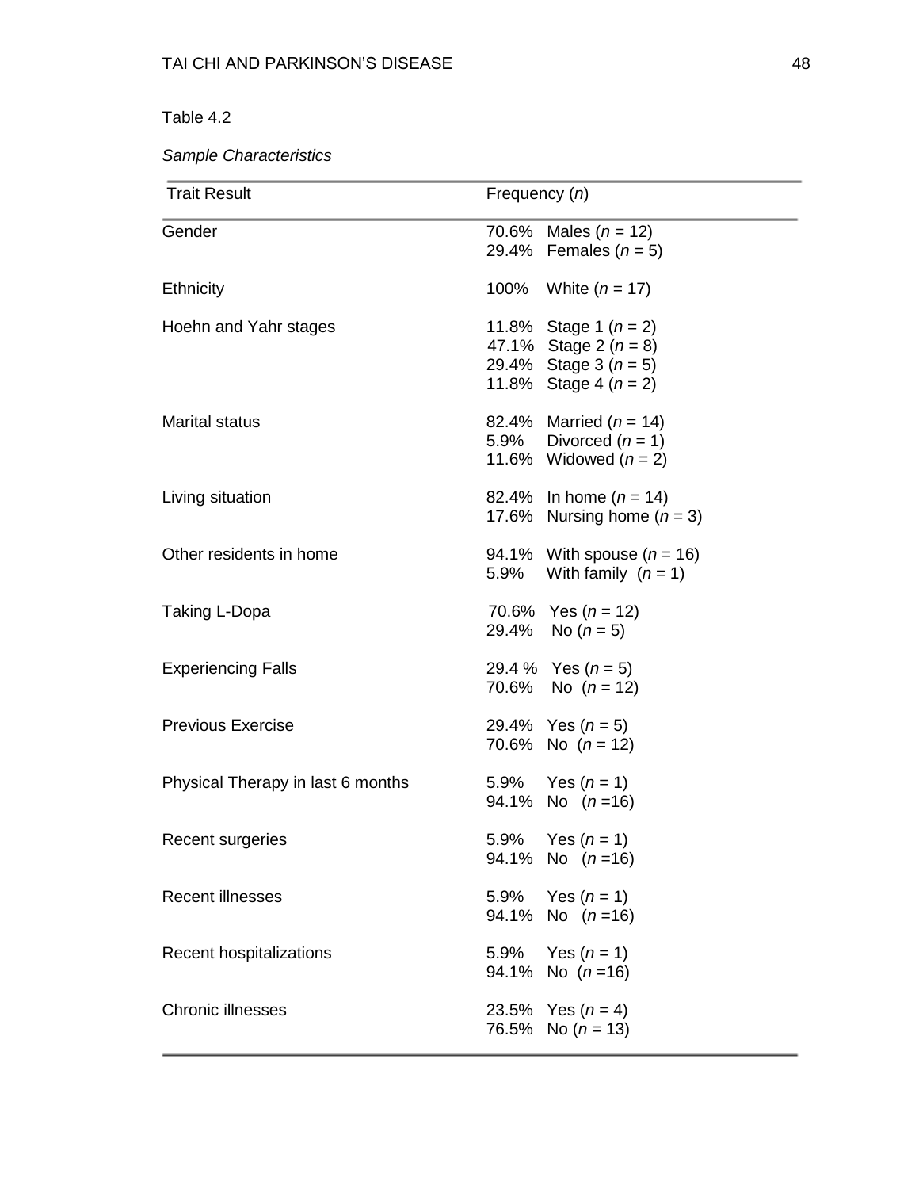Table 4.2

*Sample Characteristics*

| Trait Result | Frequency (*n*) |
|---|---|
| Gender | 70.6% Males (*n* = 12)<br>29.4% Females (*n* = 5) |
| Ethnicity | 100% White (*n* = 17) |
| Hoehn and Yahr stages | 11.8% Stage 1 (*n* = 2)<br>47.1% Stage 2 (*n* = 8)<br>29.4% Stage 3 (*n* = 5)<br>11.8% Stage 4 (*n* = 2) |
| Marital status | 82.4% Married (*n* = 14)<br>5.9% Divorced (*n* = 1)<br>11.6% Widowed (*n* = 2) |
| Living situation | 82.4% In home (*n* = 14)<br>17.6% Nursing home (*n* = 3) |
| Other residents in home | 94.1% With spouse (*n* = 16)<br>5.9% With family (*n* = 1) |
| Taking L-Dopa | 70.6% Yes (*n* = 12)<br>29.4% No (*n* = 5) |
| Experiencing Falls | 29.4 % Yes (*n* = 5)<br>70.6% No (*n* = 12) |
| Previous Exercise | 29.4% Yes (*n* = 5)<br>70.6% No (*n* = 12) |
| Physical Therapy in last 6 months | 5.9% Yes (*n* = 1)<br>94.1% No (*n* =16) |
| Recent surgeries | 5.9% Yes (*n* = 1)<br>94.1% No (*n* =16) |
| Recent illnesses | 5.9% Yes (*n* = 1)<br>94.1% No (*n* =16) |
| Recent hospitalizations | 5.9% Yes (*n* = 1)<br>94.1% No (*n* =16) |
| Chronic illnesses | 23.5% Yes (*n* = 4)<br>76.5% No (*n* = 13) |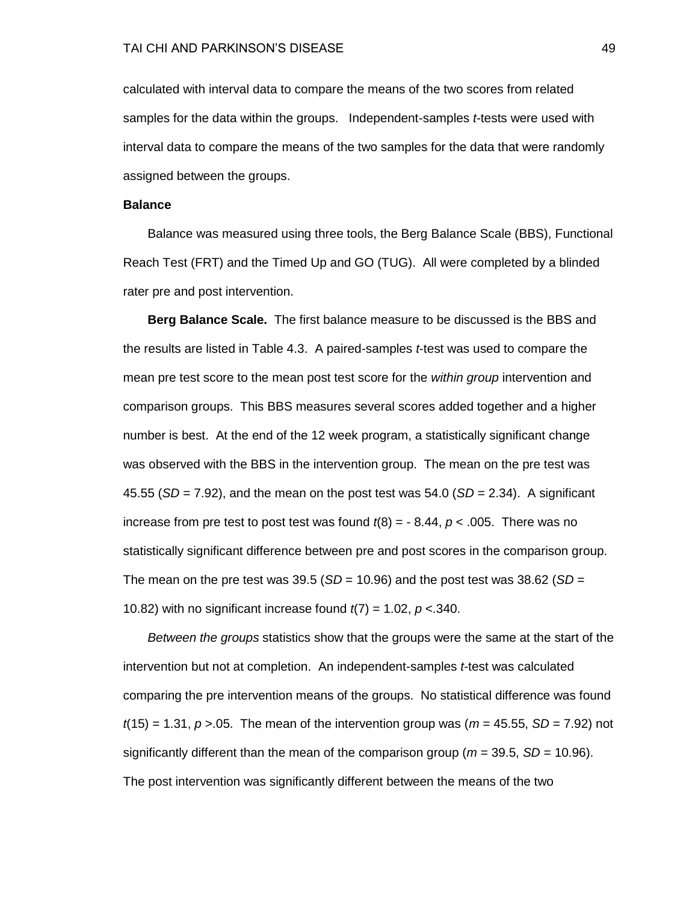calculated with interval data to compare the means of the two scores from related samples for the data within the groups. Independent-samples *t*-tests were used with interval data to compare the means of the two samples for the data that were randomly assigned between the groups.

### Balance

Balance was measured using three tools, the Berg Balance Scale (BBS), Functional Reach Test (FRT) and the Timed Up and GO (TUG). All were completed by a blinded rater pre and post intervention.

**Berg Balance Scale.** The first balance measure to be discussed is the BBS and the results are listed in Table 4.3. A paired-samples *t*-test was used to compare the mean pre test score to the mean post test score for the *within group* intervention and comparison groups. This BBS measures several scores added together and a higher number is best. At the end of the 12 week program, a statistically significant change was observed with the BBS in the intervention group. The mean on the pre test was 45.55 ($SD$ = 7.92), and the mean on the post test was 54.0 ($SD$ = 2.34). A significant increase from pre test to post test was found $t(8) = -8.44$, $p < .005$. There was no statistically significant difference between pre and post scores in the comparison group. The mean on the pre test was 39.5 ($SD$ = 10.96) and the post test was 38.62 ($SD$ = 10.82) with no significant increase found $t(7) = 1.02$, $p < .340$.

*Between the groups* statistics show that the groups were the same at the start of the intervention but not at completion. An independent-samples *t*-test was calculated comparing the pre intervention means of the groups. No statistical difference was found $t(15) = 1.31$, $p > .05$. The mean of the intervention group was ($m$ = 45.55, $SD$ = 7.92) not significantly different than the mean of the comparison group ($m$ = 39.5, $SD$ = 10.96). The post intervention was significantly different between the means of the two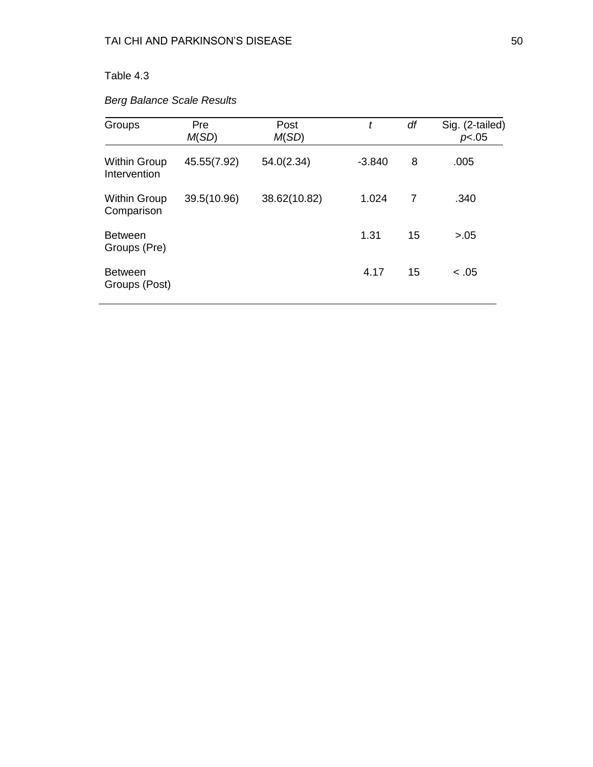Table 4.3

*Berg Balance Scale Results*

| Groups | Pre *M*(*SD*) | Post *M*(*SD*) | *t* | *df* | Sig. (2-tailed) $p<.05$ |
|---|---|---|---|---|---|
| Within Group Intervention | 45.55(7.92) | 54.0(2.34) | -3.840 | 8 | .005 |
| Within Group Comparison | 39.5(10.96) | 38.62(10.82) | 1.024 | 7 | .340 |
| Between Groups (Pre) | | | 1.31 | 15 | >.05 |
| Between Groups (Post) | | | 4.17 | 15 | < .05 |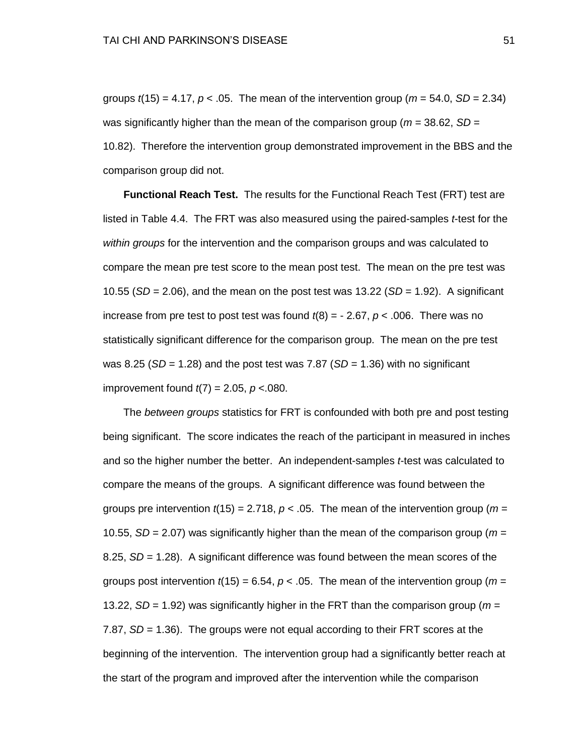groups $t(15) = 4.17$, $p < .05$. The mean of the intervention group ($m = 54.0$, $SD = 2.34$) was significantly higher than the mean of the comparison group ($m = 38.62$, $SD = 10.82$). Therefore the intervention group demonstrated improvement in the BBS and the comparison group did not.

**Functional Reach Test.** The results for the Functional Reach Test (FRT) test are listed in Table 4.4. The FRT was also measured using the paired-samples *t*-test for the *within groups* for the intervention and the comparison groups and was calculated to compare the mean pre test score to the mean post test. The mean on the pre test was 10.55 ($SD = 2.06$), and the mean on the post test was 13.22 ($SD = 1.92$). A significant increase from pre test to post test was found $t(8) = - 2.67$, $p < .006$. There was no statistically significant difference for the comparison group. The mean on the pre test was 8.25 ($SD = 1.28$) and the post test was 7.87 ($SD = 1.36$) with no significant improvement found $t(7) = 2.05$, $p <.080$.

The *between groups* statistics for FRT is confounded with both pre and post testing being significant. The score indicates the reach of the participant in measured in inches and so the higher number the better. An independent-samples *t*-test was calculated to compare the means of the groups. A significant difference was found between the groups pre intervention $t(15) = 2.718$, $p < .05$. The mean of the intervention group ($m = 10.55$, $SD = 2.07$) was significantly higher than the mean of the comparison group ($m = 8.25$, $SD = 1.28$). A significant difference was found between the mean scores of the groups post intervention $t(15) = 6.54$, $p < .05$. The mean of the intervention group ($m = 13.22$, $SD = 1.92$) was significantly higher in the FRT than the comparison group ($m = 7.87$, $SD = 1.36$). The groups were not equal according to their FRT scores at the beginning of the intervention. The intervention group had a significantly better reach at the start of the program and improved after the intervention while the comparison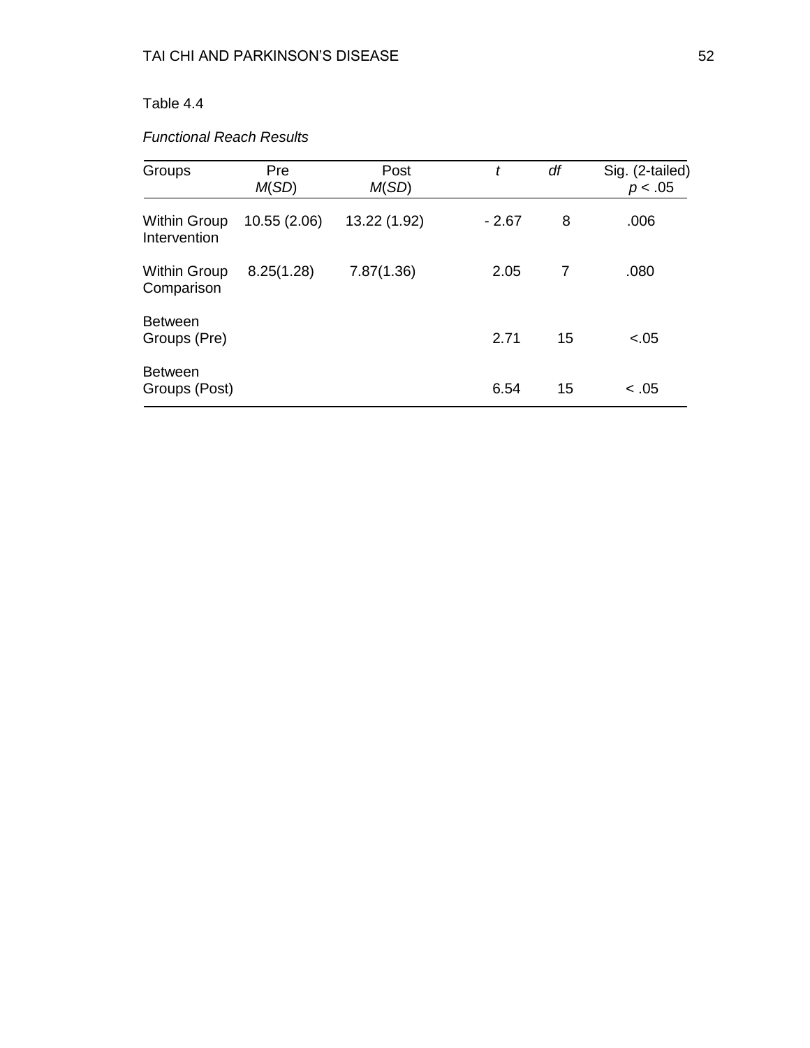Table 4.4

*Functional Reach Results*

| Groups | Pre $M(SD)$ | Post $M(SD)$ | $t$ | $df$ | Sig. (2-tailed) $p < .05$ |
|---|---|---|---|---|---|
| Within Group Intervention | 10.55 (2.06) | 13.22 (1.92) | - 2.67 | 8 | .006 |
| Within Group Comparison | 8.25(1.28) | 7.87(1.36) | 2.05 | 7 | .080 |
| Between Groups (Pre) | | | 2.71 | 15 | <.05 |
| Between Groups (Post) | | | 6.54 | 15 | < .05 |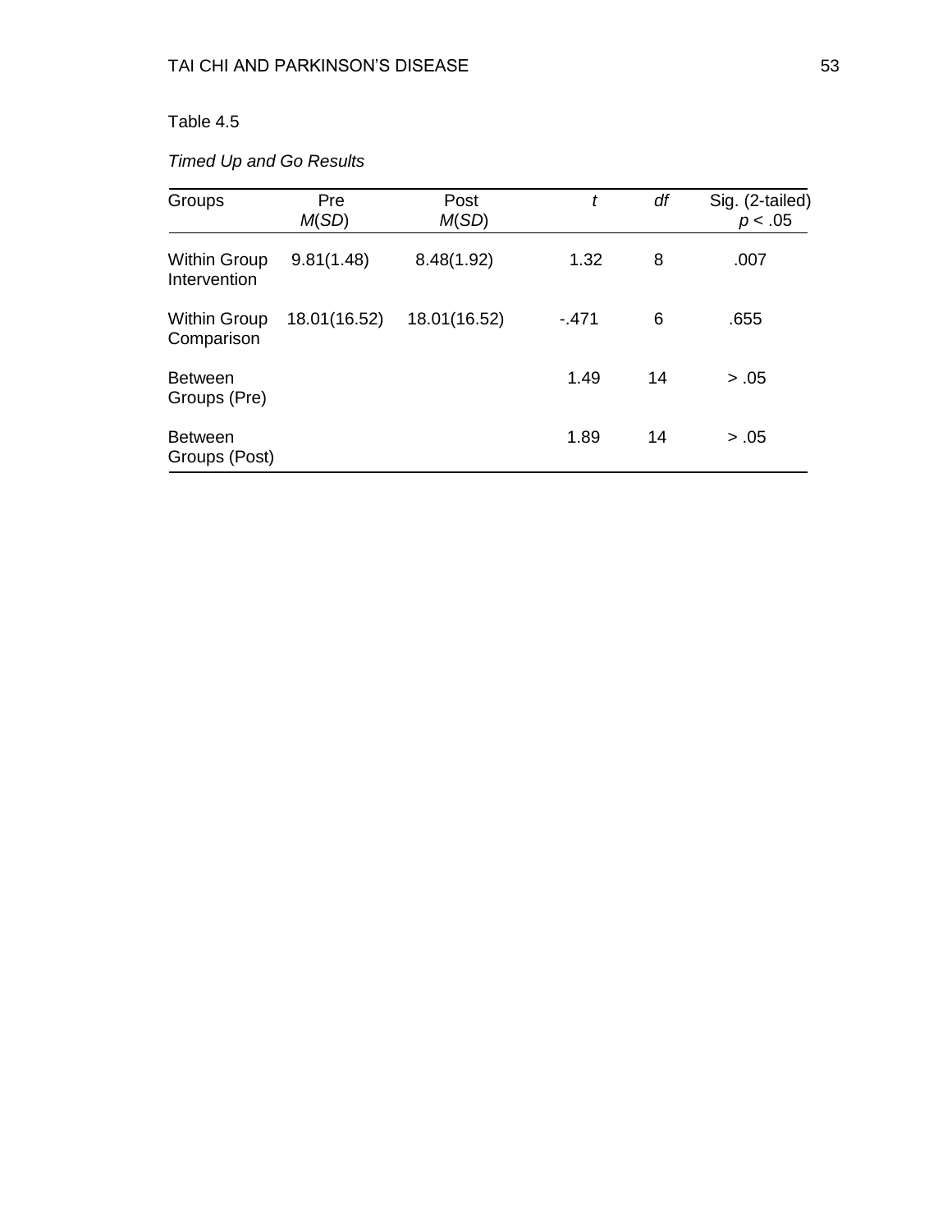Table 4.5

*Timed Up and Go Results*

| Groups | Pre *M*(*SD*) | Post *M*(*SD*) | *t* | *df* | Sig. (2-tailed) $p < .05$ |
|---|---|---|---|---|---|
| Within Group Intervention | 9.81(1.48) | 8.48(1.92) | 1.32 | 8 | .007 |
| Within Group Comparison | 18.01(16.52) | 18.01(16.52) | -.471 | 6 | .655 |
| Between Groups (Pre) | | | 1.49 | 14 | > .05 |
| Between Groups (Post) | | | 1.89 | 14 | > .05 |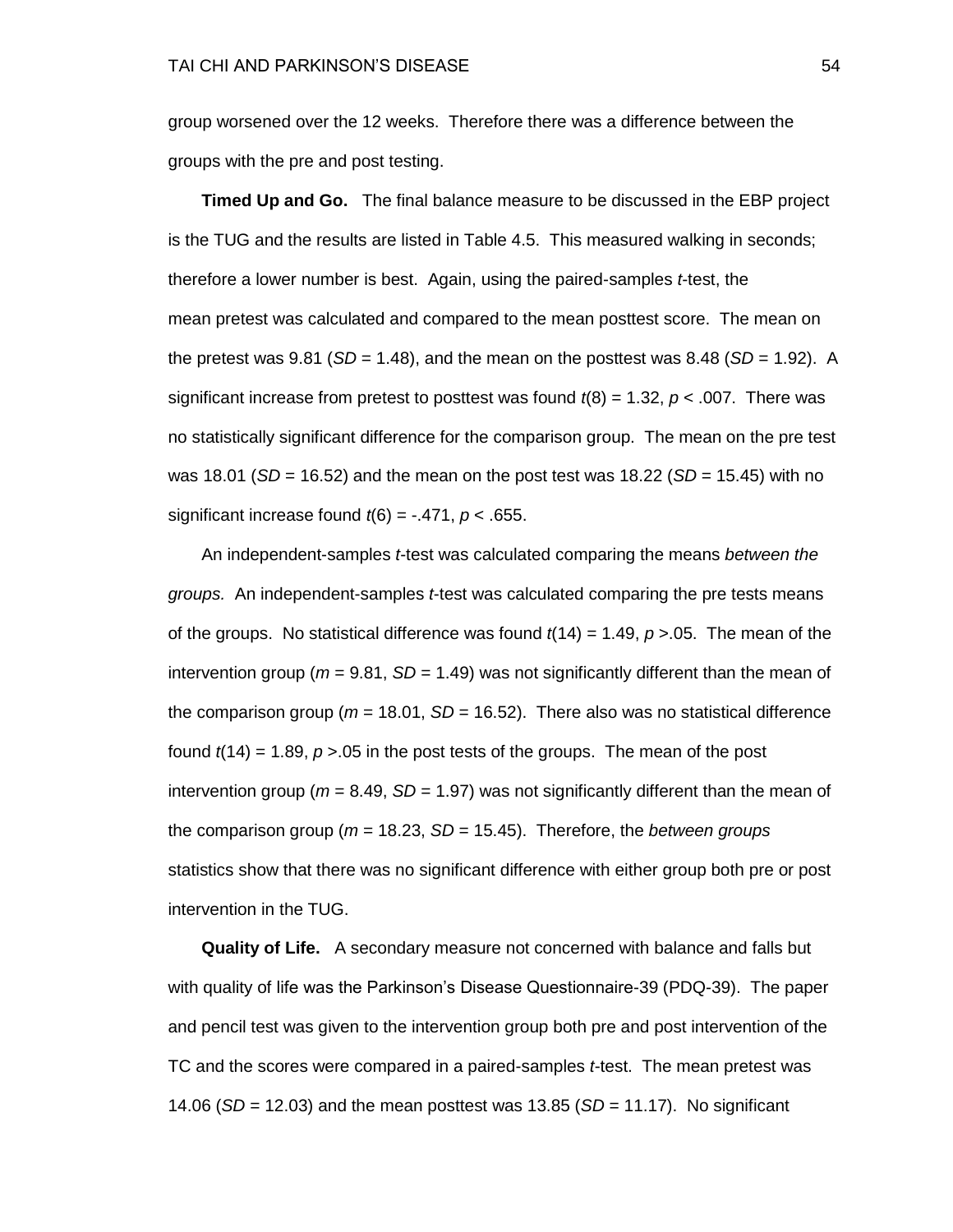group worsened over the 12 weeks. Therefore there was a difference between the groups with the pre and post testing.

**Timed Up and Go.** The final balance measure to be discussed in the EBP project is the TUG and the results are listed in Table 4.5. This measured walking in seconds; therefore a lower number is best. Again, using the paired-samples *t*-test, the mean pretest was calculated and compared to the mean posttest score. The mean on the pretest was 9.81 ($SD$ = 1.48), and the mean on the posttest was 8.48 ($SD$ = 1.92). A significant increase from pretest to posttest was found $t(8) = 1.32$, $p < .007$. There was no statistically significant difference for the comparison group. The mean on the pre test was 18.01 ($SD$ = 16.52) and the mean on the post test was 18.22 ($SD$ = 15.45) with no significant increase found $t(6) = -.471$, $p < .655$.

An independent-samples *t*-test was calculated comparing the means *between the groups.* An independent-samples *t*-test was calculated comparing the pre tests means of the groups. No statistical difference was found $t(14) = 1.49$, $p > .05$. The mean of the intervention group ($m$ = 9.81, $SD$ = 1.49) was not significantly different than the mean of the comparison group ($m$ = 18.01, $SD$ = 16.52). There also was no statistical difference found $t(14) = 1.89$, $p > .05$ in the post tests of the groups. The mean of the post intervention group ($m$ = 8.49, $SD$ = 1.97) was not significantly different than the mean of the comparison group ($m$ = 18.23, $SD$ = 15.45). Therefore, the *between groups* statistics show that there was no significant difference with either group both pre or post intervention in the TUG.

**Quality of Life.** A secondary measure not concerned with balance and falls but with quality of life was the Parkinson's Disease Questionnaire-39 (PDQ-39). The paper and pencil test was given to the intervention group both pre and post intervention of the TC and the scores were compared in a paired-samples *t*-test. The mean pretest was 14.06 ($SD$ = 12.03) and the mean posttest was 13.85 ($SD$ = 11.17). No significant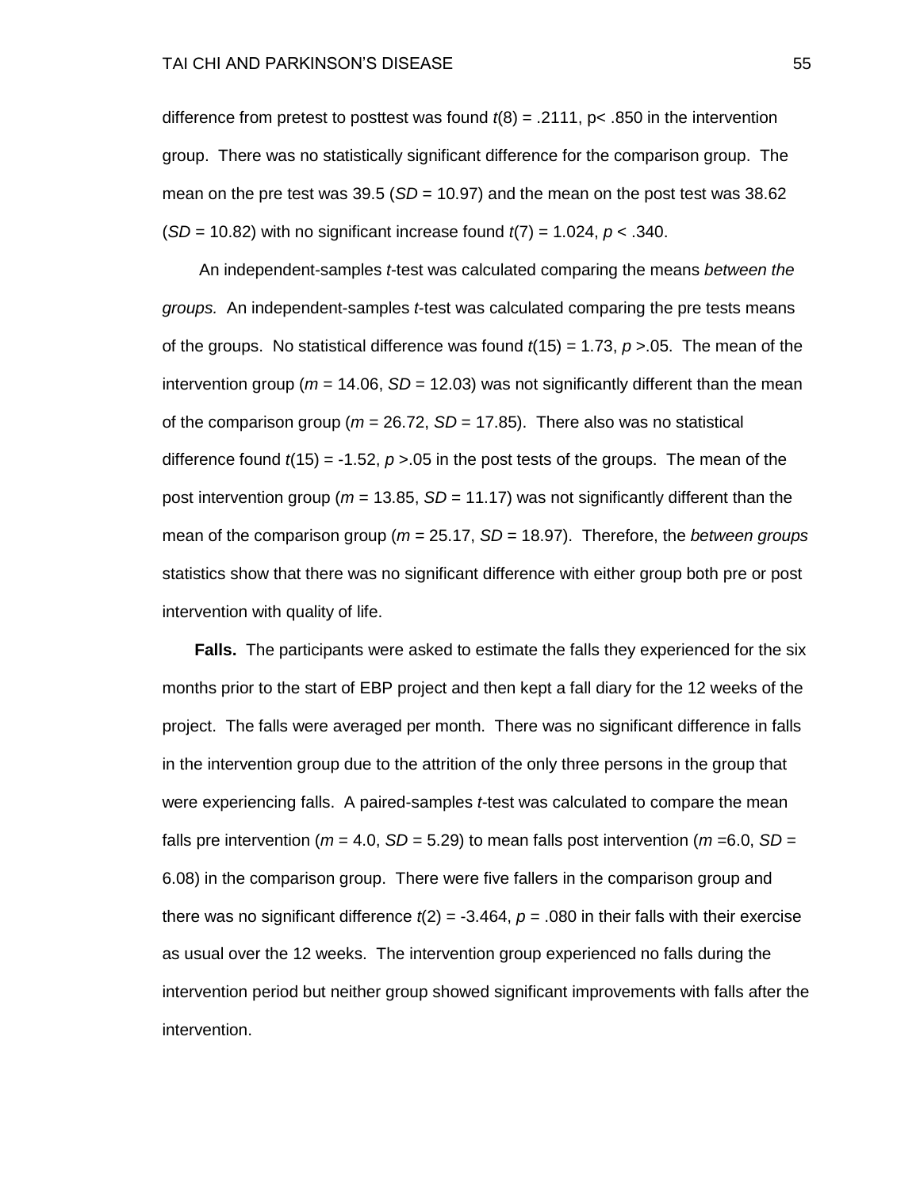difference from pretest to posttest was found $t(8) = .2111$, $p < .850$ in the intervention group. There was no statistically significant difference for the comparison group. The mean on the pre test was 39.5 ($SD = 10.97$) and the mean on the post test was 38.62 ($SD = 10.82$) with no significant increase found $t(7) = 1.024$, $p < .340$.

An independent-samples *t*-test was calculated comparing the means *between the groups.* An independent-samples *t*-test was calculated comparing the pre tests means of the groups. No statistical difference was found $t(15) = 1.73$, $p > .05$. The mean of the intervention group ($m = 14.06$, $SD = 12.03$) was not significantly different than the mean of the comparison group ($m = 26.72$, $SD = 17.85$). There also was no statistical difference found $t(15) = -1.52$, $p > .05$ in the post tests of the groups. The mean of the post intervention group ($m = 13.85$, $SD = 11.17$) was not significantly different than the mean of the comparison group ($m = 25.17$, $SD = 18.97$). Therefore, the *between groups* statistics show that there was no significant difference with either group both pre or post intervention with quality of life.

**Falls.** The participants were asked to estimate the falls they experienced for the six months prior to the start of EBP project and then kept a fall diary for the 12 weeks of the project. The falls were averaged per month. There was no significant difference in falls in the intervention group due to the attrition of the only three persons in the group that were experiencing falls. A paired-samples *t*-test was calculated to compare the mean falls pre intervention ($m = 4.0$, $SD = 5.29$) to mean falls post intervention ($m = 6.0$, $SD = 6.08$) in the comparison group. There were five fallers in the comparison group and there was no significant difference $t(2) = -3.464$, $p = .080$ in their falls with their exercise as usual over the 12 weeks. The intervention group experienced no falls during the intervention period but neither group showed significant improvements with falls after the intervention.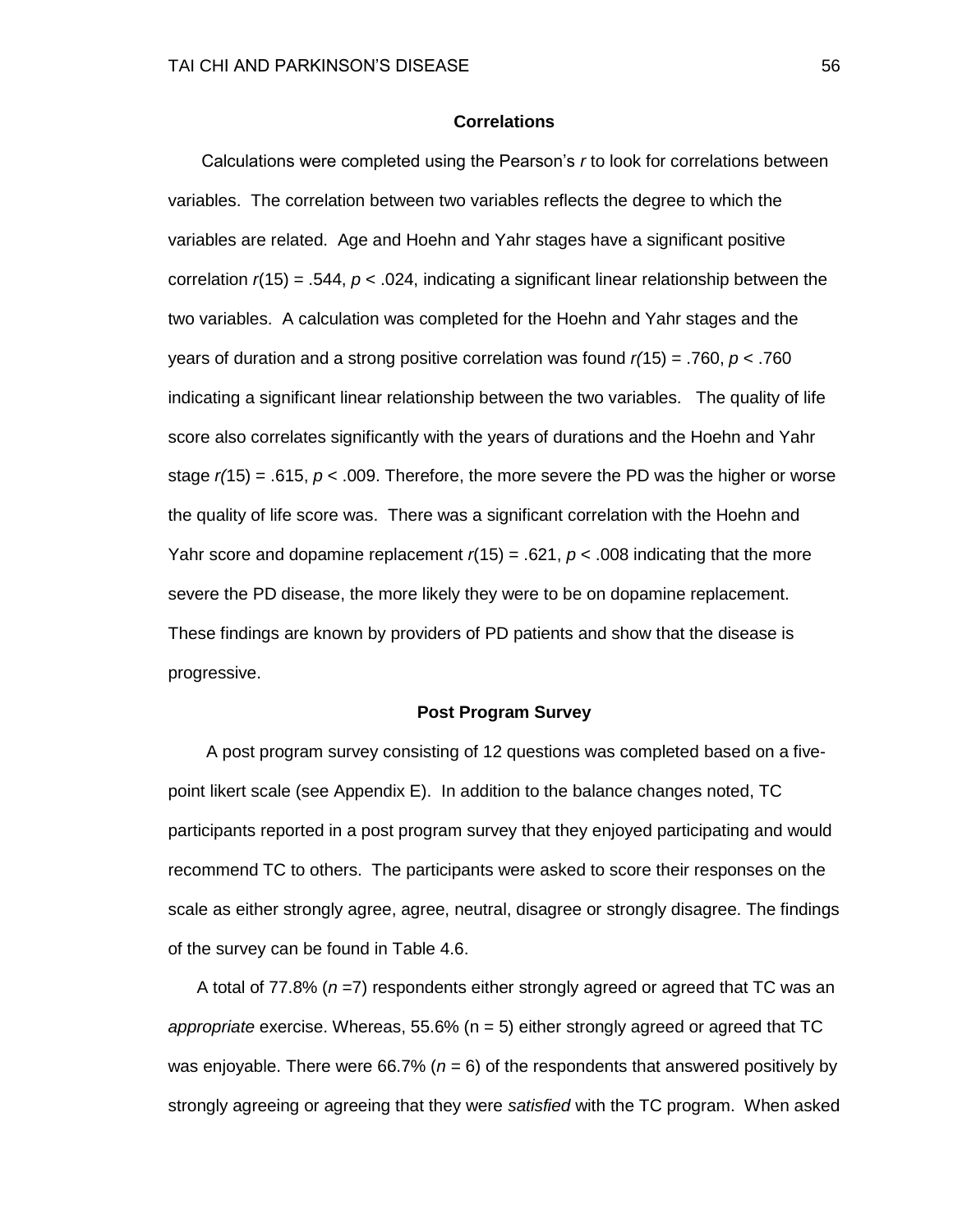## Correlations

Calculations were completed using the Pearson's *r* to look for correlations between variables. The correlation between two variables reflects the degree to which the variables are related. Age and Hoehn and Yahr stages have a significant positive correlation $r(15) = .544$, $p < .024$, indicating a significant linear relationship between the two variables. A calculation was completed for the Hoehn and Yahr stages and the years of duration and a strong positive correlation was found $r(15) = .760$, $p < .760$ indicating a significant linear relationship between the two variables. The quality of life score also correlates significantly with the years of durations and the Hoehn and Yahr stage $r(15) = .615$, $p < .009$. Therefore, the more severe the PD was the higher or worse the quality of life score was. There was a significant correlation with the Hoehn and Yahr score and dopamine replacement $r(15) = .621$, $p < .008$ indicating that the more severe the PD disease, the more likely they were to be on dopamine replacement. These findings are known by providers of PD patients and show that the disease is progressive.

## Post Program Survey

A post program survey consisting of 12 questions was completed based on a five-point likert scale (see Appendix E). In addition to the balance changes noted, TC participants reported in a post program survey that they enjoyed participating and would recommend TC to others. The participants were asked to score their responses on the scale as either strongly agree, agree, neutral, disagree or strongly disagree. The findings of the survey can be found in Table 4.6.

A total of 77.8% ($n = 7$) respondents either strongly agreed or agreed that TC was an *appropriate* exercise. Whereas, 55.6% ($n = 5$) either strongly agreed or agreed that TC was enjoyable. There were 66.7% ($n = 6$) of the respondents that answered positively by strongly agreeing or agreeing that they were *satisfied* with the TC program. When asked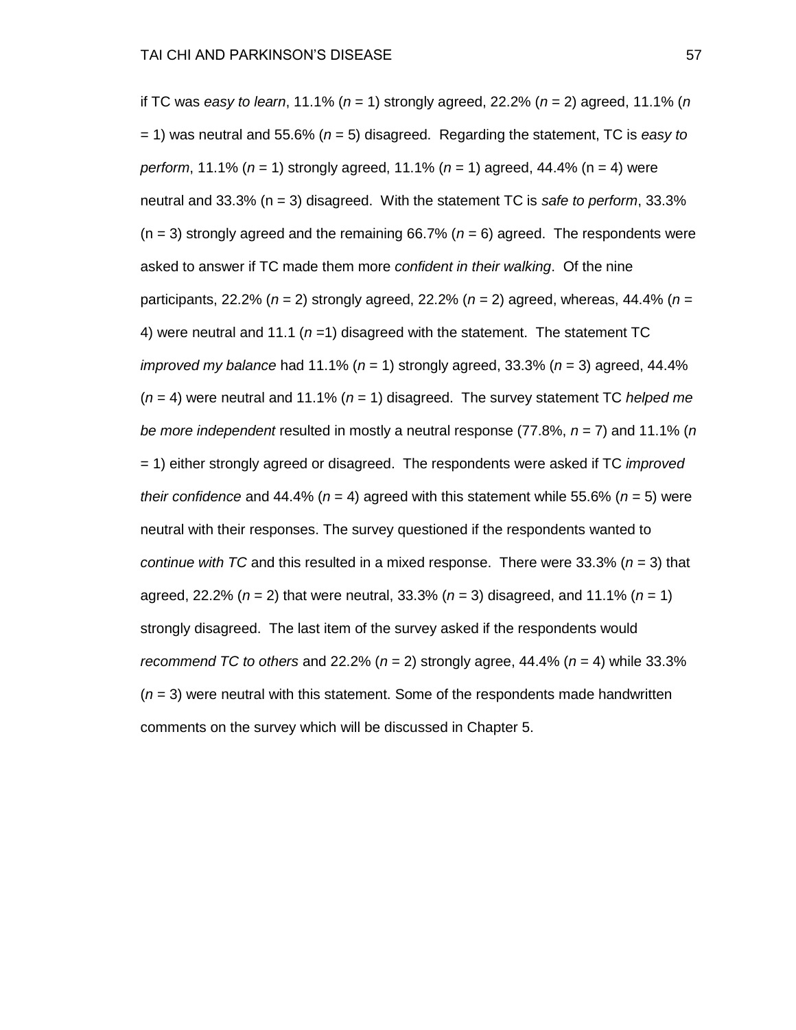if TC was *easy to learn*, 11.1% (*n* = 1) strongly agreed, 22.2% (*n* = 2) agreed, 11.1% (*n* = 1) was neutral and 55.6% (*n* = 5) disagreed. Regarding the statement, TC is *easy to perform*, 11.1% (*n* = 1) strongly agreed, 11.1% (*n* = 1) agreed, 44.4% (n = 4) were neutral and 33.3% (n = 3) disagreed. With the statement TC is *safe to perform*, 33.3% (n = 3) strongly agreed and the remaining 66.7% (*n* = 6) agreed. The respondents were asked to answer if TC made them more *confident in their walking*. Of the nine participants, 22.2% (*n* = 2) strongly agreed, 22.2% (*n* = 2) agreed, whereas, 44.4% (*n* = 4) were neutral and 11.1 (*n* =1) disagreed with the statement. The statement TC *improved my balance* had 11.1% (*n* = 1) strongly agreed, 33.3% (*n* = 3) agreed, 44.4% (*n* = 4) were neutral and 11.1% (*n* = 1) disagreed. The survey statement TC *helped me be more independent* resulted in mostly a neutral response (77.8%, *n* = 7) and 11.1% (*n* = 1) either strongly agreed or disagreed. The respondents were asked if TC *improved their confidence* and 44.4% (*n* = 4) agreed with this statement while 55.6% (*n* = 5) were neutral with their responses. The survey questioned if the respondents wanted to *continue with TC* and this resulted in a mixed response. There were 33.3% (*n* = 3) that agreed, 22.2% (*n* = 2) that were neutral, 33.3% (*n* = 3) disagreed, and 11.1% (*n* = 1) strongly disagreed. The last item of the survey asked if the respondents would *recommend TC to others* and 22.2% (*n* = 2) strongly agree, 44.4% (*n* = 4) while 33.3% (*n* = 3) were neutral with this statement. Some of the respondents made handwritten comments on the survey which will be discussed in Chapter 5.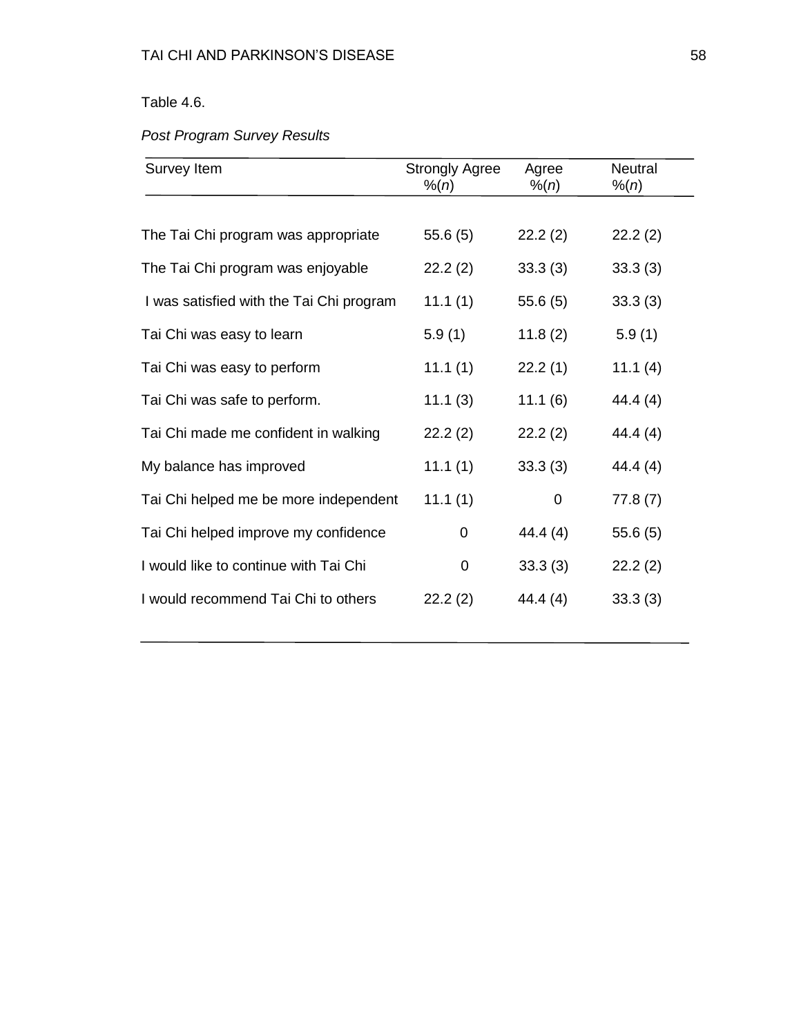Table 4.6.

*Post Program Survey Results*

| Survey Item | Strongly Agree %(*n*) | Agree %(*n*) | Neutral %(*n*) |
|---|---|---|---|
| The Tai Chi program was appropriate | 55.6 (5) | 22.2 (2) | 22.2 (2) |
| The Tai Chi program was enjoyable | 22.2 (2) | 33.3 (3) | 33.3 (3) |
| I was satisfied with the Tai Chi program | 11.1 (1) | 55.6 (5) | 33.3 (3) |
| Tai Chi was easy to learn | 5.9 (1) | 11.8 (2) | 5.9 (1) |
| Tai Chi was easy to perform | 11.1 (1) | 22.2 (1) | 11.1 (4) |
| Tai Chi was safe to perform. | 11.1 (3) | 11.1 (6) | 44.4 (4) |
| Tai Chi made me confident in walking | 22.2 (2) | 22.2 (2) | 44.4 (4) |
| My balance has improved | 11.1 (1) | 33.3 (3) | 44.4 (4) |
| Tai Chi helped me be more independent | 11.1 (1) | 0 | 77.8 (7) |
| Tai Chi helped improve my confidence | 0 | 44.4 (4) | 55.6 (5) |
| I would like to continue with Tai Chi | 0 | 33.3 (3) | 22.2 (2) |
| I would recommend Tai Chi to others | 22.2 (2) | 44.4 (4) | 33.3 (3) |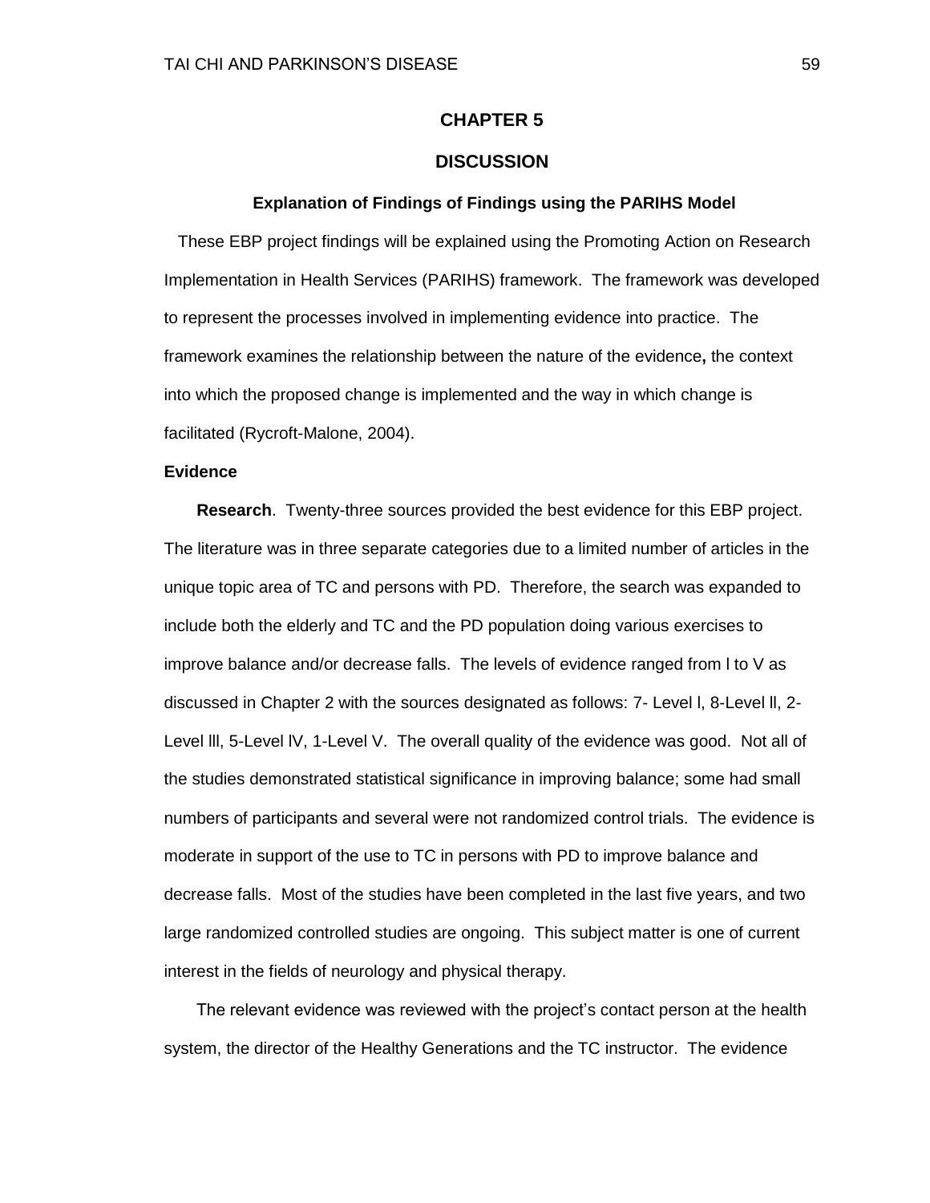# CHAPTER 5

# DISCUSSION

### Explanation of Findings of Findings using the PARIHS Model

These EBP project findings will be explained using the Promoting Action on Research Implementation in Health Services (PARIHS) framework. The framework was developed to represent the processes involved in implementing evidence into practice. The framework examines the relationship between the nature of the evidence**,** the context into which the proposed change is implemented and the way in which change is facilitated (Rycroft-Malone, 2004).

**Evidence**

**Research**. Twenty-three sources provided the best evidence for this EBP project. The literature was in three separate categories due to a limited number of articles in the unique topic area of TC and persons with PD. Therefore, the search was expanded to include both the elderly and TC and the PD population doing various exercises to improve balance and/or decrease falls. The levels of evidence ranged from l to V as discussed in Chapter 2 with the sources designated as follows: 7- Level l, 8-Level ll, 2-Level lll, 5-Level lV, 1-Level V. The overall quality of the evidence was good. Not all of the studies demonstrated statistical significance in improving balance; some had small numbers of participants and several were not randomized control trials. The evidence is moderate in support of the use to TC in persons with PD to improve balance and decrease falls. Most of the studies have been completed in the last five years, and two large randomized controlled studies are ongoing. This subject matter is one of current interest in the fields of neurology and physical therapy.

The relevant evidence was reviewed with the project's contact person at the health system, the director of the Healthy Generations and the TC instructor. The evidence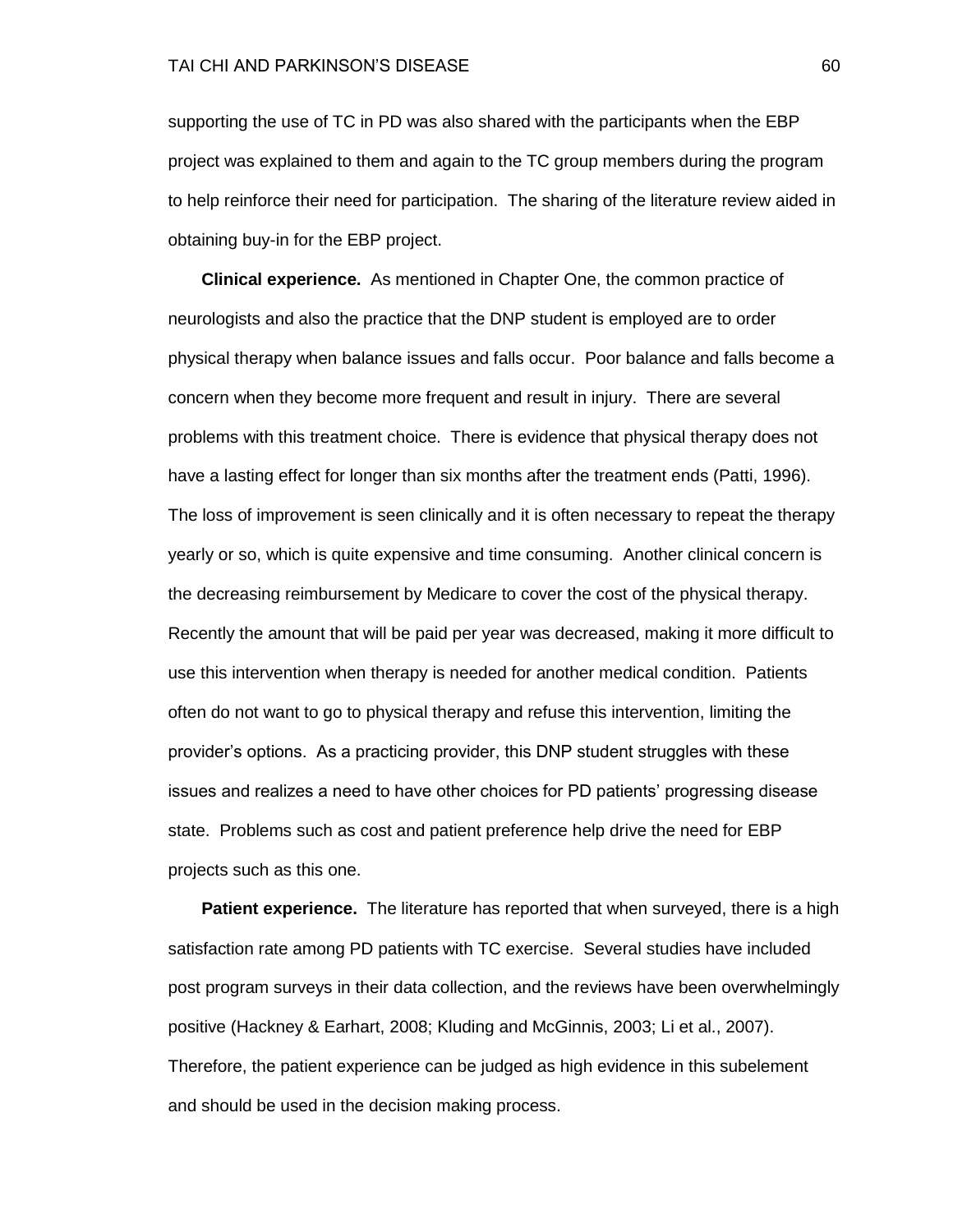supporting the use of TC in PD was also shared with the participants when the EBP project was explained to them and again to the TC group members during the program to help reinforce their need for participation. The sharing of the literature review aided in obtaining buy-in for the EBP project.

**Clinical experience.** As mentioned in Chapter One, the common practice of neurologists and also the practice that the DNP student is employed are to order physical therapy when balance issues and falls occur. Poor balance and falls become a concern when they become more frequent and result in injury. There are several problems with this treatment choice. There is evidence that physical therapy does not have a lasting effect for longer than six months after the treatment ends (Patti, 1996). The loss of improvement is seen clinically and it is often necessary to repeat the therapy yearly or so, which is quite expensive and time consuming. Another clinical concern is the decreasing reimbursement by Medicare to cover the cost of the physical therapy. Recently the amount that will be paid per year was decreased, making it more difficult to use this intervention when therapy is needed for another medical condition. Patients often do not want to go to physical therapy and refuse this intervention, limiting the provider's options. As a practicing provider, this DNP student struggles with these issues and realizes a need to have other choices for PD patients' progressing disease state. Problems such as cost and patient preference help drive the need for EBP projects such as this one.

**Patient experience.** The literature has reported that when surveyed, there is a high satisfaction rate among PD patients with TC exercise. Several studies have included post program surveys in their data collection, and the reviews have been overwhelmingly positive (Hackney & Earhart, 2008; Kluding and McGinnis, 2003; Li et al., 2007). Therefore, the patient experience can be judged as high evidence in this subelement and should be used in the decision making process.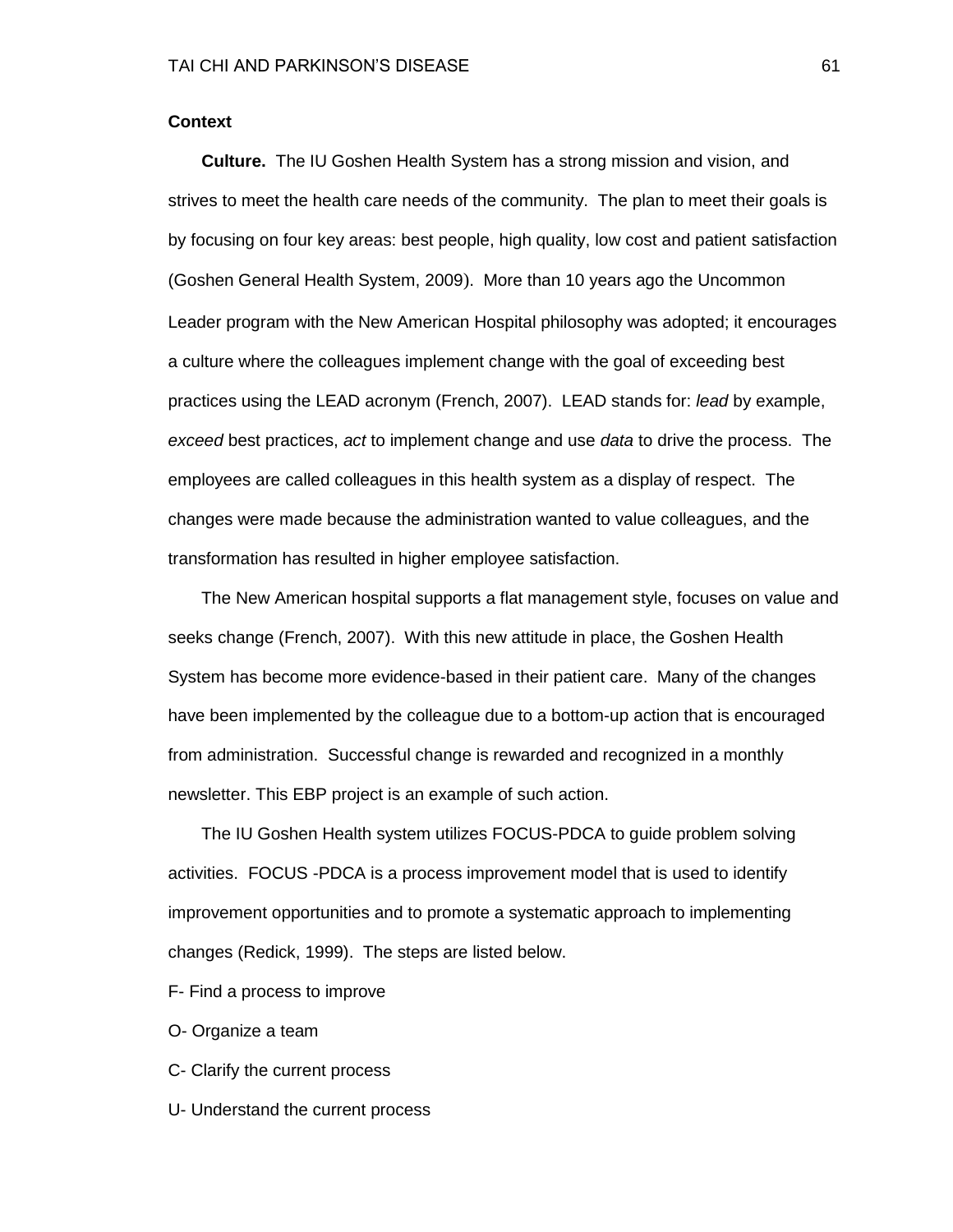**Context**

**Culture.** The IU Goshen Health System has a strong mission and vision, and strives to meet the health care needs of the community. The plan to meet their goals is by focusing on four key areas: best people, high quality, low cost and patient satisfaction (Goshen General Health System, 2009). More than 10 years ago the Uncommon Leader program with the New American Hospital philosophy was adopted; it encourages a culture where the colleagues implement change with the goal of exceeding best practices using the LEAD acronym (French, 2007). LEAD stands for: *lead* by example, *exceed* best practices, *act* to implement change and use *data* to drive the process. The employees are called colleagues in this health system as a display of respect. The changes were made because the administration wanted to value colleagues, and the transformation has resulted in higher employee satisfaction.

The New American hospital supports a flat management style, focuses on value and seeks change (French, 2007). With this new attitude in place, the Goshen Health System has become more evidence-based in their patient care. Many of the changes have been implemented by the colleague due to a bottom-up action that is encouraged from administration. Successful change is rewarded and recognized in a monthly newsletter. This EBP project is an example of such action.

The IU Goshen Health system utilizes FOCUS-PDCA to guide problem solving activities. FOCUS -PDCA is a process improvement model that is used to identify improvement opportunities and to promote a systematic approach to implementing changes (Redick, 1999). The steps are listed below.

F- Find a process to improve

O- Organize a team

C- Clarify the current process

U- Understand the current process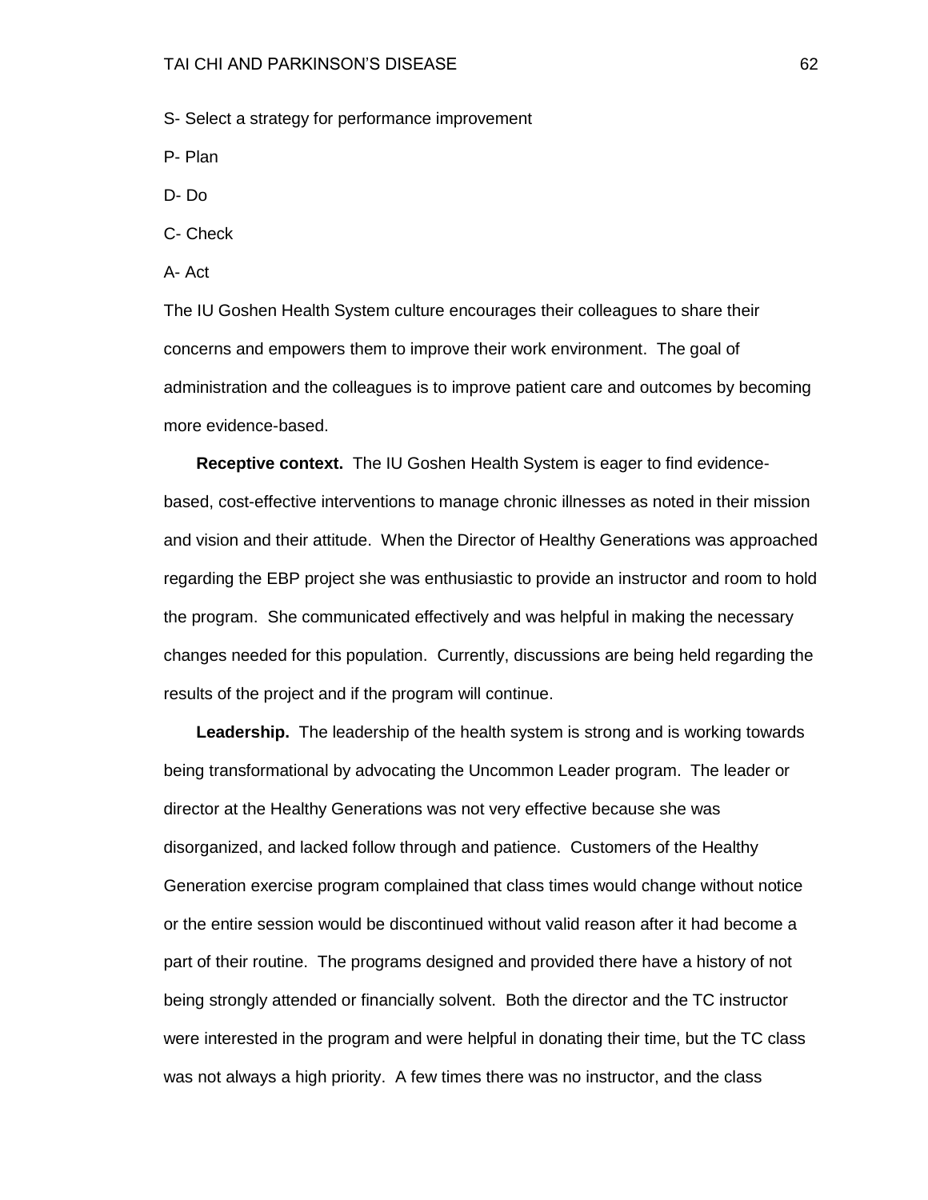S- Select a strategy for performance improvement

P- Plan

D- Do

C- Check

A- Act

The IU Goshen Health System culture encourages their colleagues to share their concerns and empowers them to improve their work environment. The goal of administration and the colleagues is to improve patient care and outcomes by becoming more evidence-based.

**Receptive context.** The IU Goshen Health System is eager to find evidence-based, cost-effective interventions to manage chronic illnesses as noted in their mission and vision and their attitude. When the Director of Healthy Generations was approached regarding the EBP project she was enthusiastic to provide an instructor and room to hold the program. She communicated effectively and was helpful in making the necessary changes needed for this population. Currently, discussions are being held regarding the results of the project and if the program will continue.

**Leadership.** The leadership of the health system is strong and is working towards being transformational by advocating the Uncommon Leader program. The leader or director at the Healthy Generations was not very effective because she was disorganized, and lacked follow through and patience. Customers of the Healthy Generation exercise program complained that class times would change without notice or the entire session would be discontinued without valid reason after it had become a part of their routine. The programs designed and provided there have a history of not being strongly attended or financially solvent. Both the director and the TC instructor were interested in the program and were helpful in donating their time, but the TC class was not always a high priority. A few times there was no instructor, and the class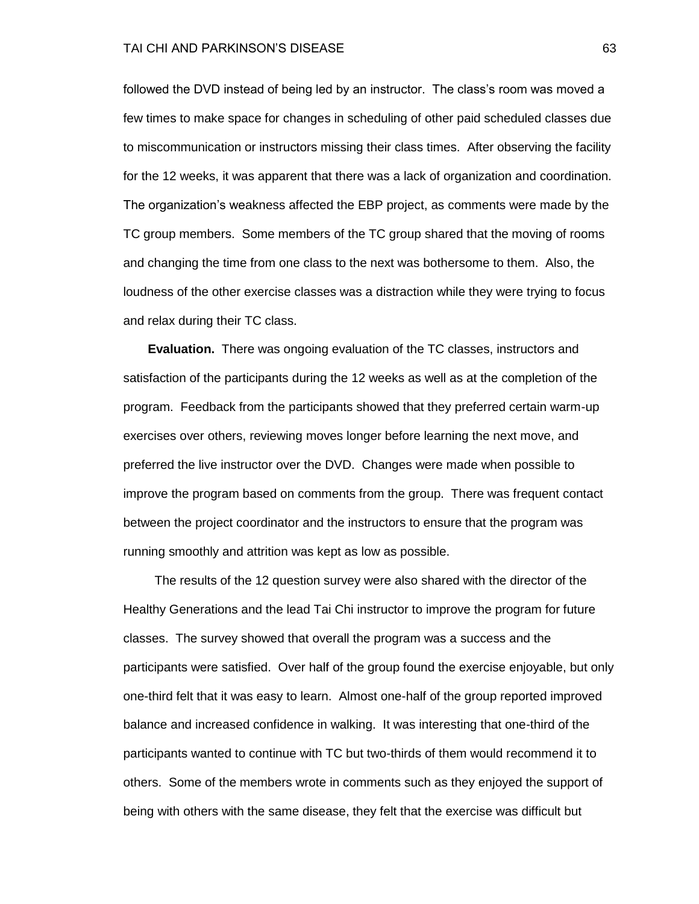followed the DVD instead of being led by an instructor. The class's room was moved a few times to make space for changes in scheduling of other paid scheduled classes due to miscommunication or instructors missing their class times. After observing the facility for the 12 weeks, it was apparent that there was a lack of organization and coordination. The organization's weakness affected the EBP project, as comments were made by the TC group members. Some members of the TC group shared that the moving of rooms and changing the time from one class to the next was bothersome to them. Also, the loudness of the other exercise classes was a distraction while they were trying to focus and relax during their TC class.

**Evaluation.** There was ongoing evaluation of the TC classes, instructors and satisfaction of the participants during the 12 weeks as well as at the completion of the program. Feedback from the participants showed that they preferred certain warm-up exercises over others, reviewing moves longer before learning the next move, and preferred the live instructor over the DVD. Changes were made when possible to improve the program based on comments from the group. There was frequent contact between the project coordinator and the instructors to ensure that the program was running smoothly and attrition was kept as low as possible.

The results of the 12 question survey were also shared with the director of the Healthy Generations and the lead Tai Chi instructor to improve the program for future classes. The survey showed that overall the program was a success and the participants were satisfied. Over half of the group found the exercise enjoyable, but only one-third felt that it was easy to learn. Almost one-half of the group reported improved balance and increased confidence in walking. It was interesting that one-third of the participants wanted to continue with TC but two-thirds of them would recommend it to others. Some of the members wrote in comments such as they enjoyed the support of being with others with the same disease, they felt that the exercise was difficult but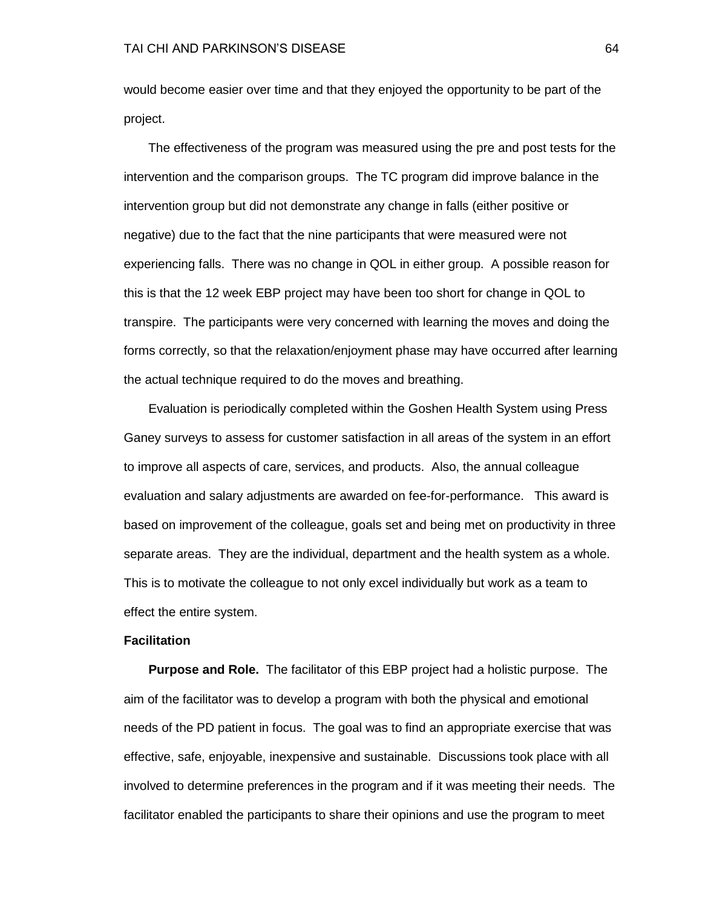would become easier over time and that they enjoyed the opportunity to be part of the project.

The effectiveness of the program was measured using the pre and post tests for the intervention and the comparison groups. The TC program did improve balance in the intervention group but did not demonstrate any change in falls (either positive or negative) due to the fact that the nine participants that were measured were not experiencing falls. There was no change in QOL in either group. A possible reason for this is that the 12 week EBP project may have been too short for change in QOL to transpire. The participants were very concerned with learning the moves and doing the forms correctly, so that the relaxation/enjoyment phase may have occurred after learning the actual technique required to do the moves and breathing.

Evaluation is periodically completed within the Goshen Health System using Press Ganey surveys to assess for customer satisfaction in all areas of the system in an effort to improve all aspects of care, services, and products. Also, the annual colleague evaluation and salary adjustments are awarded on fee-for-performance. This award is based on improvement of the colleague, goals set and being met on productivity in three separate areas. They are the individual, department and the health system as a whole. This is to motivate the colleague to not only excel individually but work as a team to effect the entire system.

**Facilitation**

**Purpose and Role.** The facilitator of this EBP project had a holistic purpose. The aim of the facilitator was to develop a program with both the physical and emotional needs of the PD patient in focus. The goal was to find an appropriate exercise that was effective, safe, enjoyable, inexpensive and sustainable. Discussions took place with all involved to determine preferences in the program and if it was meeting their needs. The facilitator enabled the participants to share their opinions and use the program to meet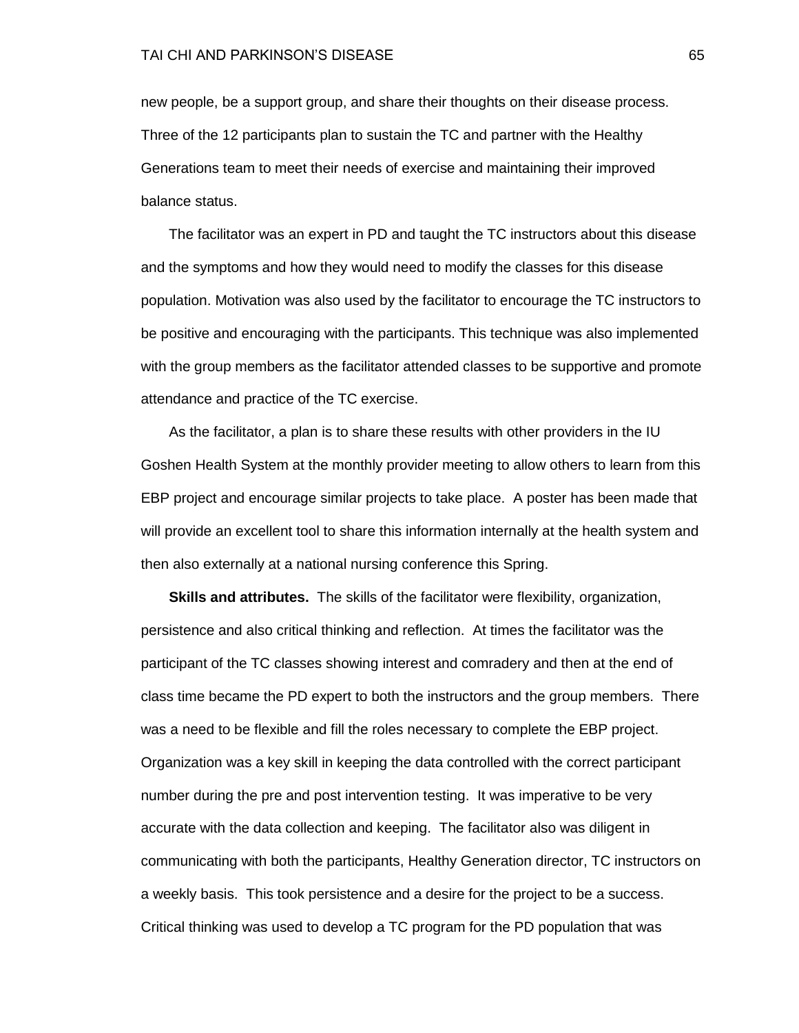new people, be a support group, and share their thoughts on their disease process. Three of the 12 participants plan to sustain the TC and partner with the Healthy Generations team to meet their needs of exercise and maintaining their improved balance status.

The facilitator was an expert in PD and taught the TC instructors about this disease and the symptoms and how they would need to modify the classes for this disease population. Motivation was also used by the facilitator to encourage the TC instructors to be positive and encouraging with the participants. This technique was also implemented with the group members as the facilitator attended classes to be supportive and promote attendance and practice of the TC exercise.

As the facilitator, a plan is to share these results with other providers in the IU Goshen Health System at the monthly provider meeting to allow others to learn from this EBP project and encourage similar projects to take place. A poster has been made that will provide an excellent tool to share this information internally at the health system and then also externally at a national nursing conference this Spring.

**Skills and attributes.** The skills of the facilitator were flexibility, organization, persistence and also critical thinking and reflection. At times the facilitator was the participant of the TC classes showing interest and comradery and then at the end of class time became the PD expert to both the instructors and the group members. There was a need to be flexible and fill the roles necessary to complete the EBP project. Organization was a key skill in keeping the data controlled with the correct participant number during the pre and post intervention testing. It was imperative to be very accurate with the data collection and keeping. The facilitator also was diligent in communicating with both the participants, Healthy Generation director, TC instructors on a weekly basis. This took persistence and a desire for the project to be a success. Critical thinking was used to develop a TC program for the PD population that was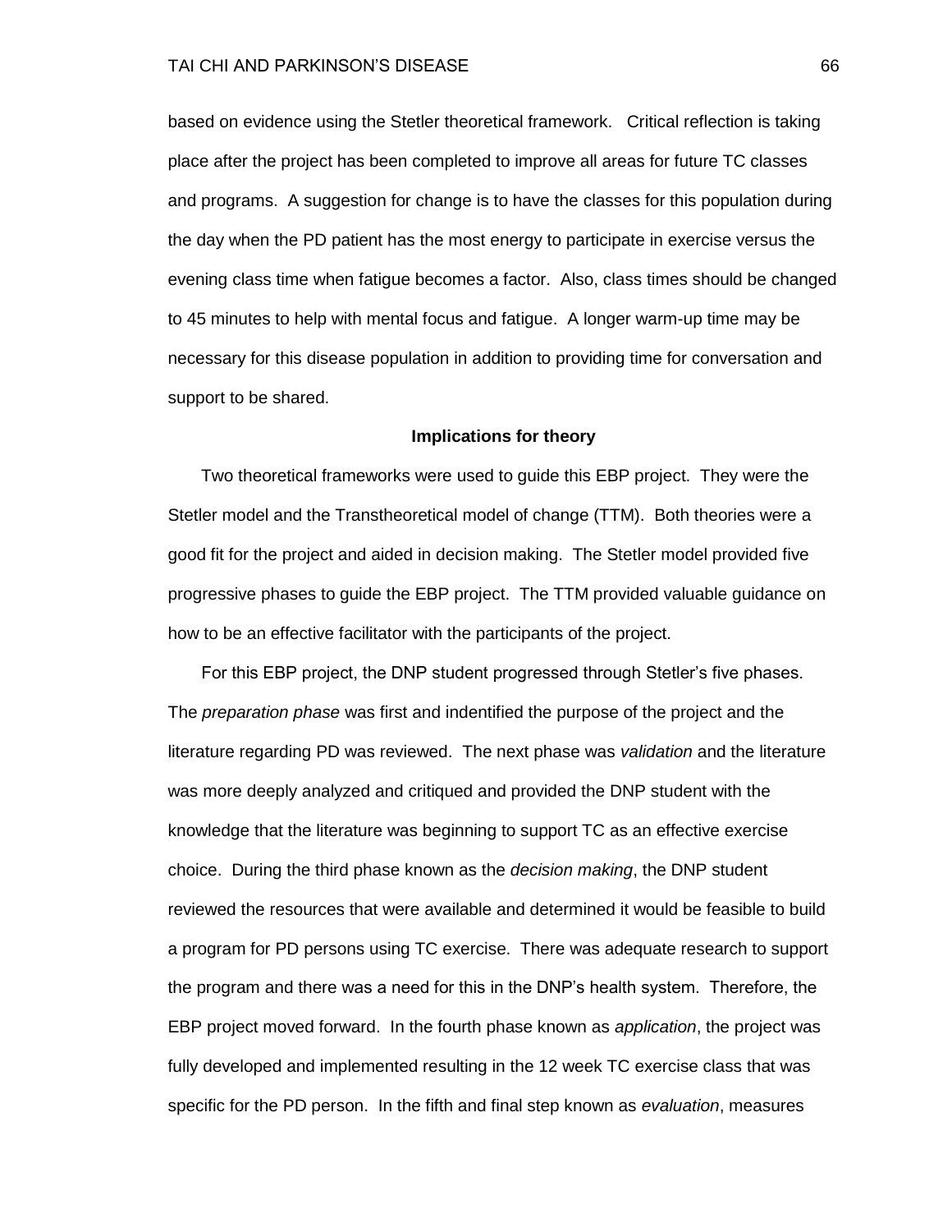based on evidence using the Stetler theoretical framework. Critical reflection is taking place after the project has been completed to improve all areas for future TC classes and programs. A suggestion for change is to have the classes for this population during the day when the PD patient has the most energy to participate in exercise versus the evening class time when fatigue becomes a factor. Also, class times should be changed to 45 minutes to help with mental focus and fatigue. A longer warm-up time may be necessary for this disease population in addition to providing time for conversation and support to be shared.

## Implications for theory

Two theoretical frameworks were used to guide this EBP project. They were the Stetler model and the Transtheoretical model of change (TTM). Both theories were a good fit for the project and aided in decision making. The Stetler model provided five progressive phases to guide the EBP project. The TTM provided valuable guidance on how to be an effective facilitator with the participants of the project.

For this EBP project, the DNP student progressed through Stetler's five phases. The *preparation phase* was first and indentified the purpose of the project and the literature regarding PD was reviewed. The next phase was *validation* and the literature was more deeply analyzed and critiqued and provided the DNP student with the knowledge that the literature was beginning to support TC as an effective exercise choice. During the third phase known as the *decision making*, the DNP student reviewed the resources that were available and determined it would be feasible to build a program for PD persons using TC exercise. There was adequate research to support the program and there was a need for this in the DNP's health system. Therefore, the EBP project moved forward. In the fourth phase known as *application*, the project was fully developed and implemented resulting in the 12 week TC exercise class that was specific for the PD person. In the fifth and final step known as *evaluation*, measures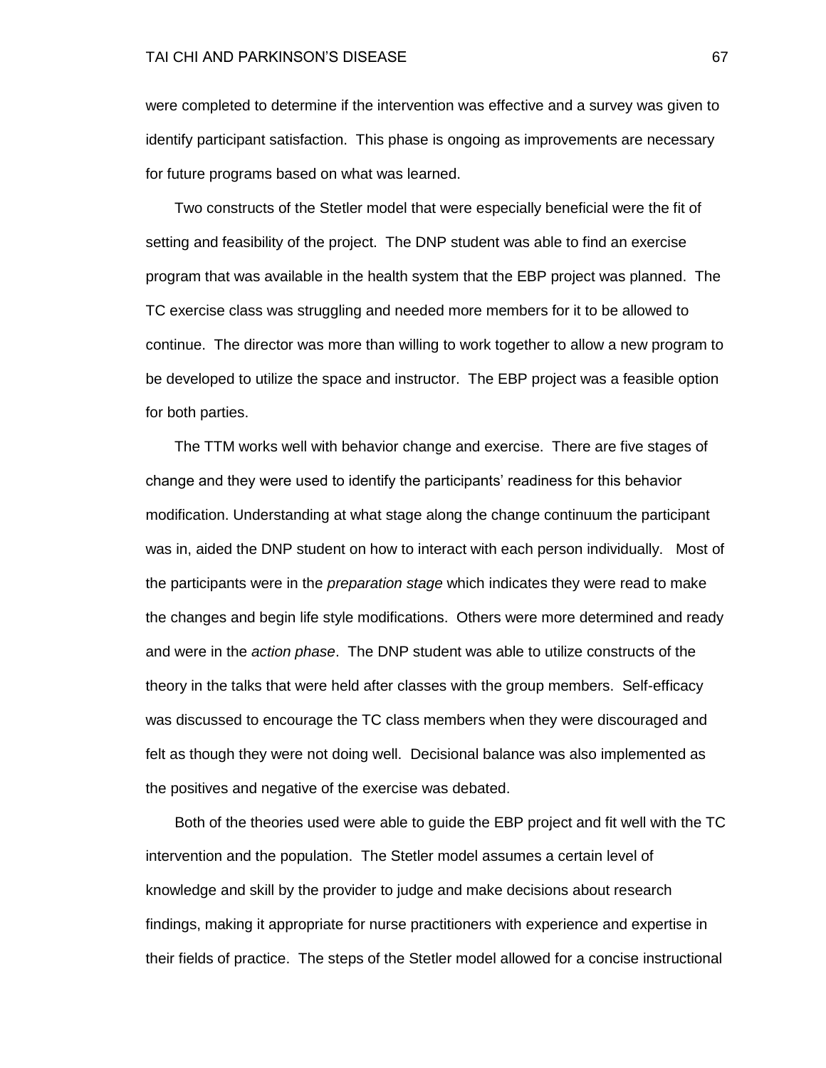were completed to determine if the intervention was effective and a survey was given to identify participant satisfaction. This phase is ongoing as improvements are necessary for future programs based on what was learned.

Two constructs of the Stetler model that were especially beneficial were the fit of setting and feasibility of the project. The DNP student was able to find an exercise program that was available in the health system that the EBP project was planned. The TC exercise class was struggling and needed more members for it to be allowed to continue. The director was more than willing to work together to allow a new program to be developed to utilize the space and instructor. The EBP project was a feasible option for both parties.

The TTM works well with behavior change and exercise. There are five stages of change and they were used to identify the participants' readiness for this behavior modification. Understanding at what stage along the change continuum the participant was in, aided the DNP student on how to interact with each person individually. Most of the participants were in the *preparation stage* which indicates they were read to make the changes and begin life style modifications. Others were more determined and ready and were in the *action phase*. The DNP student was able to utilize constructs of the theory in the talks that were held after classes with the group members. Self-efficacy was discussed to encourage the TC class members when they were discouraged and felt as though they were not doing well. Decisional balance was also implemented as the positives and negative of the exercise was debated.

Both of the theories used were able to guide the EBP project and fit well with the TC intervention and the population. The Stetler model assumes a certain level of knowledge and skill by the provider to judge and make decisions about research findings, making it appropriate for nurse practitioners with experience and expertise in their fields of practice. The steps of the Stetler model allowed for a concise instructional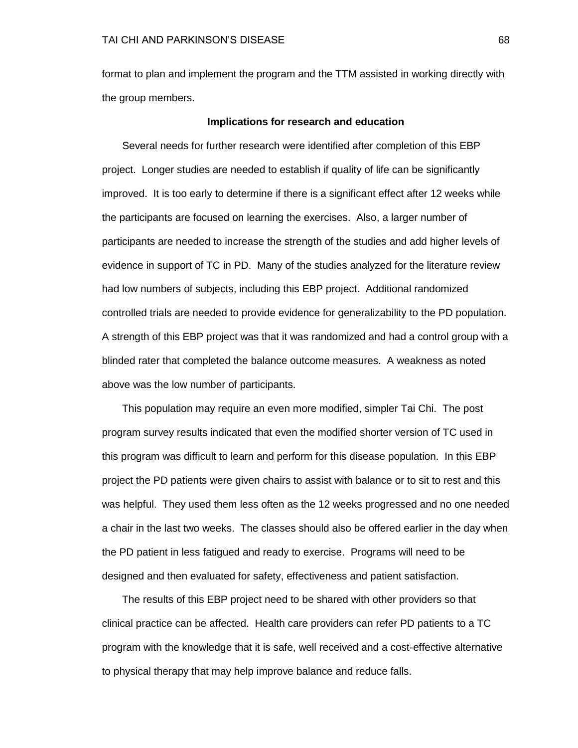format to plan and implement the program and the TTM assisted in working directly with the group members.

### Implications for research and education

Several needs for further research were identified after completion of this EBP project. Longer studies are needed to establish if quality of life can be significantly improved. It is too early to determine if there is a significant effect after 12 weeks while the participants are focused on learning the exercises. Also, a larger number of participants are needed to increase the strength of the studies and add higher levels of evidence in support of TC in PD. Many of the studies analyzed for the literature review had low numbers of subjects, including this EBP project. Additional randomized controlled trials are needed to provide evidence for generalizability to the PD population. A strength of this EBP project was that it was randomized and had a control group with a blinded rater that completed the balance outcome measures. A weakness as noted above was the low number of participants.

This population may require an even more modified, simpler Tai Chi. The post program survey results indicated that even the modified shorter version of TC used in this program was difficult to learn and perform for this disease population. In this EBP project the PD patients were given chairs to assist with balance or to sit to rest and this was helpful. They used them less often as the 12 weeks progressed and no one needed a chair in the last two weeks. The classes should also be offered earlier in the day when the PD patient in less fatigued and ready to exercise. Programs will need to be designed and then evaluated for safety, effectiveness and patient satisfaction.

The results of this EBP project need to be shared with other providers so that clinical practice can be affected. Health care providers can refer PD patients to a TC program with the knowledge that it is safe, well received and a cost-effective alternative to physical therapy that may help improve balance and reduce falls.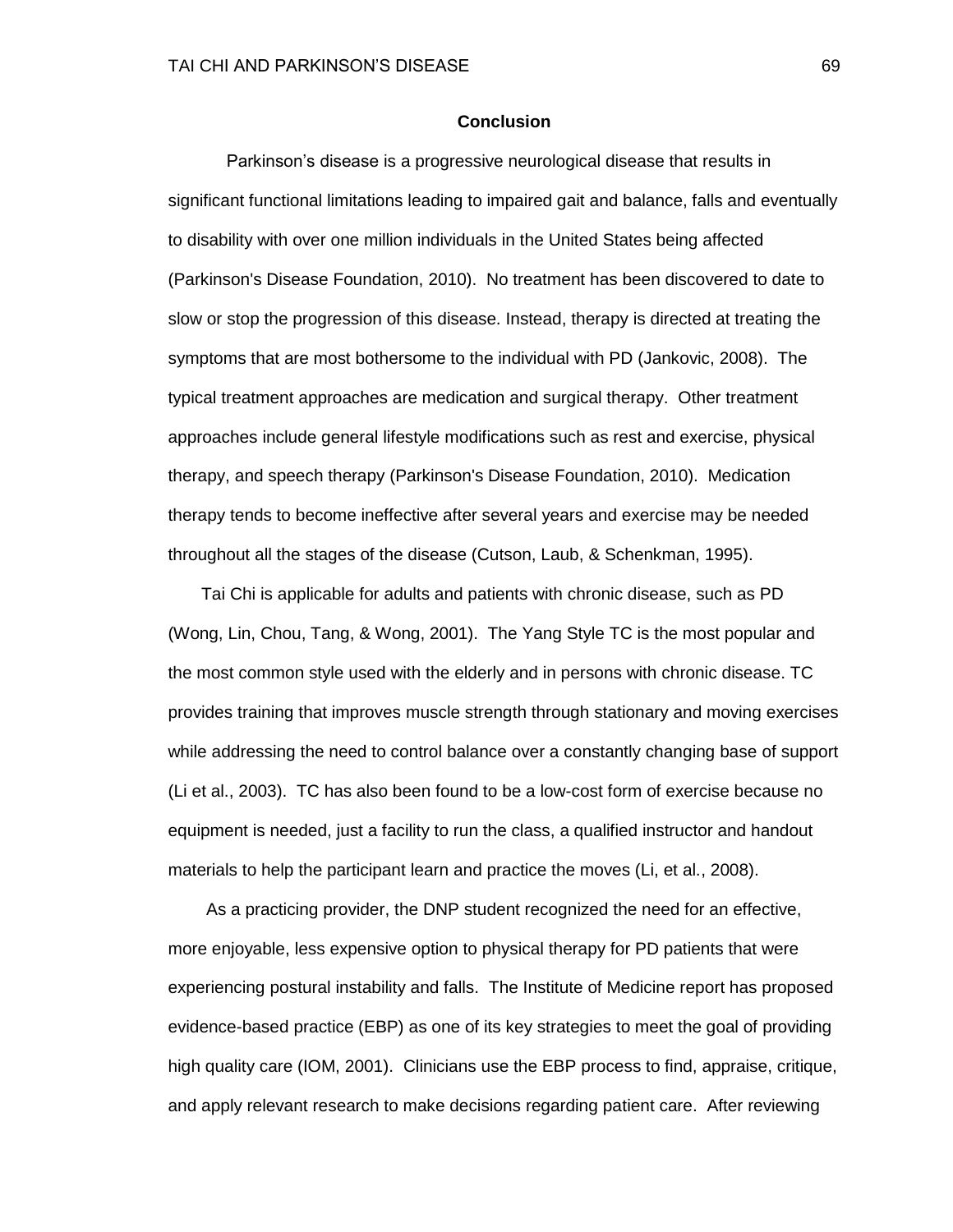## Conclusion

Parkinson's disease is a progressive neurological disease that results in significant functional limitations leading to impaired gait and balance, falls and eventually to disability with over one million individuals in the United States being affected (Parkinson's Disease Foundation, 2010). No treatment has been discovered to date to slow or stop the progression of this disease. Instead, therapy is directed at treating the symptoms that are most bothersome to the individual with PD (Jankovic, 2008). The typical treatment approaches are medication and surgical therapy. Other treatment approaches include general lifestyle modifications such as rest and exercise, physical therapy, and speech therapy (Parkinson's Disease Foundation, 2010). Medication therapy tends to become ineffective after several years and exercise may be needed throughout all the stages of the disease (Cutson, Laub, & Schenkman, 1995).

Tai Chi is applicable for adults and patients with chronic disease, such as PD (Wong, Lin, Chou, Tang, & Wong, 2001). The Yang Style TC is the most popular and the most common style used with the elderly and in persons with chronic disease. TC provides training that improves muscle strength through stationary and moving exercises while addressing the need to control balance over a constantly changing base of support (Li et al., 2003). TC has also been found to be a low-cost form of exercise because no equipment is needed, just a facility to run the class, a qualified instructor and handout materials to help the participant learn and practice the moves (Li, et al., 2008).

As a practicing provider, the DNP student recognized the need for an effective, more enjoyable, less expensive option to physical therapy for PD patients that were experiencing postural instability and falls. The Institute of Medicine report has proposed evidence-based practice (EBP) as one of its key strategies to meet the goal of providing high quality care (IOM, 2001). Clinicians use the EBP process to find, appraise, critique, and apply relevant research to make decisions regarding patient care. After reviewing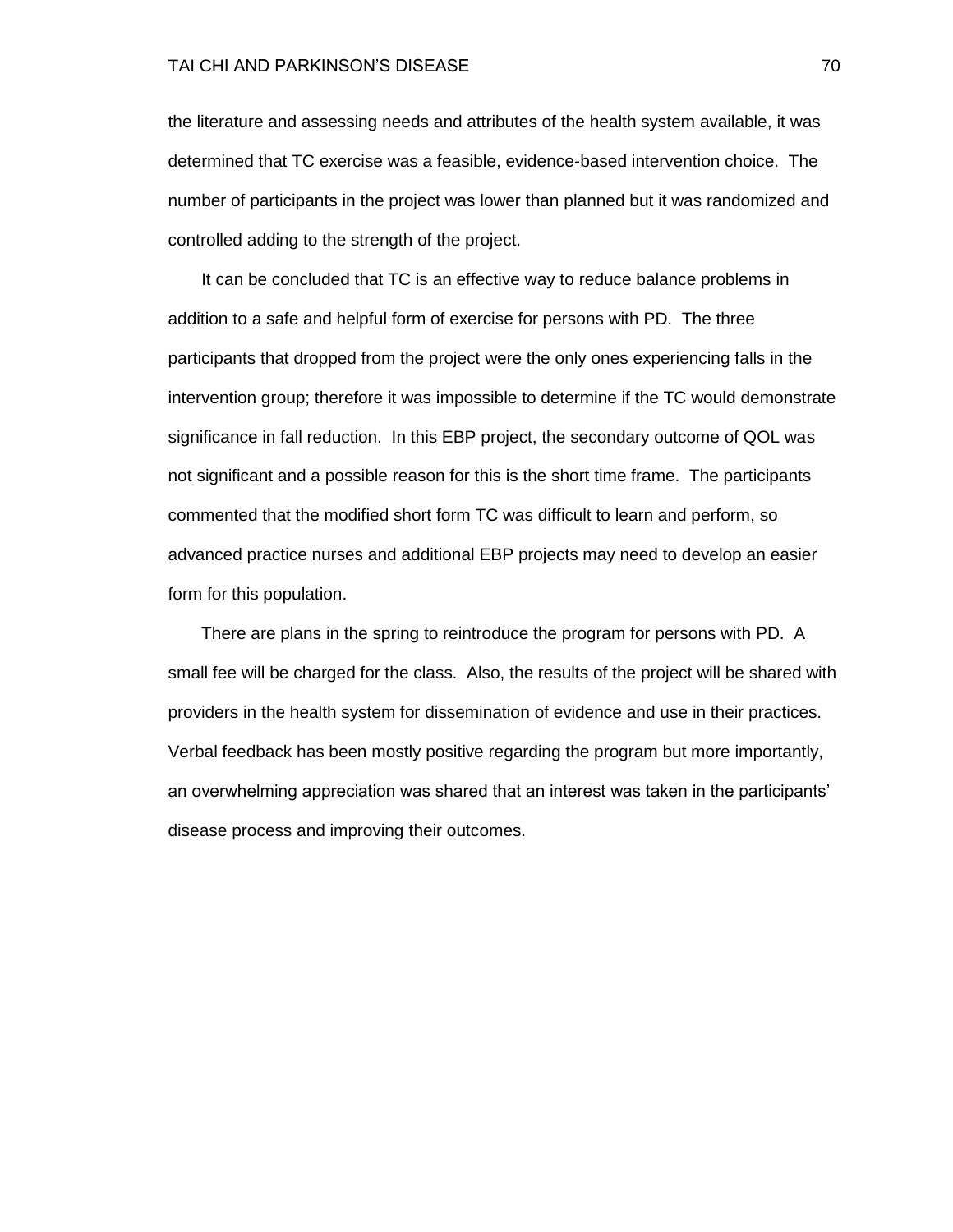the literature and assessing needs and attributes of the health system available, it was determined that TC exercise was a feasible, evidence-based intervention choice. The number of participants in the project was lower than planned but it was randomized and controlled adding to the strength of the project.

It can be concluded that TC is an effective way to reduce balance problems in addition to a safe and helpful form of exercise for persons with PD. The three participants that dropped from the project were the only ones experiencing falls in the intervention group; therefore it was impossible to determine if the TC would demonstrate significance in fall reduction. In this EBP project, the secondary outcome of QOL was not significant and a possible reason for this is the short time frame. The participants commented that the modified short form TC was difficult to learn and perform, so advanced practice nurses and additional EBP projects may need to develop an easier form for this population.

There are plans in the spring to reintroduce the program for persons with PD. A small fee will be charged for the class. Also, the results of the project will be shared with providers in the health system for dissemination of evidence and use in their practices. Verbal feedback has been mostly positive regarding the program but more importantly, an overwhelming appreciation was shared that an interest was taken in the participants' disease process and improving their outcomes.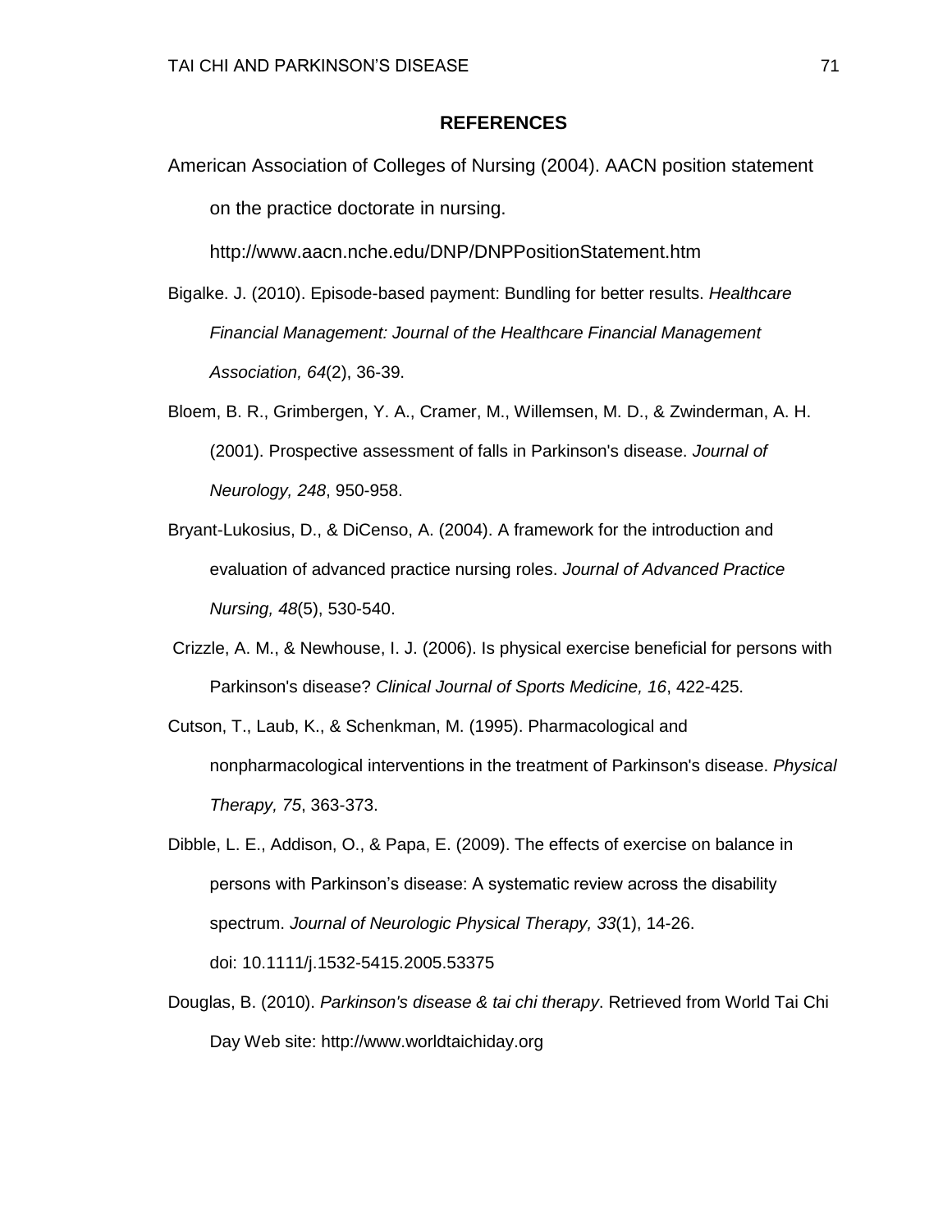## REFERENCES

American Association of Colleges of Nursing (2004). AACN position statement on the practice doctorate in nursing. http://www.aacn.nche.edu/DNP/DNPPositionStatement.htm

Bigalke. J. (2010). Episode-based payment: Bundling for better results. *Healthcare Financial Management: Journal of the Healthcare Financial Management Association, 64*(2), 36-39.

Bloem, B. R., Grimbergen, Y. A., Cramer, M., Willemsen, M. D., & Zwinderman, A. H. (2001). Prospective assessment of falls in Parkinson's disease. *Journal of Neurology, 248*, 950-958.

Bryant-Lukosius, D., & DiCenso, A. (2004). A framework for the introduction and evaluation of advanced practice nursing roles. *Journal of Advanced Practice Nursing, 48*(5), 530-540.

Crizzle, A. M., & Newhouse, I. J. (2006). Is physical exercise beneficial for persons with Parkinson's disease? *Clinical Journal of Sports Medicine, 16*, 422-425.

Cutson, T., Laub, K., & Schenkman, M. (1995). Pharmacological and nonpharmacological interventions in the treatment of Parkinson's disease. *Physical Therapy, 75*, 363-373.

Dibble, L. E., Addison, O., & Papa, E. (2009). The effects of exercise on balance in persons with Parkinson's disease: A systematic review across the disability spectrum. *Journal of Neurologic Physical Therapy, 33*(1), 14-26. doi: 10.1111/j.1532-5415.2005.53375

Douglas, B. (2010). *Parkinson's disease & tai chi therapy*. Retrieved from World Tai Chi Day Web site: http://www.worldtaichiday.org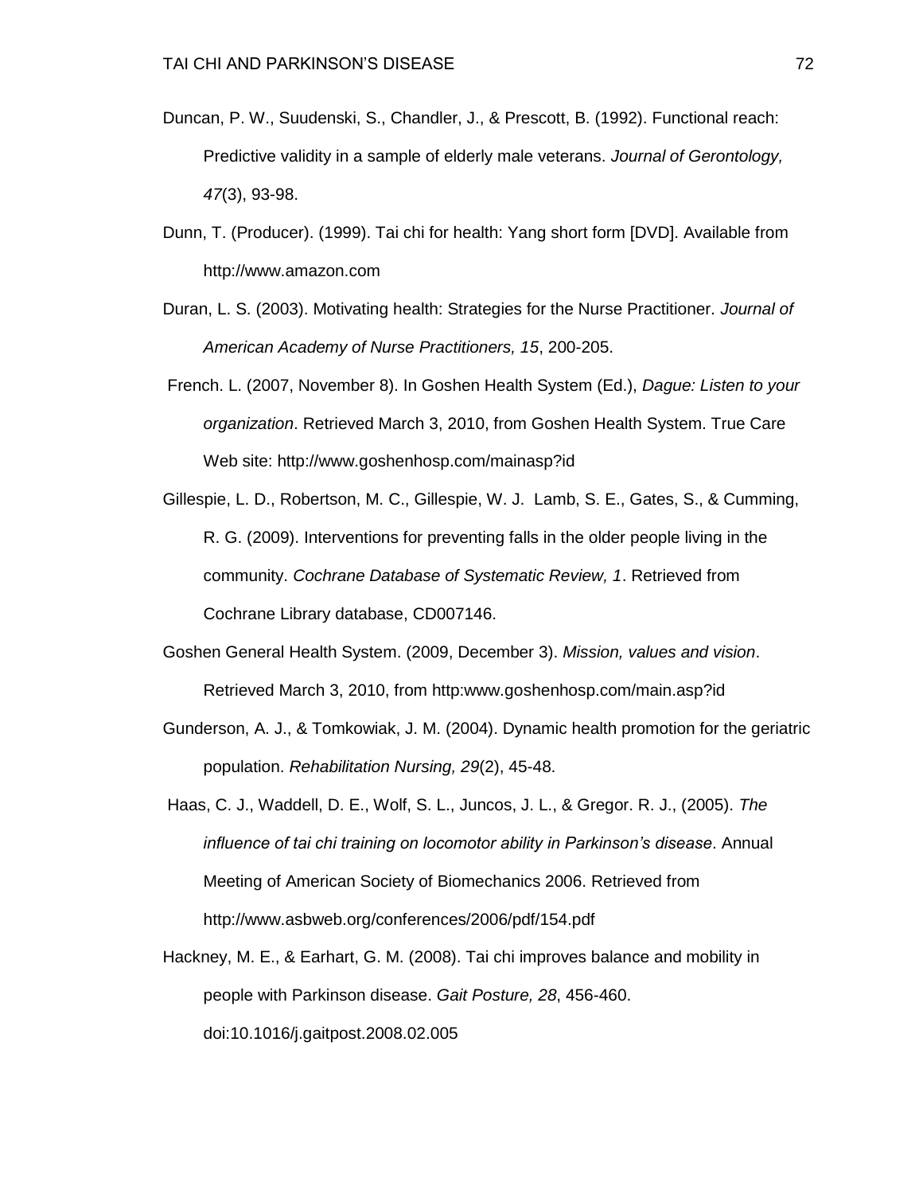Duncan, P. W., Suudenski, S., Chandler, J., & Prescott, B. (1992). Functional reach: Predictive validity in a sample of elderly male veterans. *Journal of Gerontology, 47*(3), 93-98.

Dunn, T. (Producer). (1999). Tai chi for health: Yang short form [DVD]. Available from http://www.amazon.com

Duran, L. S. (2003). Motivating health: Strategies for the Nurse Practitioner. *Journal of American Academy of Nurse Practitioners, 15*, 200-205.

French. L. (2007, November 8). In Goshen Health System (Ed.), *Dague: Listen to your organization*. Retrieved March 3, 2010, from Goshen Health System. True Care Web site: http://www.goshenhosp.com/mainasp?id

Gillespie, L. D., Robertson, M. C., Gillespie, W. J. Lamb, S. E., Gates, S., & Cumming, R. G. (2009). Interventions for preventing falls in the older people living in the community. *Cochrane Database of Systematic Review, 1*. Retrieved from Cochrane Library database, CD007146.

Goshen General Health System. (2009, December 3). *Mission, values and vision*. Retrieved March 3, 2010, from http:www.goshenhosp.com/main.asp?id

Gunderson, A. J., & Tomkowiak, J. M. (2004). Dynamic health promotion for the geriatric population. *Rehabilitation Nursing, 29*(2), 45-48.

Haas, C. J., Waddell, D. E., Wolf, S. L., Juncos, J. L., & Gregor. R. J., (2005). *The influence of tai chi training on locomotor ability in Parkinson's disease*. Annual Meeting of American Society of Biomechanics 2006. Retrieved from http://www.asbweb.org/conferences/2006/pdf/154.pdf

Hackney, M. E., & Earhart, G. M. (2008). Tai chi improves balance and mobility in people with Parkinson disease. *Gait Posture, 28*, 456-460. doi:10.1016/j.gaitpost.2008.02.005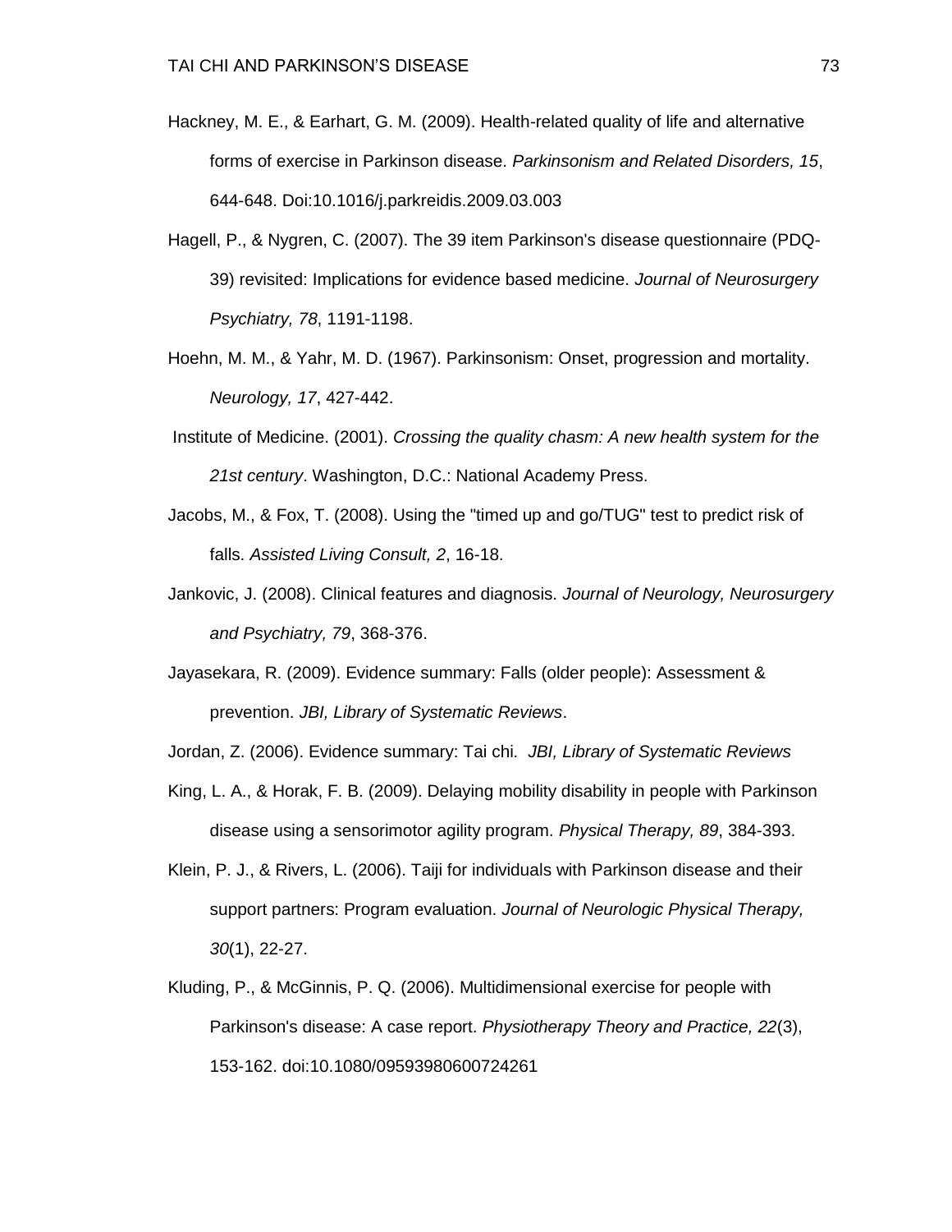Hackney, M. E., & Earhart, G. M. (2009). Health-related quality of life and alternative forms of exercise in Parkinson disease. *Parkinsonism and Related Disorders, 15*, 644-648. Doi:10.1016/j.parkreidis.2009.03.003

Hagell, P., & Nygren, C. (2007). The 39 item Parkinson's disease questionnaire (PDQ-39) revisited: Implications for evidence based medicine. *Journal of Neurosurgery Psychiatry, 78*, 1191-1198.

Hoehn, M. M., & Yahr, M. D. (1967). Parkinsonism: Onset, progression and mortality. *Neurology, 17*, 427-442.

Institute of Medicine. (2001). *Crossing the quality chasm: A new health system for the 21st century*. Washington, D.C.: National Academy Press.

Jacobs, M., & Fox, T. (2008). Using the "timed up and go/TUG" test to predict risk of falls. *Assisted Living Consult, 2*, 16-18.

Jankovic, J. (2008). Clinical features and diagnosis. *Journal of Neurology, Neurosurgery and Psychiatry, 79*, 368-376.

Jayasekara, R. (2009). Evidence summary: Falls (older people): Assessment & prevention. *JBI, Library of Systematic Reviews*.

Jordan, Z. (2006). Evidence summary: Tai chi. *JBI, Library of Systematic Reviews*

King, L. A., & Horak, F. B. (2009). Delaying mobility disability in people with Parkinson disease using a sensorimotor agility program. *Physical Therapy, 89*, 384-393.

Klein, P. J., & Rivers, L. (2006). Taiji for individuals with Parkinson disease and their support partners: Program evaluation. *Journal of Neurologic Physical Therapy, 30*(1), 22-27.

Kluding, P., & McGinnis, P. Q. (2006). Multidimensional exercise for people with Parkinson's disease: A case report. *Physiotherapy Theory and Practice, 22*(3), 153-162. doi:10.1080/09593980600724261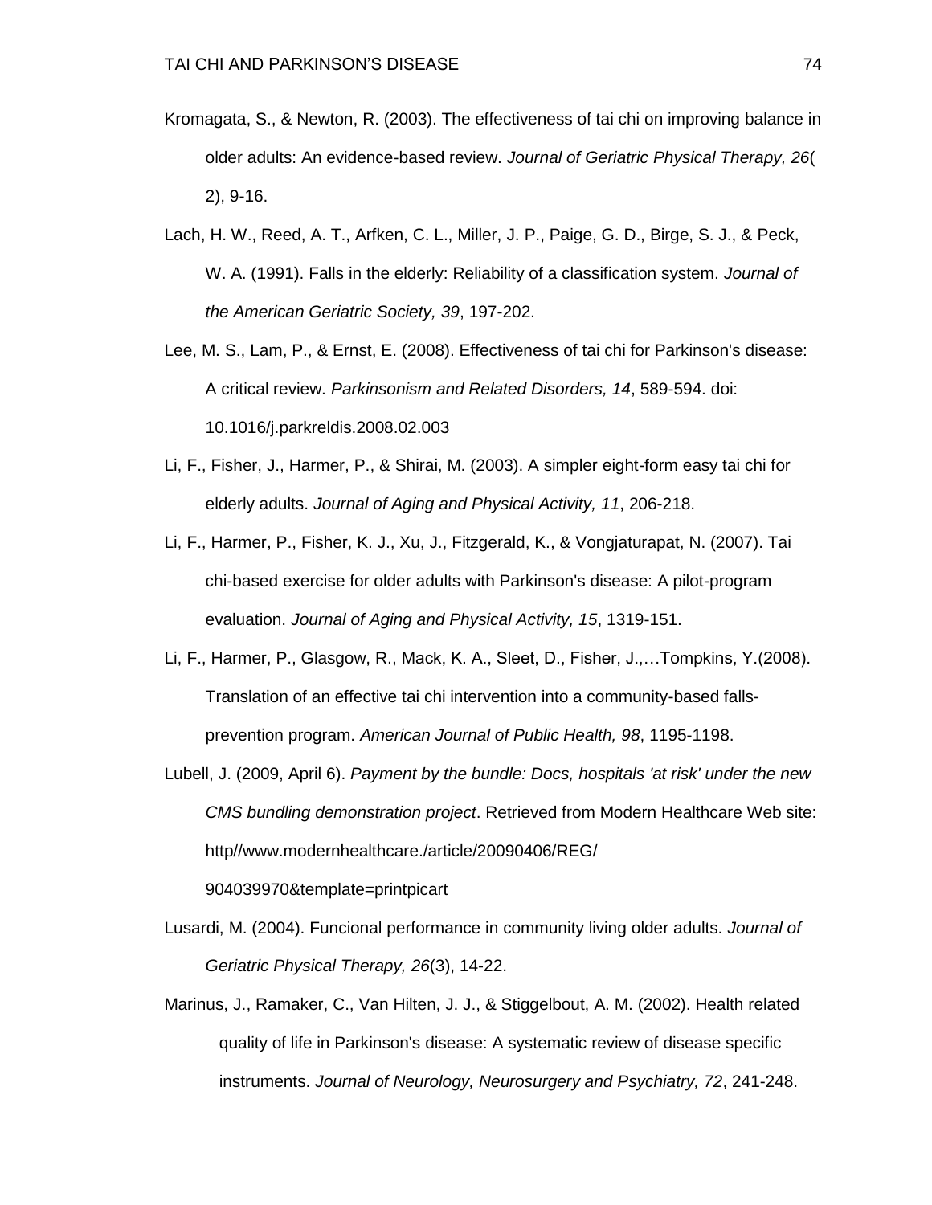Kromagata, S., & Newton, R. (2003). The effectiveness of tai chi on improving balance in older adults: An evidence-based review. *Journal of Geriatric Physical Therapy, 26*( 2), 9-16.

Lach, H. W., Reed, A. T., Arfken, C. L., Miller, J. P., Paige, G. D., Birge, S. J., & Peck, W. A. (1991). Falls in the elderly: Reliability of a classification system. *Journal of the American Geriatric Society, 39*, 197-202.

Lee, M. S., Lam, P., & Ernst, E. (2008). Effectiveness of tai chi for Parkinson's disease: A critical review. *Parkinsonism and Related Disorders, 14*, 589-594. doi: 10.1016/j.parkreldis.2008.02.003

Li, F., Fisher, J., Harmer, P., & Shirai, M. (2003). A simpler eight-form easy tai chi for elderly adults. *Journal of Aging and Physical Activity, 11*, 206-218.

Li, F., Harmer, P., Fisher, K. J., Xu, J., Fitzgerald, K., & Vongjaturapat, N. (2007). Tai chi-based exercise for older adults with Parkinson's disease: A pilot-program evaluation. *Journal of Aging and Physical Activity, 15*, 1319-151.

Li, F., Harmer, P., Glasgow, R., Mack, K. A., Sleet, D., Fisher, J.,…Tompkins, Y.(2008). Translation of an effective tai chi intervention into a community-based falls-prevention program. *American Journal of Public Health, 98*, 1195-1198.

Lubell, J. (2009, April 6). *Payment by the bundle: Docs, hospitals 'at risk' under the new CMS bundling demonstration project*. Retrieved from Modern Healthcare Web site: http//www.modernhealthcare./article/20090406/REG/ 904039970&template=printpicart

Lusardi, M. (2004). Funcional performance in community living older adults. *Journal of Geriatric Physical Therapy, 26*(3), 14-22.

Marinus, J., Ramaker, C., Van Hilten, J. J., & Stiggelbout, A. M. (2002). Health related quality of life in Parkinson's disease: A systematic review of disease specific instruments. *Journal of Neurology, Neurosurgery and Psychiatry, 72*, 241-248.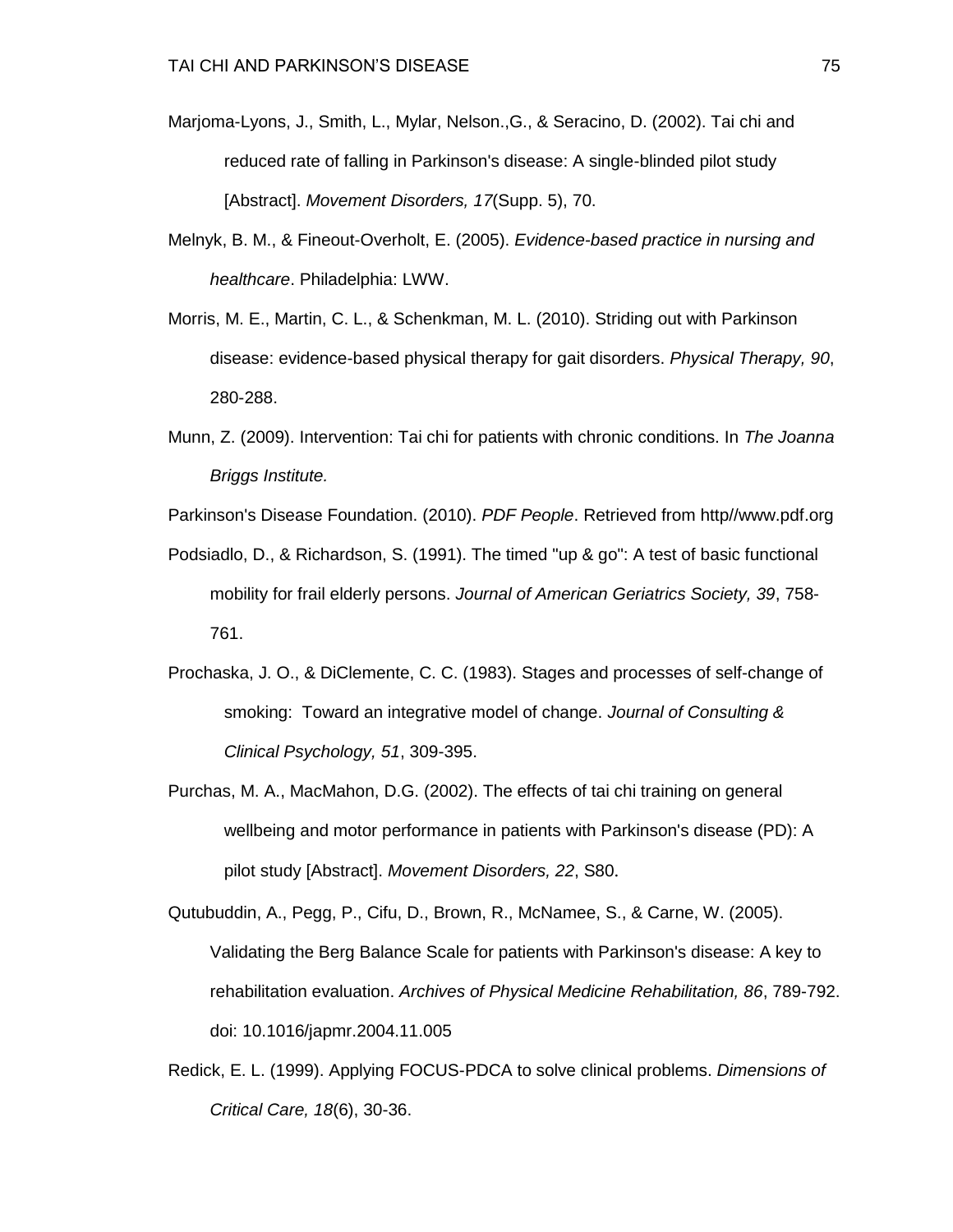Marjoma-Lyons, J., Smith, L., Mylar, Nelson.,G., & Seracino, D. (2002). Tai chi and reduced rate of falling in Parkinson's disease: A single-blinded pilot study [Abstract]. *Movement Disorders, 17*(Supp. 5), 70.

Melnyk, B. M., & Fineout-Overholt, E. (2005). *Evidence-based practice in nursing and healthcare*. Philadelphia: LWW.

Morris, M. E., Martin, C. L., & Schenkman, M. L. (2010). Striding out with Parkinson disease: evidence-based physical therapy for gait disorders. *Physical Therapy, 90*, 280-288.

Munn, Z. (2009). Intervention: Tai chi for patients with chronic conditions. In *The Joanna Briggs Institute.*

Parkinson's Disease Foundation. (2010). *PDF People*. Retrieved from http//www.pdf.org

Podsiadlo, D., & Richardson, S. (1991). The timed "up & go": A test of basic functional mobility for frail elderly persons. *Journal of American Geriatrics Society, 39*, 758-761.

Prochaska, J. O., & DiClemente, C. C. (1983). Stages and processes of self-change of smoking: Toward an integrative model of change. *Journal of Consulting & Clinical Psychology, 51*, 309-395.

Purchas, M. A., MacMahon, D.G. (2002). The effects of tai chi training on general wellbeing and motor performance in patients with Parkinson's disease (PD): A pilot study [Abstract]. *Movement Disorders, 22*, S80.

Qutubuddin, A., Pegg, P., Cifu, D., Brown, R., McNamee, S., & Carne, W. (2005). Validating the Berg Balance Scale for patients with Parkinson's disease: A key to rehabilitation evaluation. *Archives of Physical Medicine Rehabilitation, 86*, 789-792. doi: 10.1016/japmr.2004.11.005

Redick, E. L. (1999). Applying FOCUS-PDCA to solve clinical problems. *Dimensions of Critical Care, 18*(6), 30-36.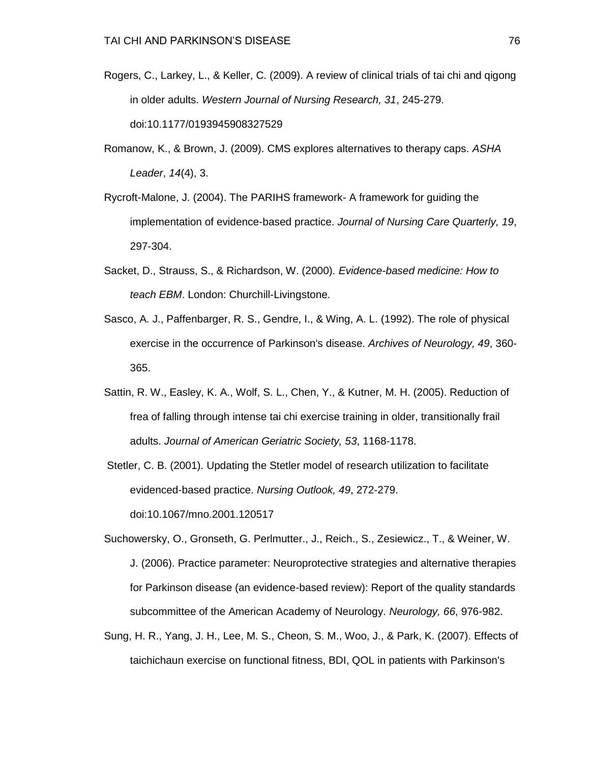Rogers, C., Larkey, L., & Keller, C. (2009). A review of clinical trials of tai chi and qigong in older adults. *Western Journal of Nursing Research, 31*, 245-279. doi:10.1177/0193945908327529

Romanow, K., & Brown, J. (2009). CMS explores alternatives to therapy caps. *ASHA Leader*, *14*(4), 3.

Rycroft-Malone, J. (2004). The PARIHS framework- A framework for guiding the implementation of evidence-based practice. *Journal of Nursing Care Quarterly, 19*, 297-304.

Sacket, D., Strauss, S., & Richardson, W. (2000). *Evidence-based medicine: How to teach EBM*. London: Churchill-Livingstone.

Sasco, A. J., Paffenbarger, R. S., Gendre, I., & Wing, A. L. (1992). The role of physical exercise in the occurrence of Parkinson's disease. *Archives of Neurology, 49*, 360-365.

Sattin, R. W., Easley, K. A., Wolf, S. L., Chen, Y., & Kutner, M. H. (2005). Reduction of frea of falling through intense tai chi exercise training in older, transitionally frail adults. *Journal of American Geriatric Society, 53*, 1168-1178.

Stetler, C. B. (2001). Updating the Stetler model of research utilization to facilitate evidenced-based practice. *Nursing Outlook, 49*, 272-279. doi:10.1067/mno.2001.120517

Suchowersky, O., Gronseth, G. Perlmutter., J., Reich., S., Zesiewicz., T., & Weiner, W. J. (2006). Practice parameter: Neuroprotective strategies and alternative therapies for Parkinson disease (an evidence-based review): Report of the quality standards subcommittee of the American Academy of Neurology. *Neurology, 66*, 976-982.

Sung, H. R., Yang, J. H., Lee, M. S., Cheon, S. M., Woo, J., & Park, K. (2007). Effects of taichichaun exercise on functional fitness, BDI, QOL in patients with Parkinson's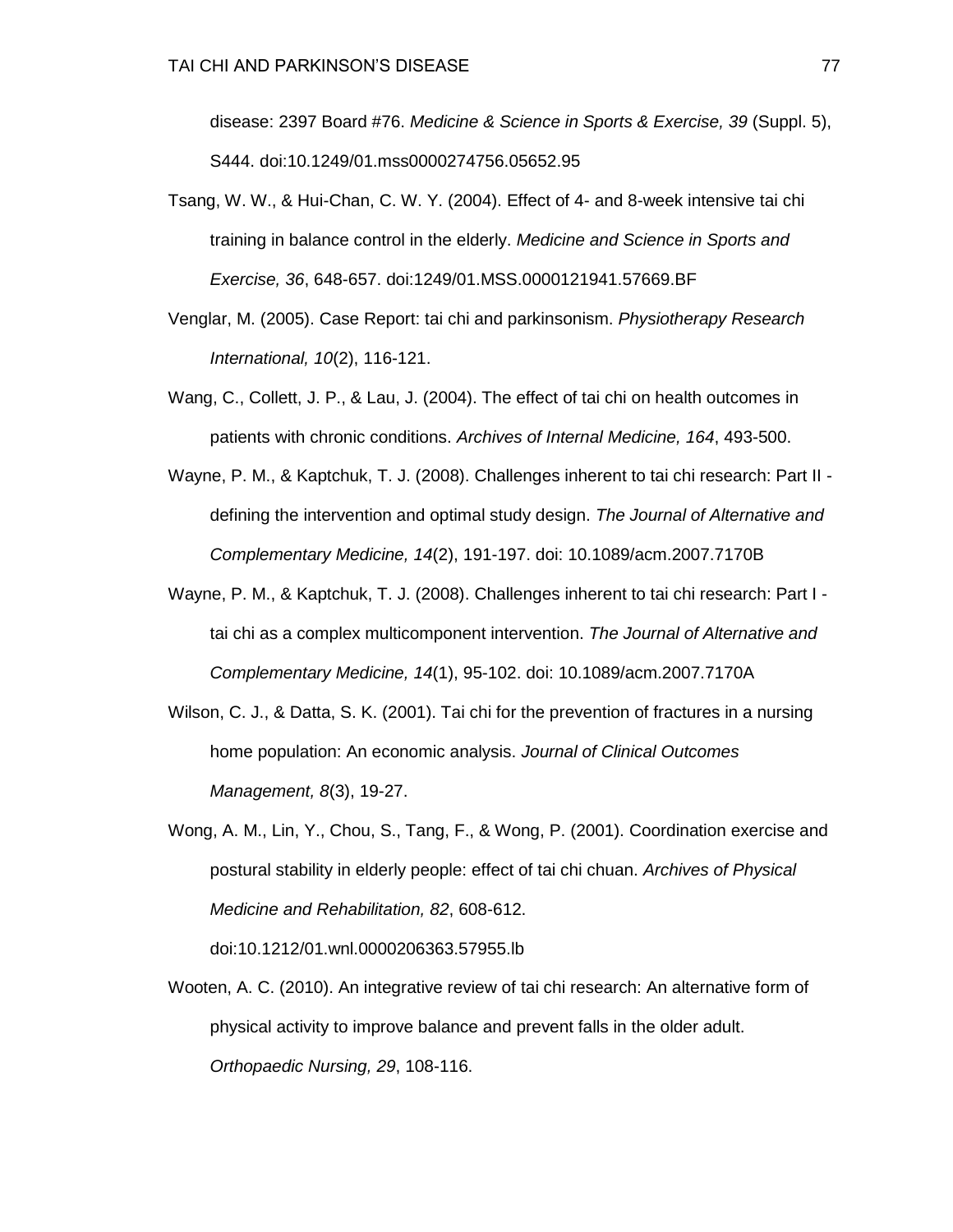disease: 2397 Board #76. *Medicine & Science in Sports & Exercise, 39* (Suppl. 5), S444. doi:10.1249/01.mss0000274756.05652.95

Tsang, W. W., & Hui-Chan, C. W. Y. (2004). Effect of 4- and 8-week intensive tai chi training in balance control in the elderly. *Medicine and Science in Sports and Exercise, 36*, 648-657. doi:1249/01.MSS.0000121941.57669.BF

Venglar, M. (2005). Case Report: tai chi and parkinsonism. *Physiotherapy Research International, 10*(2), 116-121.

Wang, C., Collett, J. P., & Lau, J. (2004). The effect of tai chi on health outcomes in patients with chronic conditions. *Archives of Internal Medicine, 164*, 493-500.

Wayne, P. M., & Kaptchuk, T. J. (2008). Challenges inherent to tai chi research: Part II - defining the intervention and optimal study design. *The Journal of Alternative and Complementary Medicine, 14*(2), 191-197. doi: 10.1089/acm.2007.7170B

Wayne, P. M., & Kaptchuk, T. J. (2008). Challenges inherent to tai chi research: Part I - tai chi as a complex multicomponent intervention. *The Journal of Alternative and Complementary Medicine, 14*(1), 95-102. doi: 10.1089/acm.2007.7170A

Wilson, C. J., & Datta, S. K. (2001). Tai chi for the prevention of fractures in a nursing home population: An economic analysis. *Journal of Clinical Outcomes Management, 8*(3), 19-27.

Wong, A. M., Lin, Y., Chou, S., Tang, F., & Wong, P. (2001). Coordination exercise and postural stability in elderly people: effect of tai chi chuan. *Archives of Physical Medicine and Rehabilitation, 82*, 608-612. doi:10.1212/01.wnl.0000206363.57955.lb

Wooten, A. C. (2010). An integrative review of tai chi research: An alternative form of physical activity to improve balance and prevent falls in the older adult. *Orthopaedic Nursing, 29*, 108-116.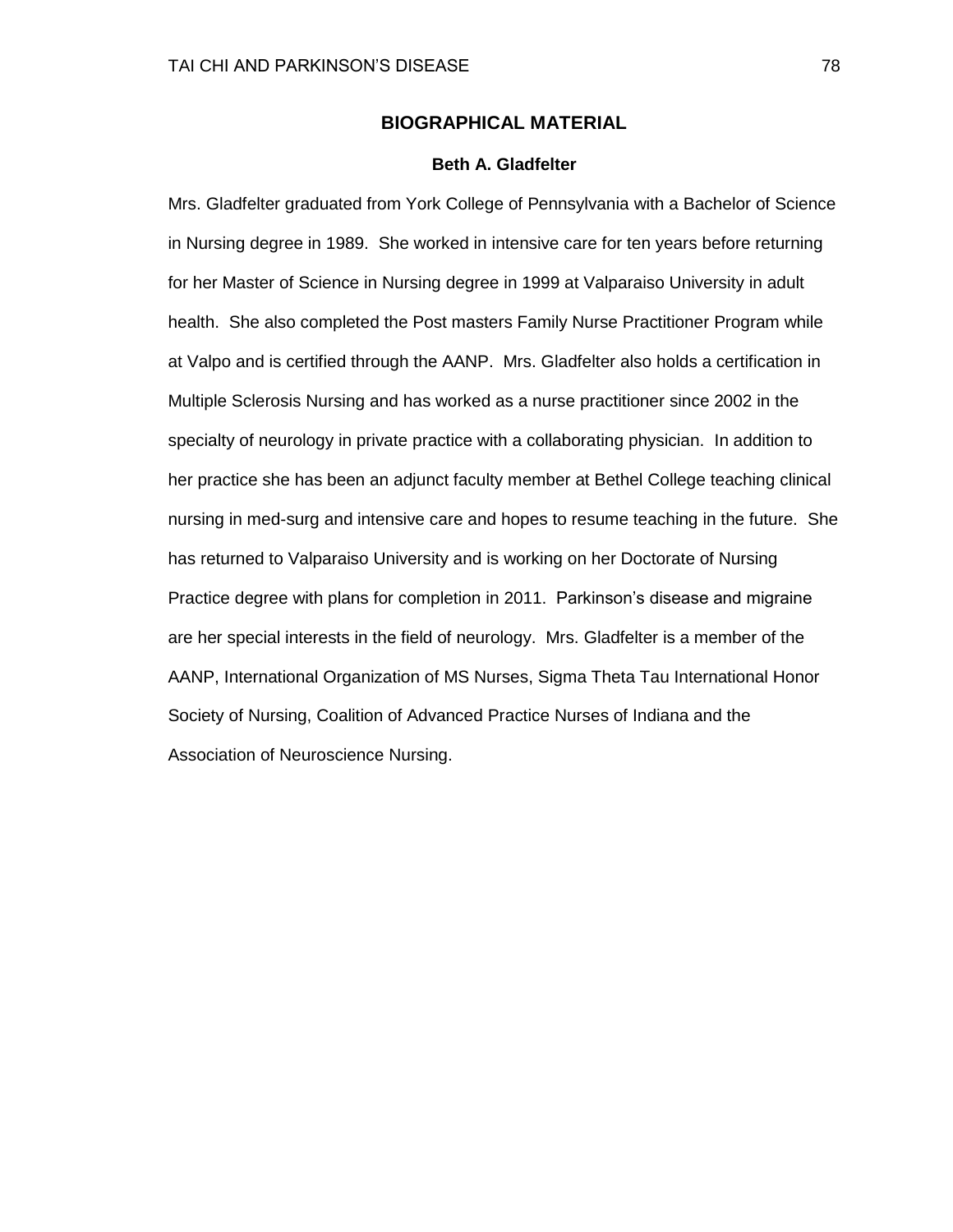## BIOGRAPHICAL MATERIAL

### Beth A. Gladfelter

Mrs. Gladfelter graduated from York College of Pennsylvania with a Bachelor of Science in Nursing degree in 1989. She worked in intensive care for ten years before returning for her Master of Science in Nursing degree in 1999 at Valparaiso University in adult health. She also completed the Post masters Family Nurse Practitioner Program while at Valpo and is certified through the AANP. Mrs. Gladfelter also holds a certification in Multiple Sclerosis Nursing and has worked as a nurse practitioner since 2002 in the specialty of neurology in private practice with a collaborating physician. In addition to her practice she has been an adjunct faculty member at Bethel College teaching clinical nursing in med-surg and intensive care and hopes to resume teaching in the future. She has returned to Valparaiso University and is working on her Doctorate of Nursing Practice degree with plans for completion in 2011. Parkinson's disease and migraine are her special interests in the field of neurology. Mrs. Gladfelter is a member of the AANP, International Organization of MS Nurses, Sigma Theta Tau International Honor Society of Nursing, Coalition of Advanced Practice Nurses of Indiana and the Association of Neuroscience Nursing.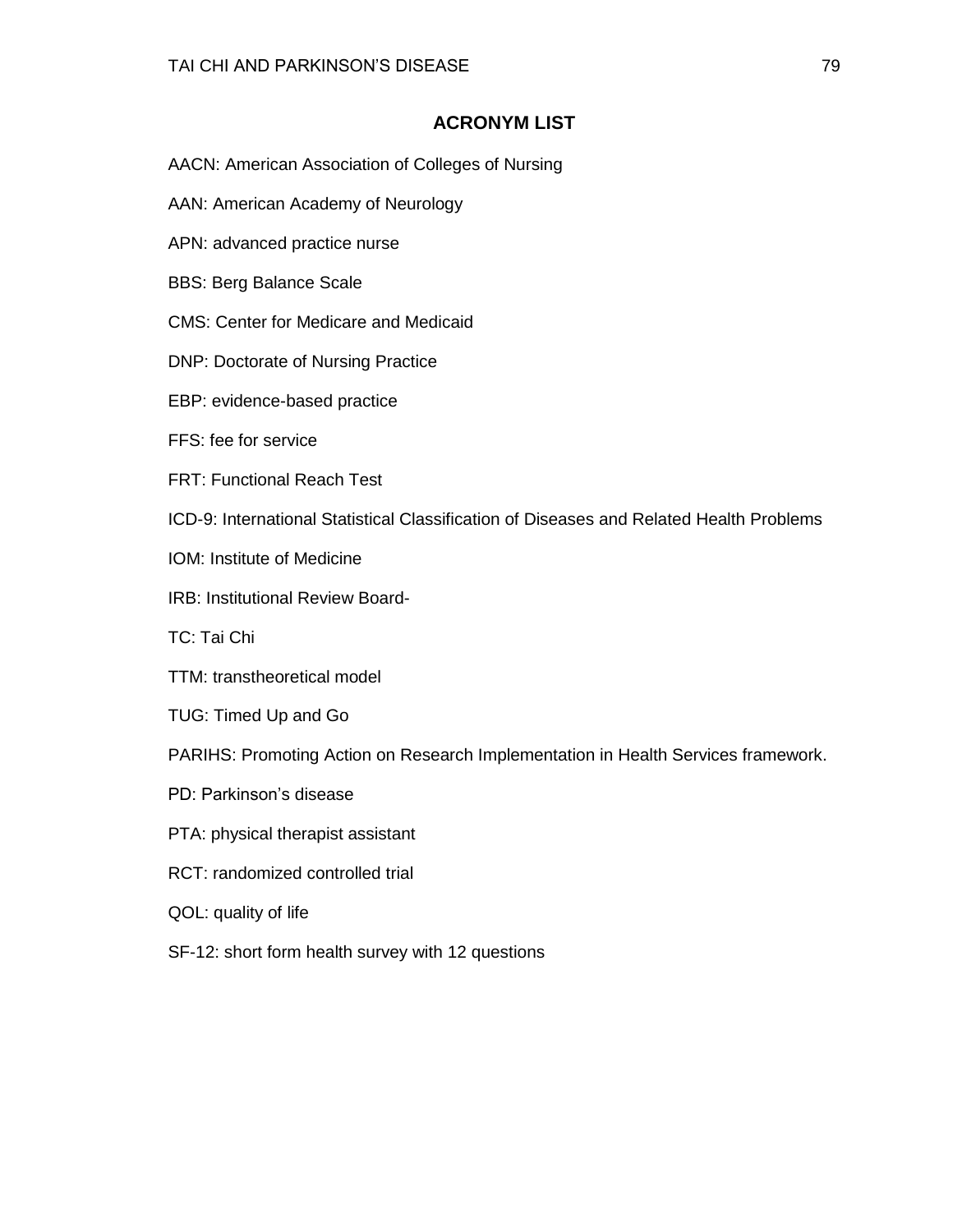## ACRONYM LIST

AACN: American Association of Colleges of Nursing

AAN: American Academy of Neurology

APN: advanced practice nurse

BBS: Berg Balance Scale

CMS: Center for Medicare and Medicaid

DNP: Doctorate of Nursing Practice

EBP: evidence-based practice

FFS: fee for service

FRT: Functional Reach Test

ICD-9: International Statistical Classification of Diseases and Related Health Problems

IOM: Institute of Medicine

IRB: Institutional Review Board-

TC: Tai Chi

TTM: transtheoretical model

TUG: Timed Up and Go

PARIHS: Promoting Action on Research Implementation in Health Services framework.

PD: Parkinson's disease

PTA: physical therapist assistant

RCT: randomized controlled trial

QOL: quality of life

SF-12: short form health survey with 12 questions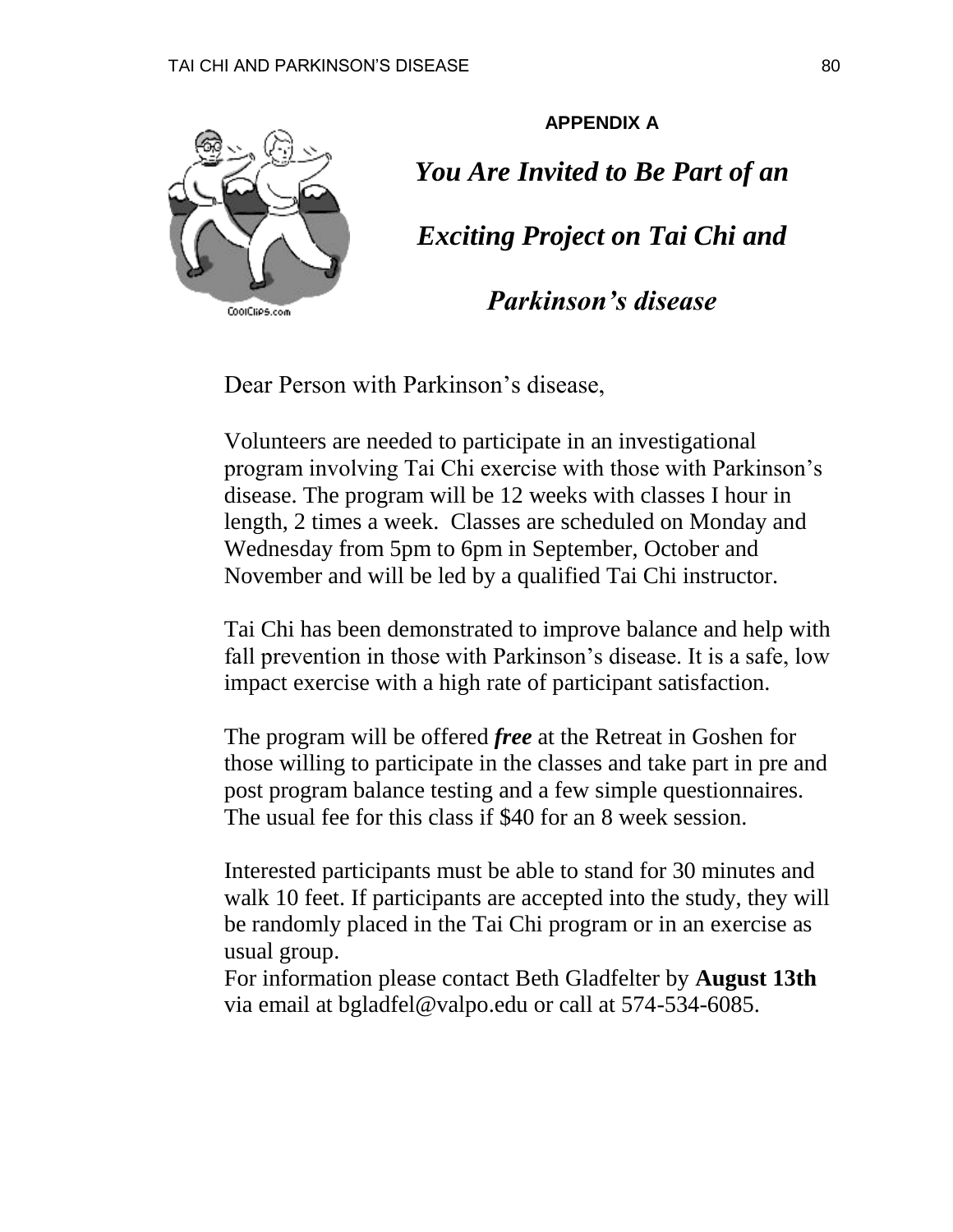## APPENDIX A

# *You Are Invited to Be Part of an Exciting Project on Tai Chi and Parkinson's disease*

Dear Person with Parkinson's disease,

Volunteers are needed to participate in an investigational program involving Tai Chi exercise with those with Parkinson's disease. The program will be 12 weeks with classes I hour in length, 2 times a week. Classes are scheduled on Monday and Wednesday from 5pm to 6pm in September, October and November and will be led by a qualified Tai Chi instructor.

Tai Chi has been demonstrated to improve balance and help with fall prevention in those with Parkinson's disease. It is a safe, low impact exercise with a high rate of participant satisfaction.

The program will be offered ***free*** at the Retreat in Goshen for those willing to participate in the classes and take part in pre and post program balance testing and a few simple questionnaires. The usual fee for this class if $40 for an 8 week session.

Interested participants must be able to stand for 30 minutes and walk 10 feet. If participants are accepted into the study, they will be randomly placed in the Tai Chi program or in an exercise as usual group.
For information please contact Beth Gladfelter by **August 13th** via email at bgladfel@valpo.edu or call at 574-534-6085.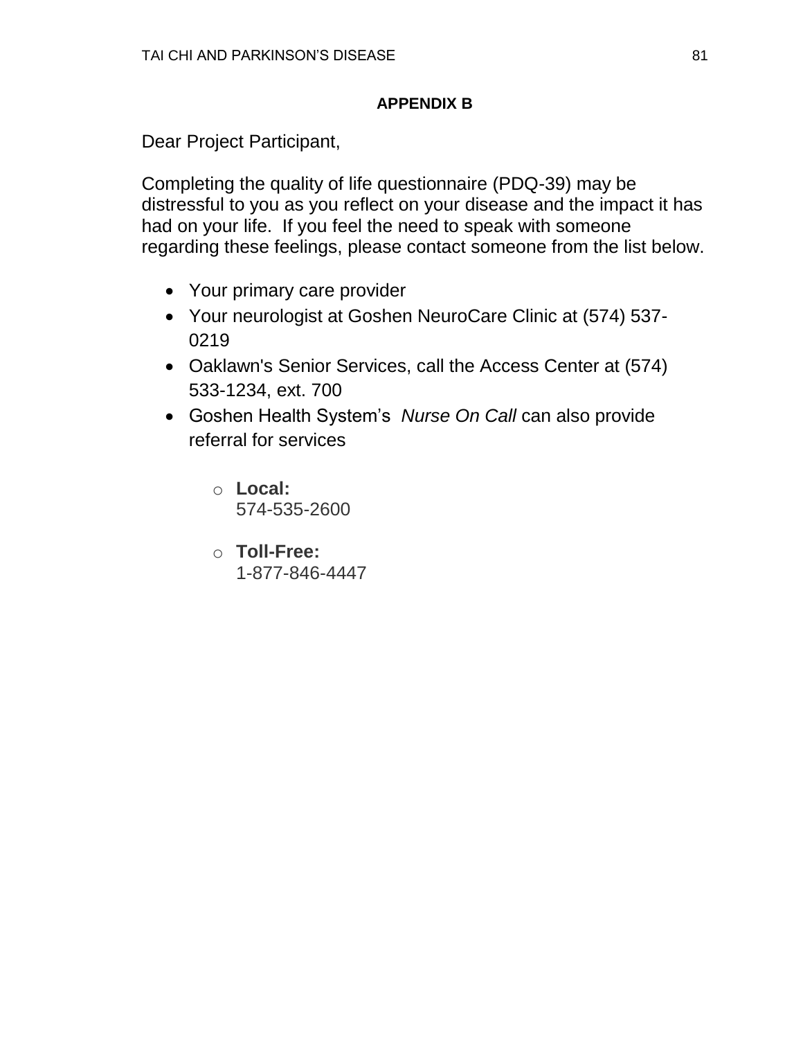## APPENDIX B

Dear Project Participant,

Completing the quality of life questionnaire (PDQ-39) may be distressful to you as you reflect on your disease and the impact it has had on your life. If you feel the need to speak with someone regarding these feelings, please contact someone from the list below.

- Your primary care provider
- Your neurologist at Goshen NeuroCare Clinic at (574) 537-0219
- Oaklawn's Senior Services, call the Access Center at (574) 533-1234, ext. 700
- Goshen Health System's *Nurse On Call* can also provide referral for services
  - **Local:**
    574-535-2600
  - **Toll-Free:**
    1-877-846-4447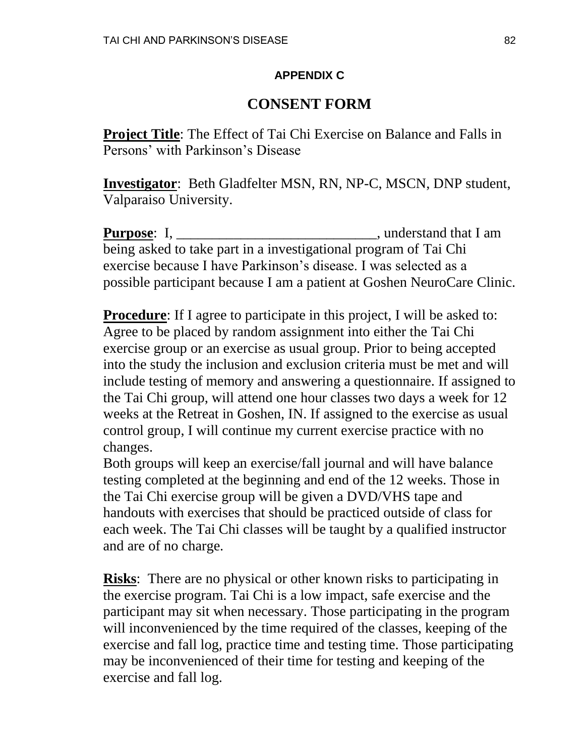**APPENDIX C**

# CONSENT FORM

**Project Title**: The Effect of Tai Chi Exercise on Balance and Falls in Persons' with Parkinson's Disease

**Investigator**: Beth Gladfelter MSN, RN, NP-C, MSCN, DNP student, Valparaiso University.

**Purpose**: I, ____________________________, understand that I am being asked to take part in a investigational program of Tai Chi exercise because I have Parkinson's disease. I was selected as a possible participant because I am a patient at Goshen NeuroCare Clinic.

**Procedure**: If I agree to participate in this project, I will be asked to: Agree to be placed by random assignment into either the Tai Chi exercise group or an exercise as usual group. Prior to being accepted into the study the inclusion and exclusion criteria must be met and will include testing of memory and answering a questionnaire. If assigned to the Tai Chi group, will attend one hour classes two days a week for 12 weeks at the Retreat in Goshen, IN. If assigned to the exercise as usual control group, I will continue my current exercise practice with no changes.

Both groups will keep an exercise/fall journal and will have balance testing completed at the beginning and end of the 12 weeks. Those in the Tai Chi exercise group will be given a DVD/VHS tape and handouts with exercises that should be practiced outside of class for each week. The Tai Chi classes will be taught by a qualified instructor and are of no charge.

**Risks**: There are no physical or other known risks to participating in the exercise program. Tai Chi is a low impact, safe exercise and the participant may sit when necessary. Those participating in the program will inconvenienced by the time required of the classes, keeping of the exercise and fall log, practice time and testing time. Those participating may be inconvenienced of their time for testing and keeping of the exercise and fall log.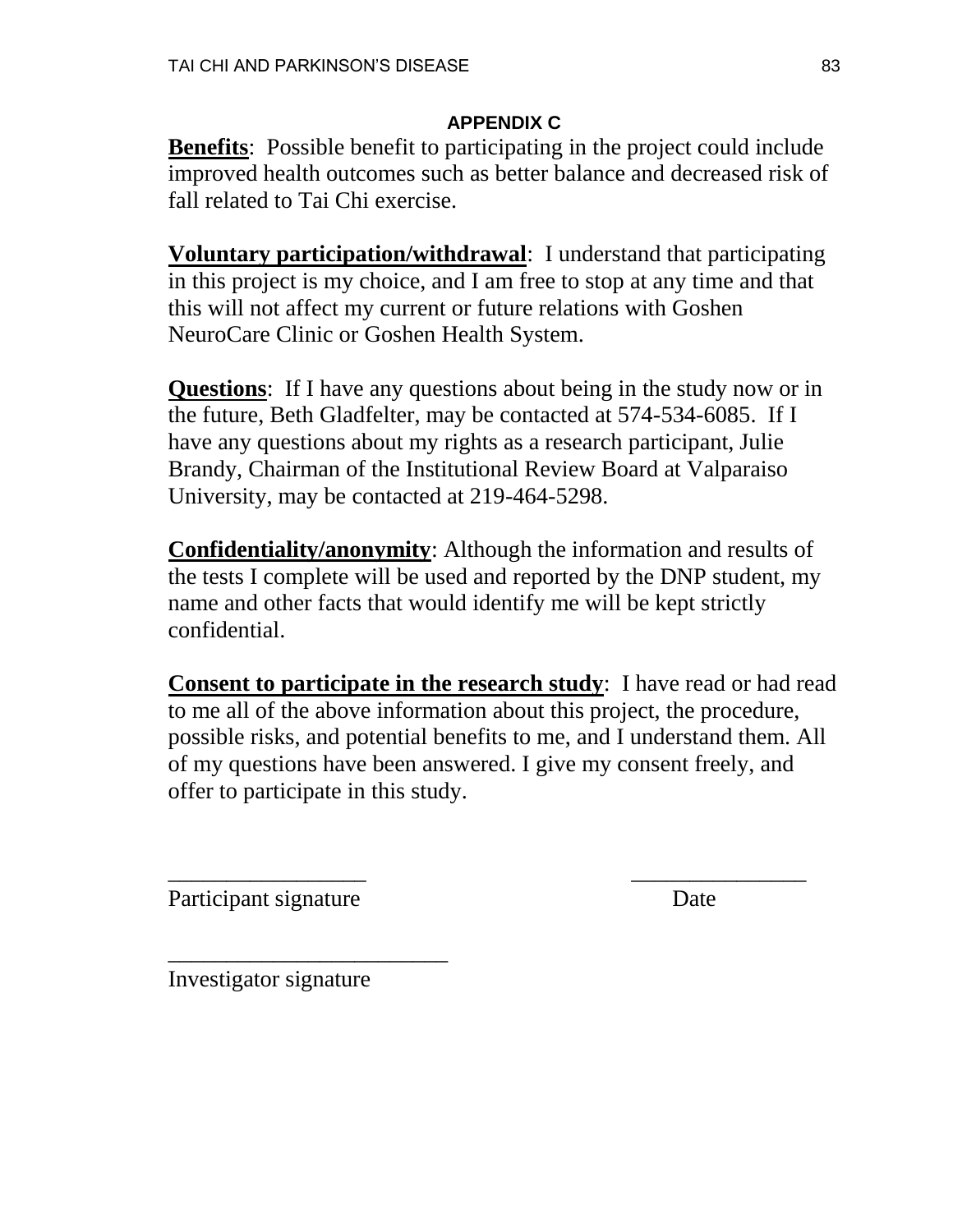## APPENDIX C

**Benefits**: Possible benefit to participating in the project could include improved health outcomes such as better balance and decreased risk of fall related to Tai Chi exercise.

**Voluntary participation/withdrawal**: I understand that participating in this project is my choice, and I am free to stop at any time and that this will not affect my current or future relations with Goshen NeuroCare Clinic or Goshen Health System.

**Questions**: If I have any questions about being in the study now or in the future, Beth Gladfelter, may be contacted at 574-534-6085. If I have any questions about my rights as a research participant, Julie Brandy, Chairman of the Institutional Review Board at Valparaiso University, may be contacted at 219-464-5298.

**Confidentiality/anonymity**: Although the information and results of the tests I complete will be used and reported by the DNP student, my name and other facts that would identify me will be kept strictly confidential.

**Consent to participate in the research study**: I have read or had read to me all of the above information about this project, the procedure, possible risks, and potential benefits to me, and I understand them. All of my questions have been answered. I give my consent freely, and offer to participate in this study.

_________________ _______________

Participant signature Date

________________________

Investigator signature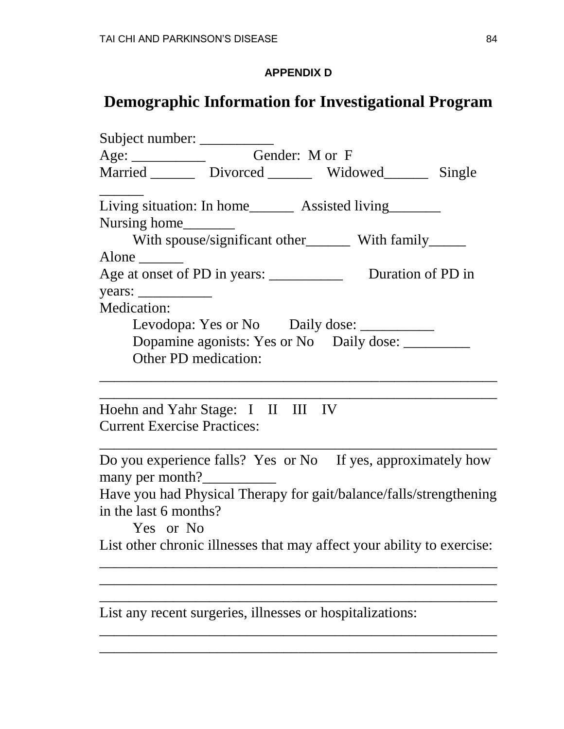**APPENDIX D**

# Demographic Information for Investigational Program

Subject number: __________

Age: __________ Gender: M or F

Married ______ Divorced ______ Widowed______ Single ______

Living situation: In home______ Assisted living_______ Nursing home_______

With spouse/significant other______ With family_____ Alone ______

Age at onset of PD in years: __________ Duration of PD in years: __________

Medication:

Levodopa: Yes or No Daily dose: __________

Dopamine agonists: Yes or No Daily dose: _________

Other PD medication:

____________________________________________________

____________________________________________________

Hoehn and Yahr Stage: I II III IV

Current Exercise Practices:

____________________________________________________

Do you experience falls? Yes or No If yes, approximately how many per month?__________

Have you had Physical Therapy for gait/balance/falls/strengthening in the last 6 months?

Yes or No

List other chronic illnesses that may affect your ability to exercise:

____________________________________________________

____________________________________________________

____________________________________________________

List any recent surgeries, illnesses or hospitalizations:

____________________________________________________

____________________________________________________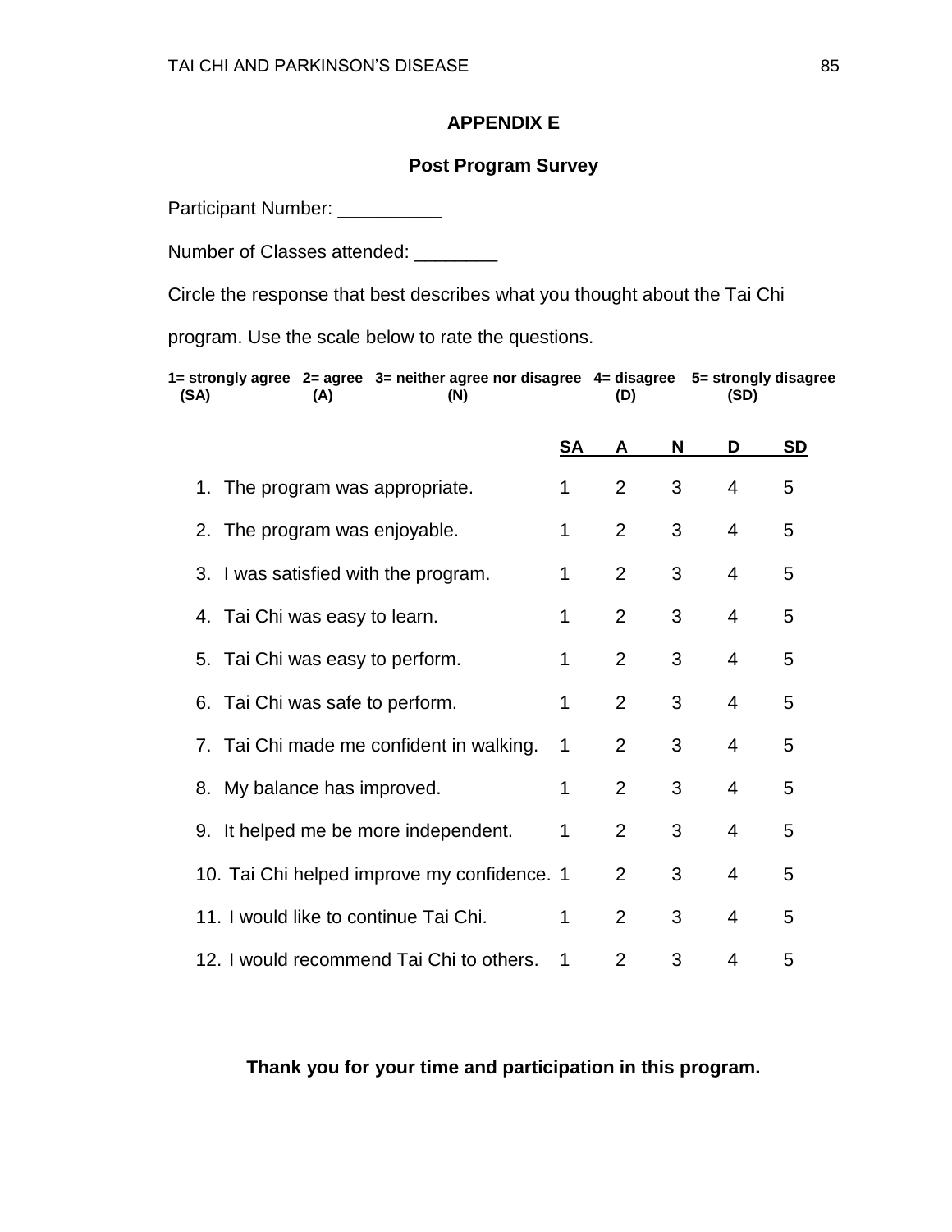## APPENDIX E

### Post Program Survey

Participant Number: __________

Number of Classes attended: ________

Circle the response that best describes what you thought about the Tai Chi program. Use the scale below to rate the questions.

**1= strongly agree (SA)   2= agree (A)   3= neither agree nor disagree (N)   4= disagree (D)   5= strongly disagree (SD)**

| | SA | A | N | D | SD |
|---|---|---|---|---|---|
| 1. The program was appropriate. | 1 | 2 | 3 | 4 | 5 |
| 2. The program was enjoyable. | 1 | 2 | 3 | 4 | 5 |
| 3. I was satisfied with the program. | 1 | 2 | 3 | 4 | 5 |
| 4. Tai Chi was easy to learn. | 1 | 2 | 3 | 4 | 5 |
| 5. Tai Chi was easy to perform. | 1 | 2 | 3 | 4 | 5 |
| 6. Tai Chi was safe to perform. | 1 | 2 | 3 | 4 | 5 |
| 7. Tai Chi made me confident in walking. | 1 | 2 | 3 | 4 | 5 |
| 8. My balance has improved. | 1 | 2 | 3 | 4 | 5 |
| 9. It helped me be more independent. | 1 | 2 | 3 | 4 | 5 |
| 10. Tai Chi helped improve my confidence. | 1 | 2 | 3 | 4 | 5 |
| 11. I would like to continue Tai Chi. | 1 | 2 | 3 | 4 | 5 |
| 12. I would recommend Tai Chi to others. | 1 | 2 | 3 | 4 | 5 |

**Thank you for your time and participation in this program.**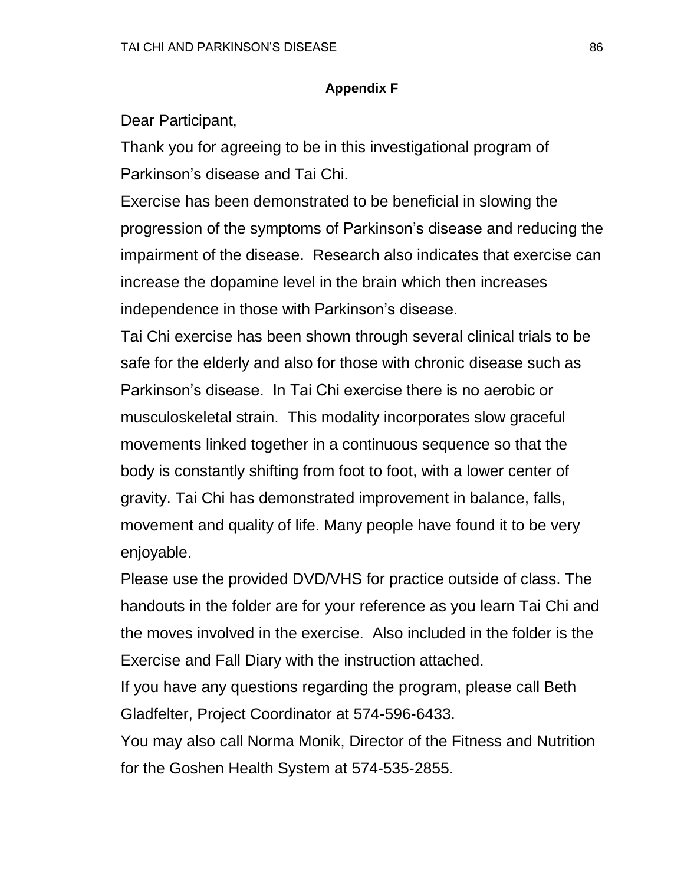**Appendix F**

Dear Participant,

Thank you for agreeing to be in this investigational program of Parkinson's disease and Tai Chi.

Exercise has been demonstrated to be beneficial in slowing the progression of the symptoms of Parkinson's disease and reducing the impairment of the disease. Research also indicates that exercise can increase the dopamine level in the brain which then increases independence in those with Parkinson's disease.

Tai Chi exercise has been shown through several clinical trials to be safe for the elderly and also for those with chronic disease such as Parkinson's disease. In Tai Chi exercise there is no aerobic or musculoskeletal strain. This modality incorporates slow graceful movements linked together in a continuous sequence so that the body is constantly shifting from foot to foot, with a lower center of gravity. Tai Chi has demonstrated improvement in balance, falls, movement and quality of life. Many people have found it to be very enjoyable.

Please use the provided DVD/VHS for practice outside of class. The handouts in the folder are for your reference as you learn Tai Chi and the moves involved in the exercise. Also included in the folder is the Exercise and Fall Diary with the instruction attached.

If you have any questions regarding the program, please call Beth Gladfelter, Project Coordinator at 574-596-6433.

You may also call Norma Monik, Director of the Fitness and Nutrition for the Goshen Health System at 574-535-2855.